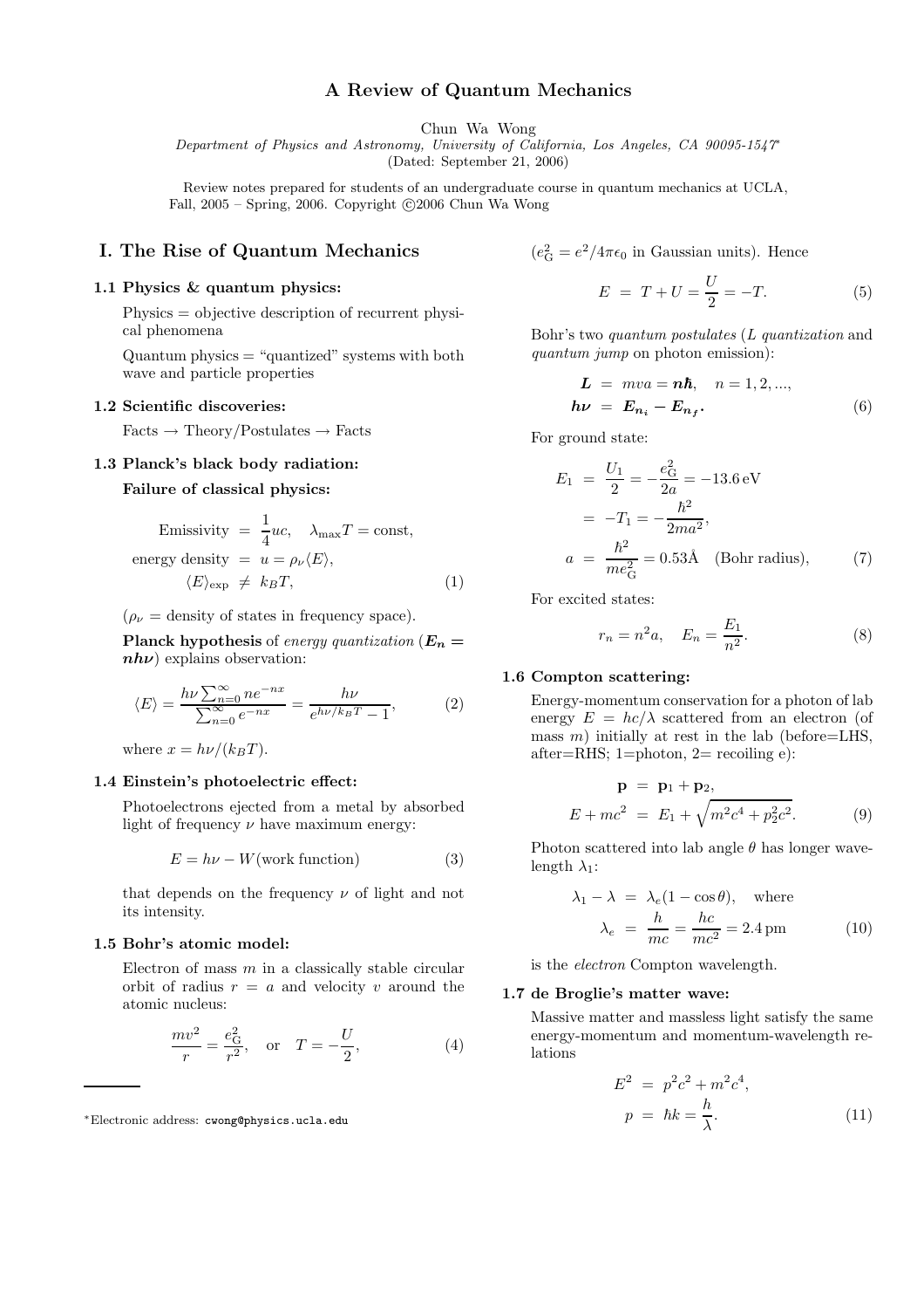# A Review of Quantum Mechanics

Chun Wa Wong

*Department of Physics and Astronomy, University of California, Los Angeles, CA 90095-1547*[*]

(Dated: September 21, 2006)

Review notes prepared for students of an undergraduate course in quantum mechanics at UCLA, Fall, 2005 – Spring, 2006. Copyright ©2006 Chun Wa Wong

## I. The Rise of Quantum Mechanics

### 1.1 Physics & quantum physics:

Physics = objective description of recurrent physical phenomena

Quantum physics = "quantized" systems with both wave and particle properties

### 1.2 Scientific discoveries:

Facts → Theory/Postulates → Facts

### 1.3 Planck's black body radiation:

**Failure of classical physics:**

$$\begin{aligned} \text{Emissivity} &= \frac{1}{4}uc, \quad \lambda_{\max}T = \text{const}, \\ \text{energy density} &= u = \rho_\nu \langle E \rangle, \\ \langle E \rangle_{\exp} &\neq k_B T, \end{aligned} \tag{1}$$

($\rho_\nu$ = density of states in frequency space).

**Planck hypothesis** of *energy quantization* ($\boldsymbol{E_n = nh\nu}$) explains observation:

$$\langle E \rangle = \frac{h\nu \sum_{n=0}^{\infty} n e^{-nx}}{\sum_{n=0}^{\infty} e^{-nx}} = \frac{h\nu}{e^{h\nu/k_B T} - 1}, \tag{2}$$

where $x = h\nu/(k_B T)$.

### 1.4 Einstein's photoelectric effect:

Photoelectrons ejected from a metal by absorbed light of frequency $\nu$ have maximum energy:

$$E = h\nu - W(\text{work function}) \tag{3}$$

that depends on the frequency $\nu$ of light and not its intensity.

### 1.5 Bohr's atomic model:

Electron of mass $m$ in a classically stable circular orbit of radius $r = a$ and velocity $v$ around the atomic nucleus:

$$\frac{mv^2}{r} = \frac{e_{\rm G}^2}{r^2}, \quad \text{or} \quad T = -\frac{U}{2}, \tag{4}$$

($e_{\rm G}^2 = e^2/4\pi\epsilon_0$ in Gaussian units). Hence

$$E = T + U = \frac{U}{2} = -T. \tag{5}$$

Bohr's two *quantum postulates* (*L quantization* and *quantum jump* on photon emission):

$$\begin{aligned} \boldsymbol{L} &= mva = \boldsymbol{n\hbar}, \quad n = 1, 2, ..., \\ \boldsymbol{h\nu} &= \boldsymbol{E_{n_i} - E_{n_f}}. \end{aligned} \tag{6}$$

For ground state:

$$\begin{aligned} E_1 &= \frac{U_1}{2} = -\frac{e_{\rm G}^2}{2a} = -13.6\,\text{eV} \\ &= -T_1 = -\frac{\hbar^2}{2ma^2}, \\ a &= \frac{\hbar^2}{me_{\rm G}^2} = 0.53\text{Å} \quad \text{(Bohr radius)}, \end{aligned} \tag{7}$$

For excited states:

$$r_n = n^2 a, \quad E_n = \frac{E_1}{n^2}. \tag{8}$$

### 1.6 Compton scattering:

Energy-momentum conservation for a photon of lab energy $E = hc/\lambda$ scattered from an electron (of mass $m$) initially at rest in the lab (before=LHS, after=RHS; 1=photon, 2= recoiling e):

$$\begin{aligned} \mathbf{p} &= \mathbf{p}_1 + \mathbf{p}_2, \\ E + mc^2 &= E_1 + \sqrt{m^2c^4 + p_2^2c^2}. \end{aligned} \tag{9}$$

Photon scattered into lab angle $\theta$ has longer wavelength $\lambda_1$:

$$\begin{aligned} \lambda_1 - \lambda &= \lambda_e(1 - \cos\theta), \quad \text{where} \\ \lambda_e &= \frac{h}{mc} = \frac{hc}{mc^2} = 2.4\,\text{pm} \end{aligned} \tag{10}$$

is the *electron* Compton wavelength.

### 1.7 de Broglie's matter wave:

Massive matter and massless light satisfy the same energy-momentum and momentum-wavelength relations

$$\begin{aligned} E^2 &= p^2c^2 + m^2c^4, \\ p &= \hbar k = \frac{h}{\lambda}. \end{aligned} \tag{11}$$

[*] Electronic address: cwong@physics.ucla.edu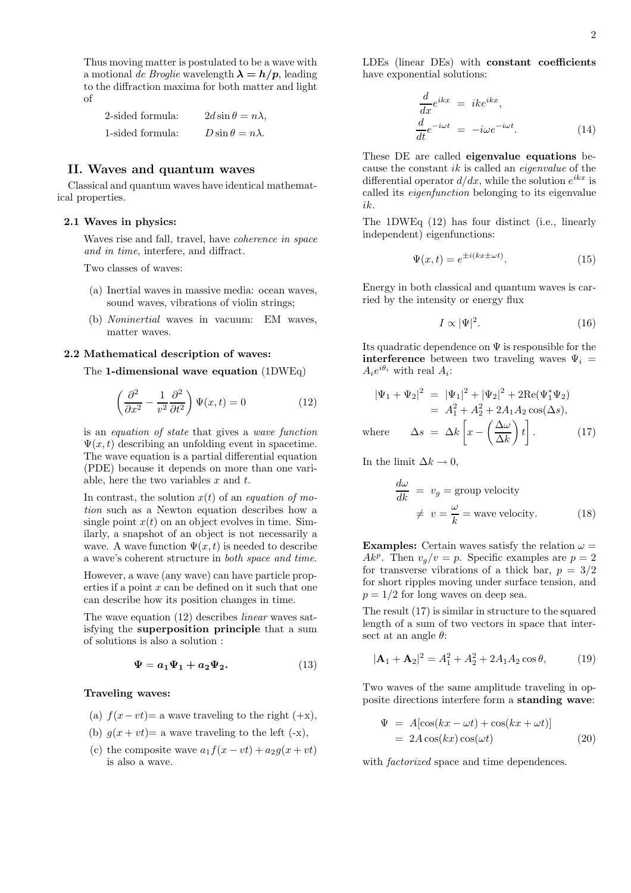Thus moving matter is postulated to be a wave with a motional *de Broglie* wavelength $\boldsymbol{\lambda = h/p}$, leading to the diffraction maxima for both matter and light of

| | |
|---|---|
| 2-sided formula: | $2d\sin\theta = n\lambda,$ |
| 1-sided formula: | $D\sin\theta = n\lambda.$ |

## II. Waves and quantum waves

Classical and quantum waves have identical mathematical properties.

### 2.1 Waves in physics:

Waves rise and fall, travel, have *coherence in space and in time*, interfere, and diffract.

Two classes of waves:

(a) Inertial waves in massive media: ocean waves, sound waves, vibrations of violin strings;

(b) *Noninertial* waves in vacuum: EM waves, matter waves.

### 2.2 Mathematical description of waves:

The **1-dimensional wave equation** (1DWEq)

$$\left(\frac{\partial^2}{\partial x^2} - \frac{1}{v^2}\frac{\partial^2}{\partial t^2}\right)\Psi(x,t) = 0 \tag{12}$$

is an *equation of state* that gives a *wave function* $\Psi(x,t)$ describing an unfolding event in spacetime. The wave equation is a partial differential equation (PDE) because it depends on more than one variable, here the two variables $x$ and $t$.

In contrast, the solution $x(t)$ of an *equation of motion* such as a Newton equation describes how a single point $x(t)$ on an object evolves in time. Similarly, a snapshot of an object is not necessarily a wave. A wave function $\Psi(x,t)$ is needed to describe a wave's coherent structure in *both space and time*.

However, a wave (any wave) can have particle properties if a point $x$ can be defined on it such that one can describe how its position changes in time.

The wave equation (12) describes *linear* waves satisfying the **superposition principle** that a sum of solutions is also a solution :

$$\boldsymbol{\Psi = a_1\Psi_1 + a_2\Psi_2.} \tag{13}$$

**Traveling waves:**

(a) $f(x-vt)$= a wave traveling to the right (+x),

(b) $g(x+vt)$= a wave traveling to the left (-x),

(c) the composite wave $a_1 f(x-vt) + a_2 g(x+vt)$ is also a wave.

LDEs (linear DEs) with **constant coefficients** have exponential solutions:

$$\begin{aligned}\frac{d}{dx}e^{ikx} &= ike^{ikx},\\ \frac{d}{dt}e^{-i\omega t} &= -i\omega e^{-i\omega t}.\end{aligned} \tag{14}$$

These DE are called **eigenvalue equations** because the constant $ik$ is called an *eigenvalue* of the differential operator $d/dx$, while the solution $e^{ikx}$ is called its *eigenfunction* belonging to its eigenvalue $ik$.

The 1DWEq (12) has four distinct (i.e., linearly independent) eigenfunctions:

$$\Psi(x,t) = e^{\pm i(kx\pm\omega t)}. \tag{15}$$

Energy in both classical and quantum waves is carried by the intensity or energy flux

$$I \propto |\Psi|^2. \tag{16}$$

Its quadratic dependence on $\Psi$ is responsible for the **interference** between two traveling waves $\Psi_i = A_i e^{i\theta_i}$ with real $A_i$:

$$\begin{aligned}|\Psi_1+\Psi_2|^2 &= |\Psi_1|^2 + |\Psi_2|^2 + 2\mathrm{Re}(\Psi_1^*\Psi_2)\\ &= A_1^2 + A_2^2 + 2A_1A_2\cos(\Delta s),\\ \text{where}\qquad \Delta s &= \Delta k\left[x - \left(\frac{\Delta\omega}{\Delta k}\right)t\right].\end{aligned} \tag{17}$$

In the limit $\Delta k \to 0$,

$$\begin{aligned}\frac{d\omega}{dk} &= v_g = \text{group velocity}\\ &\neq v = \frac{\omega}{k} = \text{wave velocity.}\end{aligned} \tag{18}$$

**Examples:** Certain waves satisfy the relation $\omega = Ak^p$. Then $v_g/v = p$. Specific examples are $p = 2$ for transverse vibrations of a thick bar, $p = 3/2$ for short ripples moving under surface tension, and $p = 1/2$ for long waves on deep sea.

The result (17) is similar in structure to the squared length of a sum of two vectors in space that intersect at an angle $\theta$:

$$|\mathbf{A}_1 + \mathbf{A}_2|^2 = A_1^2 + A_2^2 + 2A_1A_2\cos\theta, \tag{19}$$

Two waves of the same amplitude traveling in opposite directions interfere form a **standing wave**:

$$\begin{aligned}\Psi &= A[\cos(kx-\omega t) + \cos(kx+\omega t)]\\ &= 2A\cos(kx)\cos(\omega t)\end{aligned} \tag{20}$$

with *factorized* space and time dependences.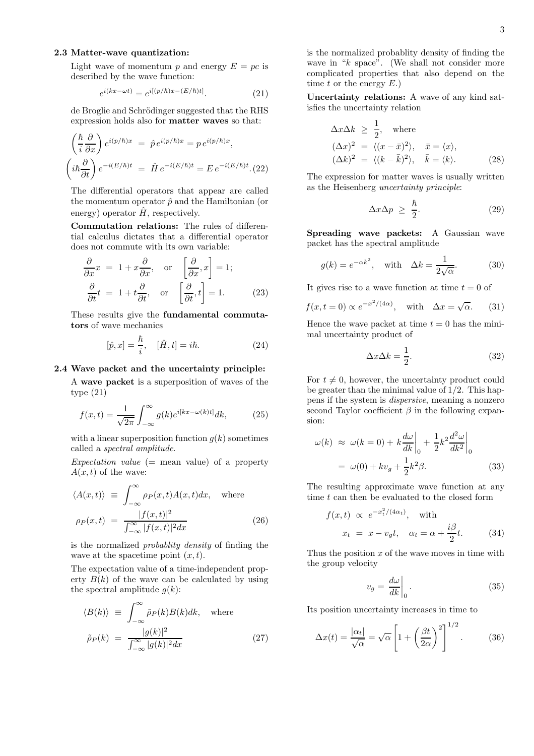### 2.3 Matter-wave quantization:

Light wave of momentum $p$ and energy $E = pc$ is described by the wave function:

$$e^{i(kx-\omega t)} = e^{i[(p/\hbar)x-(E/\hbar)t]}. \tag{21}$$

de Broglie and Schrödinger suggested that the RHS expression holds also for **matter waves** so that:

$$\begin{aligned}
\left(\frac{\hbar}{i}\frac{\partial}{\partial x}\right) e^{i(p/\hbar)x} &= \hat{p}\, e^{i(p/\hbar)x} = p\, e^{i(p/\hbar)x}, \\
\left(i\hbar\frac{\partial}{\partial t}\right) e^{-i(E/\hbar)t} &= \hat{H}\, e^{-i(E/\hbar)t} = E\, e^{-i(E/\hbar)t}.
\end{aligned} \tag{22}$$

The differential operators that appear are called the momentum operator $\hat{p}$ and the Hamiltonian (or energy) operator $\hat{H}$, respectively.

**Commutation relations:** The rules of differential calculus dictates that a differential operator does not commute with its own variable:

$$\begin{aligned}
\frac{\partial}{\partial x}x &= 1 + x\frac{\partial}{\partial x}, \quad \text{or} \quad \left[\frac{\partial}{\partial x}, x\right] = 1; \\
\frac{\partial}{\partial t}t &= 1 + t\frac{\partial}{\partial t}, \quad \text{or} \quad \left[\frac{\partial}{\partial t}, t\right] = 1.
\end{aligned} \tag{23}$$

These results give the **fundamental commutators** of wave mechanics

$$[\hat{p}, x] = \frac{\hbar}{i}, \quad [\hat{H}, t] = i\hbar. \tag{24}$$

### 2.4 Wave packet and the uncertainty principle:

A **wave packet** is a superposition of waves of the type (21)

$$f(x,t) = \frac{1}{\sqrt{2\pi}}\int_{-\infty}^{\infty} g(k) e^{i[kx-\omega(k)t]} dk, \tag{25}$$

with a linear superposition function $g(k)$ sometimes called a *spectral amplitude*.

*Expectation value* (= mean value) of a property $A(x,t)$ of the wave:

$$\begin{aligned}
\langle A(x,t)\rangle &\equiv \int_{-\infty}^{\infty} \rho_P(x,t) A(x,t) dx, \quad \text{where} \\
\rho_P(x,t) &= \frac{|f(x,t)|^2}{\int_{-\infty}^{\infty}|f(x,t)|^2 dx}
\end{aligned} \tag{26}$$

is the normalized *probablity density* of finding the wave at the spacetime point $(x,t)$.

The expectation value of a time-independent property $B(k)$ of the wave can be calculated by using the spectral amplitude $g(k)$:

$$\begin{aligned}
\langle B(k)\rangle &\equiv \int_{-\infty}^{\infty} \tilde{\rho}_P(k) B(k) dk, \quad \text{where} \\
\tilde{\rho}_P(k) &= \frac{|g(k)|^2}{\int_{-\infty}^{\infty}|g(k)|^2 dx}
\end{aligned} \tag{27}$$

is the normalized probablity density of finding the wave in "$k$ space". (We shall not consider more complicated properties that also depend on the time $t$ or the energy $E$.)

**Uncertainty relations:** A wave of any kind satisfies the uncertainty relation

$$\begin{aligned}
\Delta x \Delta k &\geq \frac{1}{2}, \quad \text{where} \\
(\Delta x)^2 &= \langle (x-\bar{x})^2\rangle, \quad \bar{x} = \langle x\rangle, \\
(\Delta k)^2 &= \langle (k-\bar{k})^2\rangle, \quad \bar{k} = \langle k\rangle.
\end{aligned} \tag{28}$$

The expression for matter waves is usually written as the Heisenberg *uncertainty principle*:

$$\Delta x \Delta p \geq \frac{\hbar}{2}. \tag{29}$$

**Spreading wave packets:** A Gaussian wave packet has the spectral amplitude

$$g(k) = e^{-\alpha k^2}, \quad \text{with} \quad \Delta k = \frac{1}{2\sqrt{\alpha}}. \tag{30}$$

It gives rise to a wave function at time $t = 0$ of

$$f(x, t=0) \propto e^{-x^2/(4\alpha)}, \quad \text{with} \quad \Delta x = \sqrt{\alpha}. \tag{31}$$

Hence the wave packet at time $t = 0$ has the minimal uncertainty product of

$$\Delta x \Delta k = \frac{1}{2}. \tag{32}$$

For $t \neq 0$, however, the uncertainty product could be greater than the minimal value of $1/2$. This happens if the system is *dispersive*, meaning a nonzero second Taylor coefficient $\beta$ in the following expansion:

$$\begin{aligned}
\omega(k) &\approx \omega(k=0) + k\left.\frac{d\omega}{dk}\right|_0 + \frac{1}{2}k^2\left.\frac{d^2\omega}{dk^2}\right|_0 \\
&= \omega(0) + kv_g + \frac{1}{2}k^2\beta.
\end{aligned} \tag{33}$$

The resulting approximate wave function at any time $t$ can then be evaluated to the closed form

$$\begin{aligned}
f(x,t) &\propto e^{-x_t^2/(4\alpha_t)}, \quad \text{with} \\
x_t &= x - v_g t, \quad \alpha_t = \alpha + \frac{i\beta}{2}t.
\end{aligned} \tag{34}$$

Thus the position $x$ of the wave moves in time with the group velocity

$$v_g = \left.\frac{d\omega}{dk}\right|_0. \tag{35}$$

Its position uncertainty increases in time to

$$\Delta x(t) = \frac{|\alpha_t|}{\sqrt{\alpha}} = \sqrt{\alpha}\left[1 + \left(\frac{\beta t}{2\alpha}\right)^2\right]^{1/2}. \tag{36}$$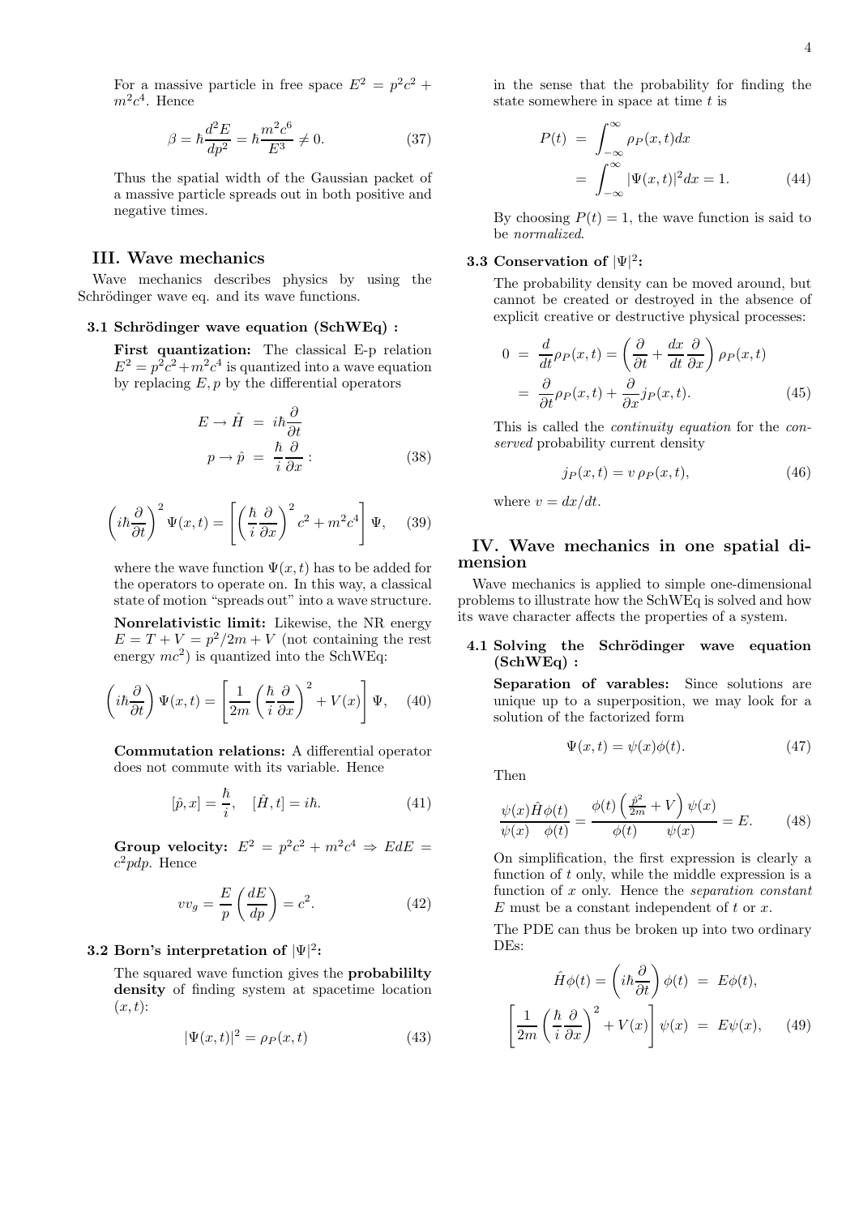For a massive particle in free space $E^2 = p^2c^2 + m^2c^4$. Hence

$$\beta = \hbar \frac{d^2E}{dp^2} = \hbar \frac{m^2c^6}{E^3} \neq 0. \tag{37}$$

Thus the spatial width of the Gaussian packet of a massive particle spreads out in both positive and negative times.

## III. Wave mechanics

Wave mechanics describes physics by using the Schrödinger wave eq. and its wave functions.

### 3.1 Schrödinger wave equation (SchWEq) :

**First quantization:** The classical E-p relation $E^2 = p^2c^2 + m^2c^4$ is quantized into a wave equation by replacing $E, p$ by the differential operators

$$\begin{aligned} E \to \hat{H} &= i\hbar \frac{\partial}{\partial t} \\ p \to \hat{p} &= \frac{\hbar}{i} \frac{\partial}{\partial x} : \end{aligned} \tag{38}$$

$$\left( i\hbar \frac{\partial}{\partial t} \right)^2 \Psi(x,t) = \left[ \left( \frac{\hbar}{i} \frac{\partial}{\partial x} \right)^2 c^2 + m^2c^4 \right] \Psi, \tag{39}$$

where the wave function $\Psi(x,t)$ has to be added for the operators to operate on. In this way, a classical state of motion "spreads out" into a wave structure.

**Nonrelativistic limit:** Likewise, the NR energy $E = T + V = p^2/2m + V$ (not containing the rest energy $mc^2$) is quantized into the SchWEq:

$$\left( i\hbar \frac{\partial}{\partial t} \right) \Psi(x,t) = \left[ \frac{1}{2m} \left( \frac{\hbar}{i} \frac{\partial}{\partial x} \right)^2 + V(x) \right] \Psi, \tag{40}$$

**Commutation relations:** A differential operator does not commute with its variable. Hence

$$[\hat{p}, x] = \frac{\hbar}{i}, \quad [\hat{H}, t] = i\hbar. \tag{41}$$

**Group velocity:** $E^2 = p^2c^2 + m^2c^4 \Rightarrow EdE = c^2pdp$. Hence

$$vv_g = \frac{E}{p} \left( \frac{dE}{dp} \right) = c^2. \tag{42}$$

### 3.2 Born's interpretation of $|\Psi|^2$:

The squared wave function gives the **probabililty density** of finding system at spacetime location $(x,t)$:

$$|\Psi(x,t)|^2 = \rho_P(x,t) \tag{43}$$

in the sense that the probability for finding the state somewhere in space at time $t$ is

$$\begin{aligned} P(t) &= \int_{-\infty}^{\infty} \rho_P(x,t) dx \\ &= \int_{-\infty}^{\infty} |\Psi(x,t)|^2 dx = 1. \end{aligned} \tag{44}$$

By choosing $P(t) = 1$, the wave function is said to be *normalized*.

### 3.3 Conservation of $|\Psi|^2$:

The probability density can be moved around, but cannot be created or destroyed in the absence of explicit creative or destructive physical processes:

$$\begin{aligned} 0 &= \frac{d}{dt} \rho_P(x,t) = \left( \frac{\partial}{\partial t} + \frac{dx}{dt} \frac{\partial}{\partial x} \right) \rho_P(x,t) \\ &= \frac{\partial}{\partial t} \rho_P(x,t) + \frac{\partial}{\partial x} j_P(x,t). \end{aligned} \tag{45}$$

This is called the *continuity equation* for the *conserved* probability current density

$$j_P(x,t) = v\, \rho_P(x,t), \tag{46}$$

where $v = dx/dt$.

## IV. Wave mechanics in one spatial dimension

Wave mechanics is applied to simple one-dimensional problems to illustrate how the SchWEq is solved and how its wave character affects the properties of a system.

### 4.1 Solving the Schrödinger wave equation (SchWEq) :

**Separation of varables:** Since solutions are unique up to a superposition, we may look for a solution of the factorized form

$$\Psi(x,t) = \psi(x)\phi(t). \tag{47}$$

Then

$$\frac{\psi(x)}{\psi(x)} \frac{\hat{H}\phi(t)}{\phi(t)} = \frac{\phi(t)}{\phi(t)} \frac{\left( \frac{\hat{p}^2}{2m} + V \right) \psi(x)}{\psi(x)} = E. \tag{48}$$

On simplification, the first expression is clearly a function of $t$ only, while the middle expression is a function of $x$ only. Hence the *separation constant* $E$ must be a constant independent of $t$ or $x$.

The PDE can thus be broken up into two ordinary DEs:

$$\begin{aligned} \hat{H}\phi(t) = \left( i\hbar \frac{\partial}{\partial t} \right) \phi(t) &= E\phi(t), \\ \left[ \frac{1}{2m} \left( \frac{\hbar}{i} \frac{\partial}{\partial x} \right)^2 + V(x) \right] \psi(x) &= E\psi(x), \end{aligned} \tag{49}$$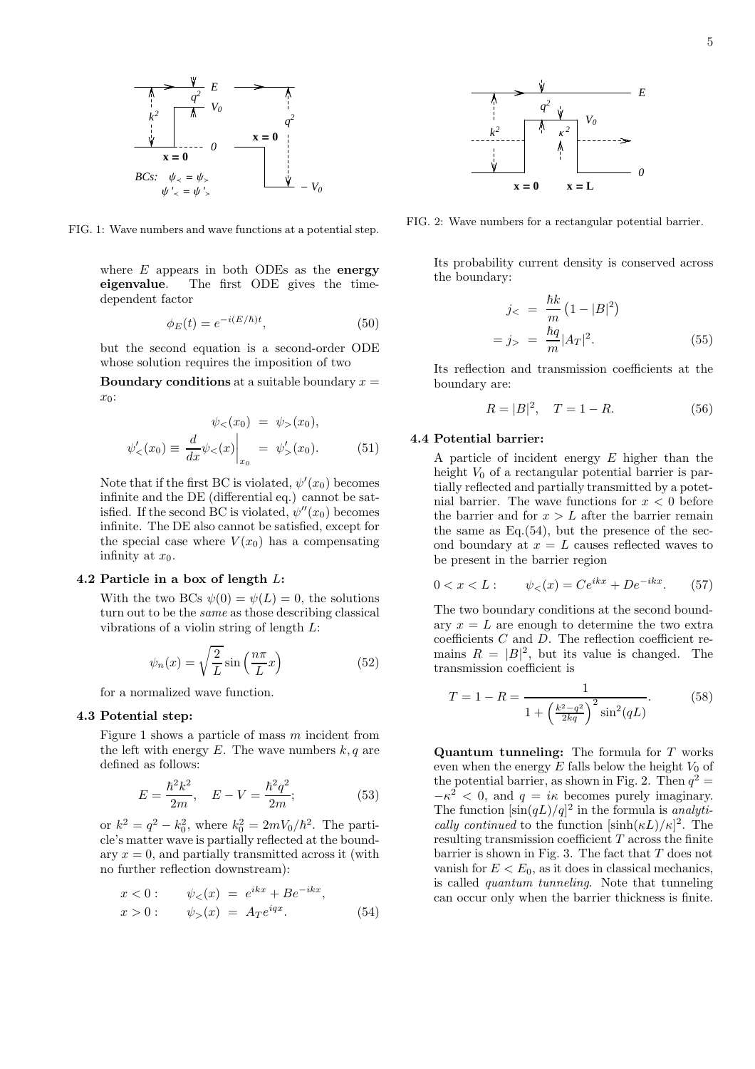FIG. 1: Wave numbers and wave functions at a potential step.

FIG. 2: Wave numbers for a rectangular potential barrier.

where $E$ appears in both ODEs as the **energy eigenvalue**. The first ODE gives the time-dependent factor

$$\phi_E(t) = e^{-i(E/\hbar)t}, \tag{50}$$

but the second equation is a second-order ODE whose solution requires the imposition of two

**Boundary conditions** at a suitable boundary $x = x_0$:

$$\begin{aligned} \psi_<(x_0) &= \psi_>(x_0), \\ \psi'_<(x_0) \equiv \frac{d}{dx}\psi_<(x)\bigg|_{x_0} &= \psi'_>(x_0). \end{aligned} \tag{51}$$

Note that if the first BC is violated, $\psi'(x_0)$ becomes infinite and the DE (differential eq.) cannot be satisfied. If the second BC is violated, $\psi''(x_0)$ becomes infinite. The DE also cannot be satisfied, except for the special case where $V(x_0)$ has a compensating infinity at $x_0$.

### 4.2 Particle in a box of length $L$:

With the two BCs $\psi(0) = \psi(L) = 0$, the solutions turn out to be the *same* as those describing classical vibrations of a violin string of length $L$:

$$\psi_n(x) = \sqrt{\frac{2}{L}} \sin\left(\frac{n\pi}{L}x\right) \tag{52}$$

for a normalized wave function.

### 4.3 Potential step:

Figure 1 shows a particle of mass $m$ incident from the left with energy $E$. The wave numbers $k, q$ are defined as follows:

$$E = \frac{\hbar^2 k^2}{2m}, \quad E - V = \frac{\hbar^2 q^2}{2m}; \tag{53}$$

or $k^2 = q^2 - k_0^2$, where $k_0^2 = 2mV_0/\hbar^2$. The particle's matter wave is partially reflected at the boundary $x = 0$, and partially transmitted across it (with no further reflection downstream):

$$\begin{aligned} x < 0: \qquad \psi_<(x) &= e^{ikx} + Be^{-ikx}, \\ x > 0: \qquad \psi_>(x) &= A_T e^{iqx}. \end{aligned} \tag{54}$$

Its probability current density is conserved across the boundary:

$$\begin{aligned} j_< &= \frac{\hbar k}{m}\left(1 - |B|^2\right) \\ = j_> &= \frac{\hbar q}{m}|A_T|^2. \end{aligned} \tag{55}$$

Its reflection and transmission coefficients at the boundary are:

$$R = |B|^2, \quad T = 1 - R. \tag{56}$$

### 4.4 Potential barrier:

A particle of incident energy $E$ higher than the height $V_0$ of a rectangular potential barrier is partially reflected and partially transmitted by a potetnial barrier. The wave functions for $x < 0$ before the barrier and for $x > L$ after the barrier remain the same as Eq.(54), but the presence of the second boundary at $x = L$ causes reflected waves to be present in the barrier region

$$0 < x < L: \qquad \psi_<(x) = Ce^{ikx} + De^{-ikx}. \tag{57}$$

The two boundary conditions at the second boundary $x = L$ are enough to determine the two extra coefficients $C$ and $D$. The reflection coefficient remains $R = |B|^2$, but its value is changed. The transmission coefficient is

$$T = 1 - R = \frac{1}{1 + \left(\frac{k^2 - q^2}{2kq}\right)^2 \sin^2(qL)}. \tag{58}$$

**Quantum tunneling:** The formula for $T$ works even when the energy $E$ falls below the height $V_0$ of the potential barrier, as shown in Fig. 2. Then $q^2 = -\kappa^2 < 0$, and $q = i\kappa$ becomes purely imaginary. The function $[\sin(qL)/q]^2$ in the formula is *analytically continued* to the function $[\sinh(\kappa L)/\kappa]^2$. The resulting transmission coefficient $T$ across the finite barrier is shown in Fig. 3. The fact that $T$ does not vanish for $E < E_0$, as it does in classical mechanics, is called *quantum tunneling*. Note that tunneling can occur only when the barrier thickness is finite.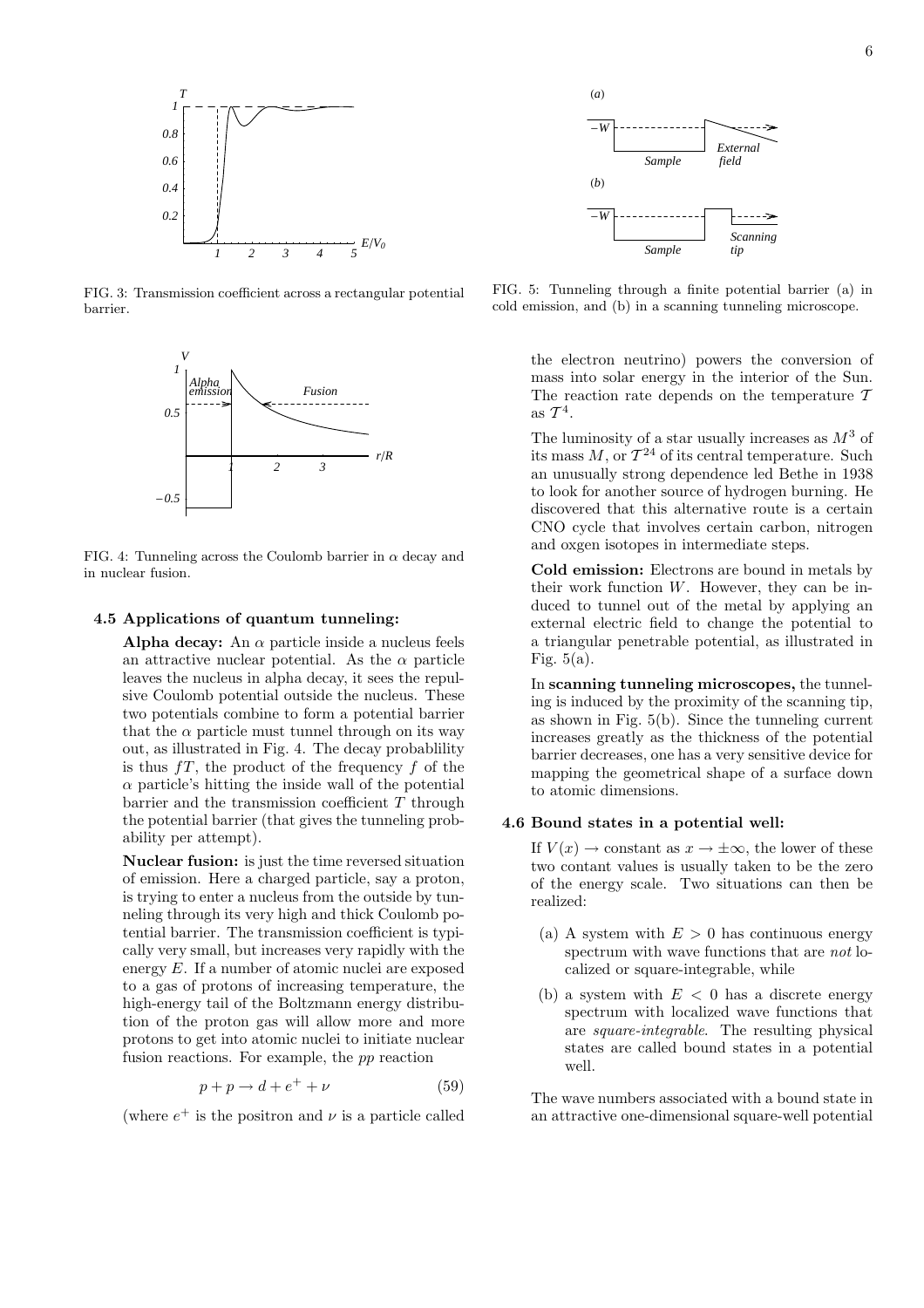FIG. 3: Transmission coefficient across a rectangular potential barrier.

FIG. 4: Tunneling across the Coulomb barrier in $\alpha$ decay and in nuclear fusion.

### 4.5 Applications of quantum tunneling:

**Alpha decay:** An $\alpha$ particle inside a nucleus feels an attractive nuclear potential. As the $\alpha$ particle leaves the nucleus in alpha decay, it sees the repulsive Coulomb potential outside the nucleus. These two potentials combine to form a potential barrier that the $\alpha$ particle must tunnel through on its way out, as illustrated in Fig. 4. The decay probablility is thus $fT$, the product of the frequency $f$ of the $\alpha$ particle's hitting the inside wall of the potential barrier and the transmission coefficient $T$ through the potential barrier (that gives the tunneling probability per attempt).

**Nuclear fusion:** is just the time reversed situation of emission. Here a charged particle, say a proton, is trying to enter a nucleus from the outside by tunneling through its very high and thick Coulomb potential barrier. The transmission coefficient is typically very small, but increases very rapidly with the energy $E$. If a number of atomic nuclei are exposed to a gas of protons of increasing temperature, the high-energy tail of the Boltzmann energy distribution of the proton gas will allow more and more protons to get into atomic nuclei to initiate nuclear fusion reactions. For example, the *pp* reaction

$$p + p \rightarrow d + e^{+} + \nu \tag{59}$$

(where $e^{+}$ is the positron and $\nu$ is a particle called the electron neutrino) powers the conversion of mass into solar energy in the interior of the Sun. The reaction rate depends on the temperature $\mathcal{T}$ as $\mathcal{T}^{4}$.

The luminosity of a star usually increases as $M^{3}$ of its mass $M$, or $\mathcal{T}^{24}$ of its central temperature. Such an unusually strong dependence led Bethe in 1938 to look for another source of hydrogen burning. He discovered that this alternative route is a certain CNO cycle that involves certain carbon, nitrogen and oxgen isotopes in intermediate steps.

**Cold emission:** Electrons are bound in metals by their work function $W$. However, they can be induced to tunnel out of the metal by applying an external electric field to change the potential to a triangular penetrable potential, as illustrated in Fig. 5(a).

In **scanning tunneling microscopes,** the tunneling is induced by the proximity of the scanning tip, as shown in Fig. 5(b). Since the tunneling current increases greatly as the thickness of the potential barrier decreases, one has a very sensitive device for mapping the geometrical shape of a surface down to atomic dimensions.

FIG. 5: Tunneling through a finite potential barrier (a) in cold emission, and (b) in a scanning tunneling microscope.

### 4.6 Bound states in a potential well:

If $V(x) \rightarrow$ constant as $x \rightarrow \pm\infty$, the lower of these two contant values is usually taken to be the zero of the energy scale. Two situations can then be realized:

(a) A system with $E > 0$ has continuous energy spectrum with wave functions that are *not* localized or square-integrable, while

(b) a system with $E < 0$ has a discrete energy spectrum with localized wave functions that are *square-integrable*. The resulting physical states are called bound states in a potential well.

The wave numbers associated with a bound state in an attractive one-dimensional square-well potential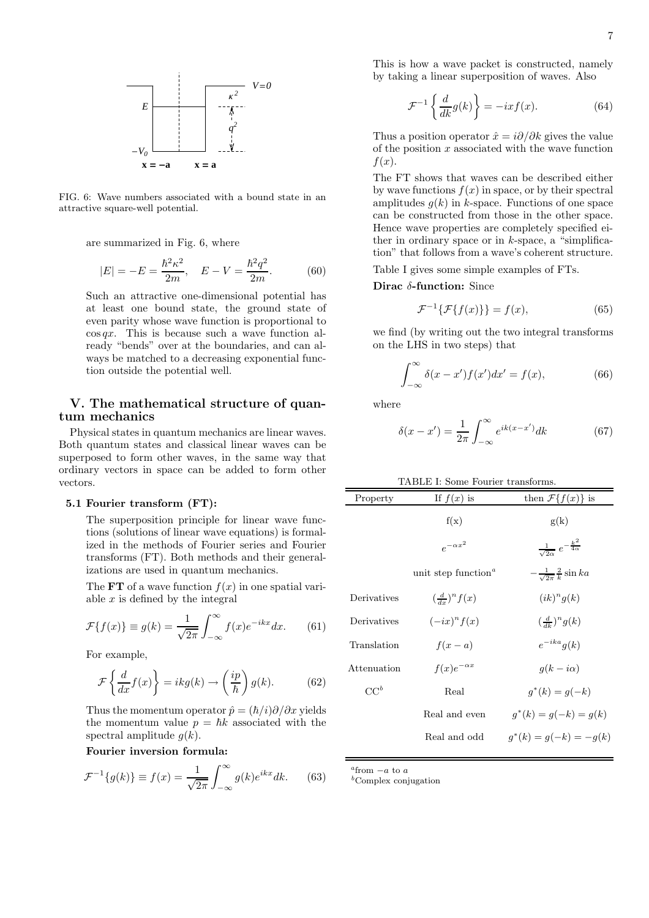FIG. 6: Wave numbers associated with a bound state in an attractive square-well potential.

are summarized in Fig. 6, where

$$|E| = -E = \frac{\hbar^2\kappa^2}{2m}, \quad E - V = \frac{\hbar^2 q^2}{2m}. \qquad (60)$$

Such an attractive one-dimensional potential has at least one bound state, the ground state of even parity whose wave function is proportional to $\cos qx$. This is because such a wave function already "bends" over at the boundaries, and can always be matched to a decreasing exponential function outside the potential well.

## V. The mathematical structure of quantum mechanics

Physical states in quantum mechanics are linear waves. Both quantum states and classical linear waves can be superposed to form other waves, in the same way that ordinary vectors in space can be added to form other vectors.

### 5.1 Fourier transform (FT):

The superposition principle for linear wave functions (solutions of linear wave equations) is formalized in the methods of Fourier series and Fourier transforms (FT). Both methods and their generalizations are used in quantum mechanics.

The **FT** of a wave function $f(x)$ in one spatial variable $x$ is defined by the integral

$$\mathcal{F}\{f(x)\} \equiv g(k) = \frac{1}{\sqrt{2\pi}} \int_{-\infty}^{\infty} f(x) e^{-ikx} dx. \qquad (61)$$

For example,

$$\mathcal{F}\left\{\frac{d}{dx} f(x)\right\} = ikg(k) \rightarrow \left(\frac{ip}{\hbar}\right) g(k). \qquad (62)$$

Thus the momentum operator $\hat{p} = (\hbar/i)\partial/\partial x$ yields the momentum value $p = \hbar k$ associated with the spectral amplitude $g(k)$.

**Fourier inversion formula:**

$$\mathcal{F}^{-1}\{g(k)\} \equiv f(x) = \frac{1}{\sqrt{2\pi}} \int_{-\infty}^{\infty} g(k) e^{ikx} dk. \qquad (63)$$

This is how a wave packet is constructed, namely by taking a linear superposition of waves. Also

$$\mathcal{F}^{-1}\left\{\frac{d}{dk} g(k)\right\} = -ixf(x). \qquad (64)$$

Thus a position operator $\hat{x} = i\partial/\partial k$ gives the value of the position $x$ associated with the wave function $f(x)$.

The FT shows that waves can be described either by wave functions $f(x)$ in space, or by their spectral amplitudes $g(k)$ in $k$-space. Functions of one space can be constructed from those in the other space. Hence wave properties are completely specified either in ordinary space or in $k$-space, a "simplification" that follows from a wave's coherent structure.

Table I gives some simple examples of FTs.

**Dirac $\delta$-function:** Since

$$\mathcal{F}^{-1}\{\mathcal{F}\{f(x)\}\} = f(x), \qquad (65)$$

we find (by writing out the two integral transforms on the LHS in two steps) that

$$\int_{-\infty}^{\infty} \delta(x - x') f(x') dx' = f(x), \qquad (66)$$

where

$$\delta(x - x') = \frac{1}{2\pi} \int_{-\infty}^{\infty} e^{ik(x-x')} dk \qquad (67)$$

TABLE I: Some Fourier transforms.

| Property | If $f(x)$ is | then $\mathcal{F}\{f(x)\}$ is |
|---|---|---|
| | f(x) | g(k) |
| | $e^{-\alpha x^2}$ | $\frac{1}{\sqrt{2\alpha}}\, e^{-\frac{k^2}{4\alpha}}$ |
| | unit step function[a] | $-\frac{1}{\sqrt{2\pi}}\frac{2}{k}\sin ka$ |
| Derivatives | $(\frac{d}{dx})^n f(x)$ | $(ik)^n g(k)$ |
| Derivatives | $(-ix)^n f(x)$ | $(\frac{d}{dk})^n g(k)$ |
| Translation | $f(x-a)$ | $e^{-ika} g(k)$ |
| Attenuation | $f(x)e^{-\alpha x}$ | $g(k - i\alpha)$ |
| CC[b] | Real | $g^*(k) = g(-k)$ |
| | Real and even | $g^*(k) = g(-k) = g(k)$ |
| | Real and odd | $g^*(k) = g(-k) = -g(k)$ |

[a] from $-a$ to $a$
[b] Complex conjugation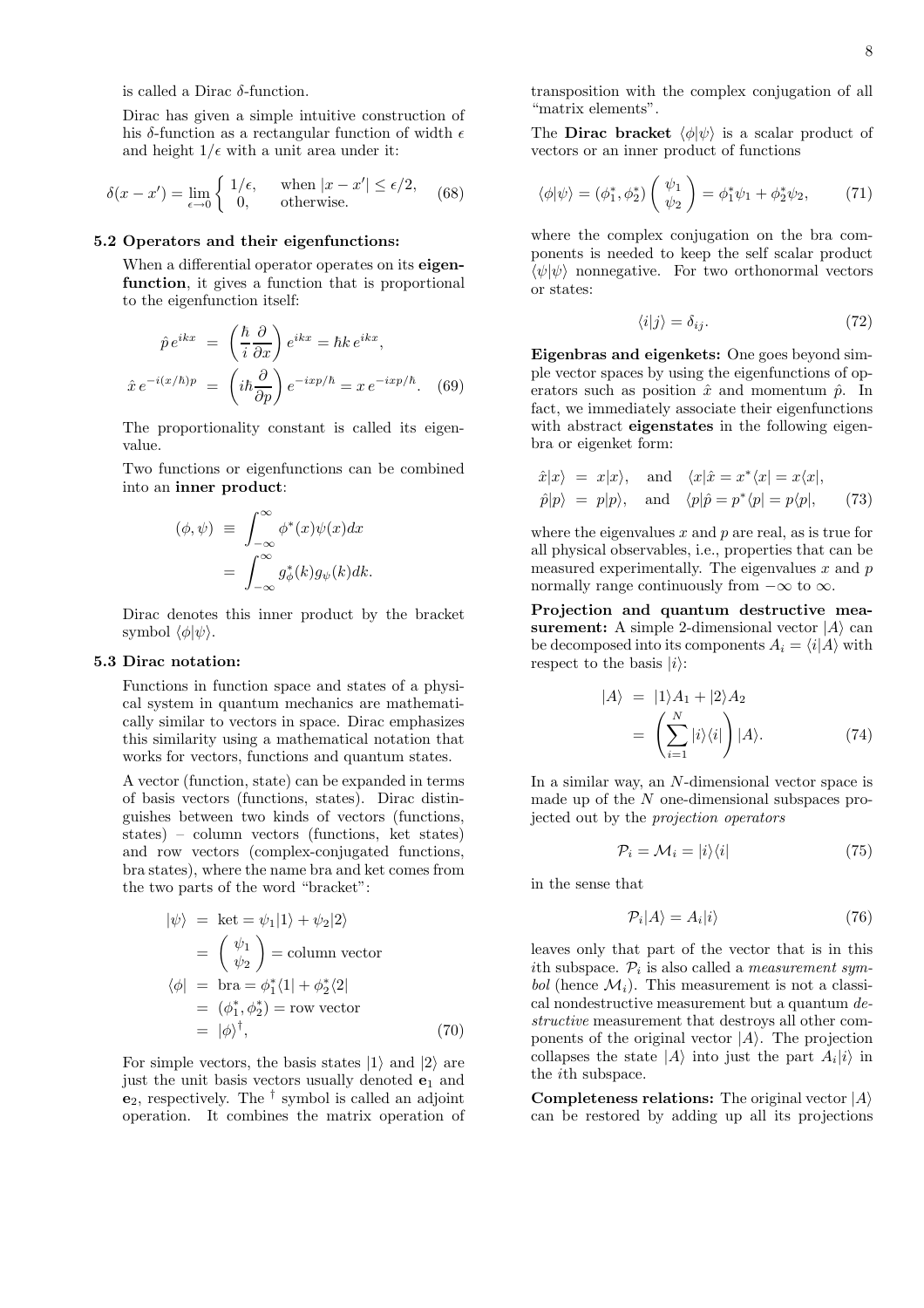is called a Dirac $\delta$-function.

Dirac has given a simple intuitive construction of his $\delta$-function as a rectangular function of width $\epsilon$ and height $1/\epsilon$ with a unit area under it:

$$\delta(x - x') = \lim_{\epsilon \to 0} \begin{cases} 1/\epsilon, & \text{when } |x - x'| \le \epsilon/2, \\ 0, & \text{otherwise.} \end{cases} \quad (68)$$

### 5.2 Operators and their eigenfunctions:

When a differential operator operates on its **eigenfunction**, it gives a function that is proportional to the eigenfunction itself:

$$\begin{aligned} \hat{p}\, e^{ikx} &= \left(\frac{\hbar}{i}\frac{\partial}{\partial x}\right) e^{ikx} = \hbar k\, e^{ikx}, \\ \hat{x}\, e^{-i(x/\hbar)p} &= \left(i\hbar \frac{\partial}{\partial p}\right) e^{-ixp/\hbar} = x\, e^{-ixp/\hbar}. \end{aligned} \quad (69)$$

The proportionality constant is called its eigenvalue.

Two functions or eigenfunctions can be combined into an **inner product**:

$$\begin{aligned} (\phi, \psi) &\equiv \int_{-\infty}^{\infty} \phi^*(x)\psi(x)dx \\ &= \int_{-\infty}^{\infty} g_\phi^*(k) g_\psi(k)dk. \end{aligned}$$

Dirac denotes this inner product by the bracket symbol $\langle\phi|\psi\rangle$.

### 5.3 Dirac notation:

Functions in function space and states of a physical system in quantum mechanics are mathematically similar to vectors in space. Dirac emphasizes this similarity using a mathematical notation that works for vectors, functions and quantum states.

A vector (function, state) can be expanded in terms of basis vectors (functions, states). Dirac distinguishes between two kinds of vectors (functions, states) – column vectors (functions, ket states) and row vectors (complex-conjugated functions, bra states), where the name bra and ket comes from the two parts of the word "bracket":

$$\begin{aligned} |\psi\rangle &= \text{ket} = \psi_1|1\rangle + \psi_2|2\rangle \\ &= \begin{pmatrix} \psi_1 \\ \psi_2 \end{pmatrix} = \text{column vector} \\ \langle\phi| &= \text{bra} = \phi_1^*\langle 1| + \phi_2^*\langle 2| \\ &= (\phi_1^*, \phi_2^*) = \text{row vector} \\ &= |\phi\rangle^\dagger, \end{aligned} \quad (70)$$

For simple vectors, the basis states $|1\rangle$ and $|2\rangle$ are just the unit basis vectors usually denoted $\mathbf{e}_1$ and $\mathbf{e}_2$, respectively. The $^\dagger$ symbol is called an adjoint operation. It combines the matrix operation of transposition with the complex conjugation of all "matrix elements".

The **Dirac bracket** $\langle\phi|\psi\rangle$ is a scalar product of vectors or an inner product of functions

$$\langle\phi|\psi\rangle = (\phi_1^*, \phi_2^*) \begin{pmatrix} \psi_1 \\ \psi_2 \end{pmatrix} = \phi_1^*\psi_1 + \phi_2^*\psi_2, \quad (71)$$

where the complex conjugation on the bra components is needed to keep the self scalar product $\langle\psi|\psi\rangle$ nonnegative. For two orthonormal vectors or states:

$$\langle i|j\rangle = \delta_{ij}. \quad (72)$$

**Eigenbras and eigenkets:** One goes beyond simple vector spaces by using the eigenfunctions of operators such as position $\hat{x}$ and momentum $\hat{p}$. In fact, we immediately associate their eigenfunctions with abstract **eigenstates** in the following eigenbra or eigenket form:

$$\begin{aligned} \hat{x}|x\rangle &= x|x\rangle, \quad \text{and} \quad \langle x|\hat{x} = x^*\langle x| = x\langle x|, \\ \hat{p}|p\rangle &= p|p\rangle, \quad \text{and} \quad \langle p|\hat{p} = p^*\langle p| = p\langle p|, \end{aligned} \quad (73)$$

where the eigenvalues $x$ and $p$ are real, as is true for all physical observables, i.e., properties that can be measured experimentally. The eigenvalues $x$ and $p$ normally range continuously from $-\infty$ to $\infty$.

**Projection and quantum destructive measurement:** A simple 2-dimensional vector $|A\rangle$ can be decomposed into its components $A_i = \langle i|A\rangle$ with respect to the basis $|i\rangle$:

$$\begin{aligned} |A\rangle &= |1\rangle A_1 + |2\rangle A_2 \\ &= \left(\sum_{i=1}^{N} |i\rangle\langle i|\right)|A\rangle. \end{aligned} \quad (74)$$

In a similar way, an $N$-dimensional vector space is made up of the $N$ one-dimensional subspaces projected out by the *projection operators*

$$\mathcal{P}_i = \mathcal{M}_i = |i\rangle\langle i| \quad (75)$$

in the sense that

$$\mathcal{P}_i|A\rangle = A_i|i\rangle \quad (76)$$

leaves only that part of the vector that is in this $i$th subspace. $\mathcal{P}_i$ is also called a *measurement symbol* (hence $\mathcal{M}_i$). This measurement is not a classical nondestructive measurement but a quantum *destructive* measurement that destroys all other components of the original vector $|A\rangle$. The projection collapses the state $|A\rangle$ into just the part $A_i|i\rangle$ in the $i$th subspace.

**Completeness relations:** The original vector $|A\rangle$ can be restored by adding up all its projections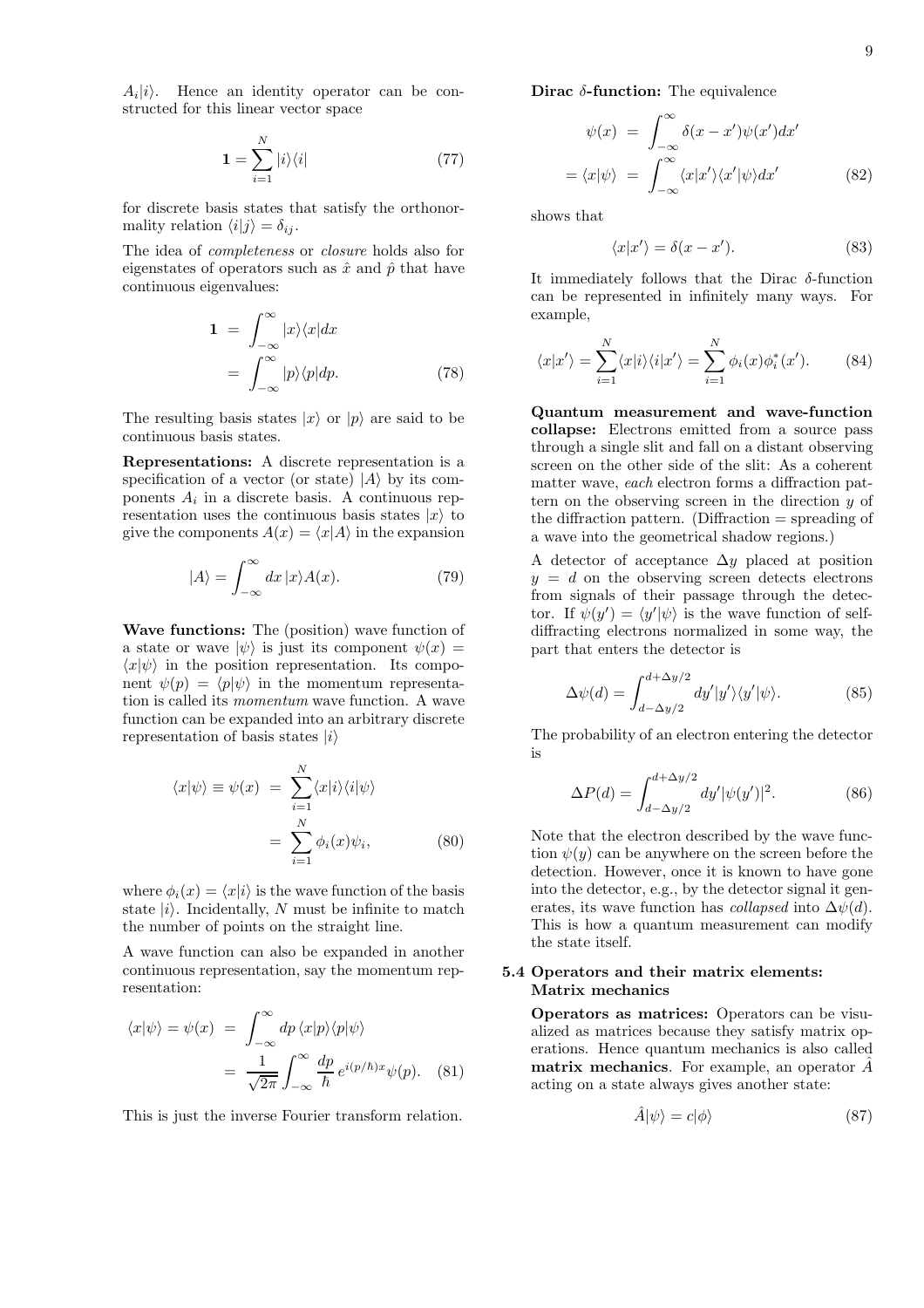$A_i|i\rangle$. Hence an identity operator can be constructed for this linear vector space

$$\mathbf{1} = \sum_{i=1}^{N} |i\rangle\langle i| \tag{77}$$

for discrete basis states that satisfy the orthonormality relation $\langle i|j\rangle = \delta_{ij}$.

The idea of *completeness* or *closure* holds also for eigenstates of operators such as $\hat{x}$ and $\hat{p}$ that have continuous eigenvalues:

$$\begin{aligned} \mathbf{1} &= \int_{-\infty}^{\infty} |x\rangle\langle x| dx \\ &= \int_{-\infty}^{\infty} |p\rangle\langle p| dp. \end{aligned} \tag{78}$$

The resulting basis states $|x\rangle$ or $|p\rangle$ are said to be continuous basis states.

**Representations:** A discrete representation is a specification of a vector (or state) $|A\rangle$ by its components $A_i$ in a discrete basis. A continuous representation uses the continuous basis states $|x\rangle$ to give the components $A(x) = \langle x|A\rangle$ in the expansion

$$|A\rangle = \int_{-\infty}^{\infty} dx\, |x\rangle A(x). \tag{79}$$

**Wave functions:** The (position) wave function of a state or wave $|\psi\rangle$ is just its component $\psi(x) = \langle x|\psi\rangle$ in the position representation. Its component $\psi(p) = \langle p|\psi\rangle$ in the momentum representation is called its *momentum* wave function. A wave function can be expanded into an arbitrary discrete representation of basis states $|i\rangle$

$$\begin{aligned} \langle x|\psi\rangle \equiv \psi(x) &= \sum_{i=1}^{N} \langle x|i\rangle\langle i|\psi\rangle \\ &= \sum_{i=1}^{N} \phi_i(x)\psi_i, \end{aligned} \tag{80}$$

where $\phi_i(x) = \langle x|i\rangle$ is the wave function of the basis state $|i\rangle$. Incidentally, $N$ must be infinite to match the number of points on the straight line.

A wave function can also be expanded in another continuous representation, say the momentum representation:

$$\begin{aligned} \langle x|\psi\rangle = \psi(x) &= \int_{-\infty}^{\infty} dp\, \langle x|p\rangle\langle p|\psi\rangle \\ &= \frac{1}{\sqrt{2\pi}} \int_{-\infty}^{\infty} \frac{dp}{\hbar}\, e^{i(p/\hbar)x}\psi(p). \end{aligned} \tag{81}$$

This is just the inverse Fourier transform relation.

**Dirac $\delta$-function:** The equivalence

$$\begin{aligned} \psi(x) &= \int_{-\infty}^{\infty} \delta(x - x')\psi(x')dx' \\ = \langle x|\psi\rangle &= \int_{-\infty}^{\infty} \langle x|x'\rangle\langle x'|\psi\rangle dx' \end{aligned} \tag{82}$$

shows that

$$\langle x|x'\rangle = \delta(x - x'). \tag{83}$$

It immediately follows that the Dirac $\delta$-function can be represented in infinitely many ways. For example,

$$\langle x|x'\rangle = \sum_{i=1}^{N} \langle x|i\rangle\langle i|x'\rangle = \sum_{i=1}^{N} \phi_i(x)\phi_i^*(x'). \tag{84}$$

**Quantum measurement and wave-function collapse:** Electrons emitted from a source pass through a single slit and fall on a distant observing screen on the other side of the slit: As a coherent matter wave, *each* electron forms a diffraction pattern on the observing screen in the direction $y$ of the diffraction pattern. (Diffraction = spreading of a wave into the geometrical shadow regions.)

A detector of acceptance $\Delta y$ placed at position $y = d$ on the observing screen detects electrons from signals of their passage through the detector. If $\psi(y') = \langle y'|\psi\rangle$ is the wave function of self-diffracting electrons normalized in some way, the part that enters the detector is

$$\Delta\psi(d) = \int_{d-\Delta y/2}^{d+\Delta y/2} dy' |y'\rangle\langle y'|\psi\rangle. \tag{85}$$

The probability of an electron entering the detector is

$$\Delta P(d) = \int_{d-\Delta y/2}^{d+\Delta y/2} dy' |\psi(y')|^2. \tag{86}$$

Note that the electron described by the wave function $\psi(y)$ can be anywhere on the screen before the detection. However, once it is known to have gone into the detector, e.g., by the detector signal it generates, its wave function has *collapsed* into $\Delta\psi(d)$. This is how a quantum measurement can modify the state itself.

### 5.4 Operators and their matrix elements: Matrix mechanics

**Operators as matrices:** Operators can be visualized as matrices because they satisfy matrix operations. Hence quantum mechanics is also called **matrix mechanics**. For example, an operator $\hat{A}$ acting on a state always gives another state:

$$\hat{A}|\psi\rangle = c|\phi\rangle \tag{87}$$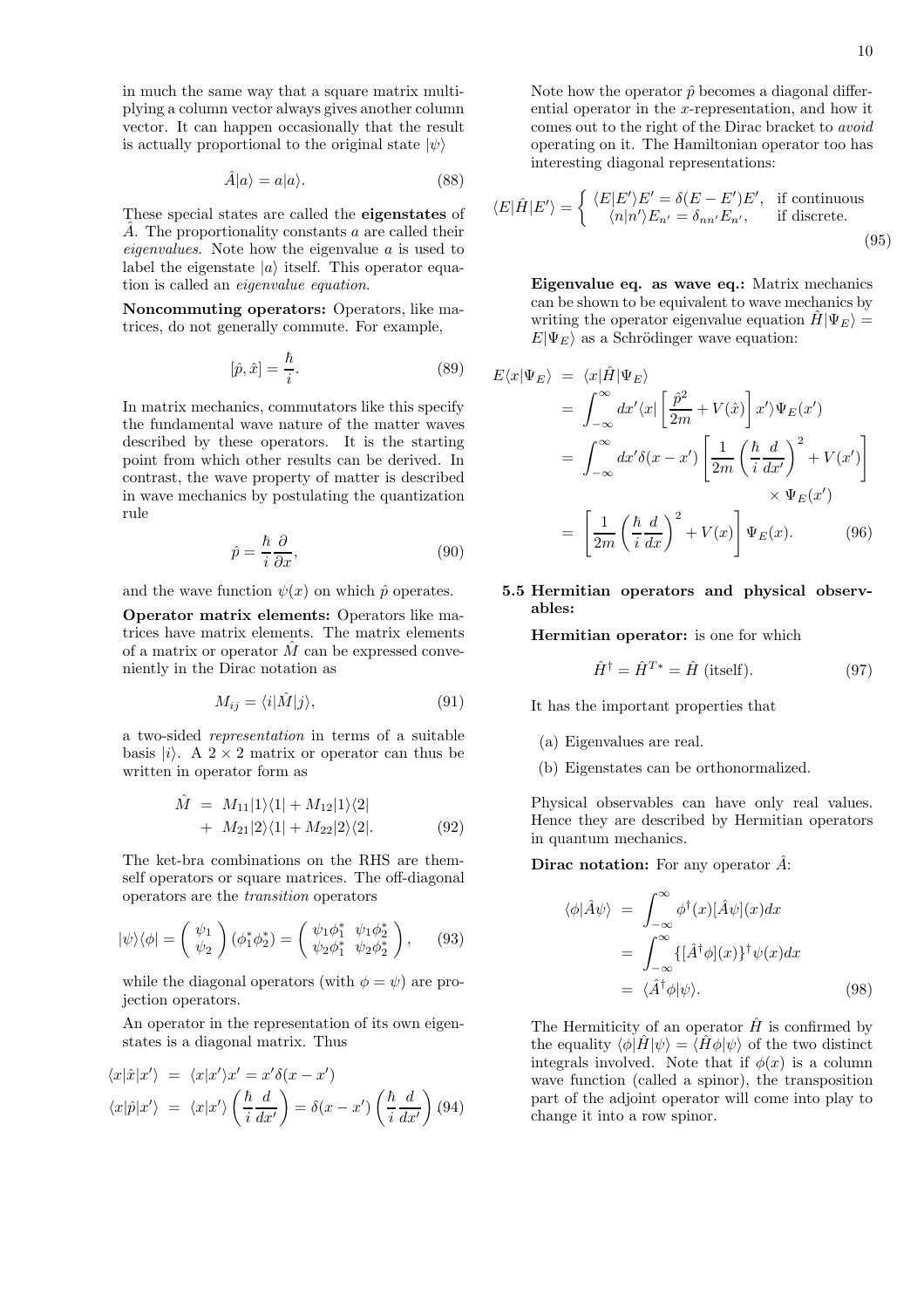in much the same way that a square matrix multiplying a column vector always gives another column vector. It can happen occasionally that the result is actually proportional to the original state $|\psi\rangle$

$$\hat{A}|a\rangle = a|a\rangle. \tag{88}$$

These special states are called the **eigenstates** of $\hat{A}$. The proportionality constants $a$ are called their *eigenvalues*. Note how the eigenvalue $a$ is used to label the eigenstate $|a\rangle$ itself. This operator equation is called an *eigenvalue equation*.

**Noncommuting operators:** Operators, like matrices, do not generally commute. For example,

$$[\hat{p}, \hat{x}] = \frac{\hbar}{i}. \tag{89}$$

In matrix mechanics, commutators like this specify the fundamental wave nature of the matter waves described by these operators. It is the starting point from which other results can be derived. In contrast, the wave property of matter is described in wave mechanics by postulating the quantization rule

$$\hat{p} = \frac{\hbar}{i}\frac{\partial}{\partial x}, \tag{90}$$

and the wave function $\psi(x)$ on which $\hat{p}$ operates.

**Operator matrix elements:** Operators like matrices have matrix elements. The matrix elements of a matrix or operator $\hat{M}$ can be expressed conveniently in the Dirac notation as

$$M_{ij} = \langle i|\hat{M}|j\rangle, \tag{91}$$

a two-sided *representation* in terms of a suitable basis $|i\rangle$. A $2\times 2$ matrix or operator can thus be written in operator form as

$$\begin{aligned} \hat{M} &= M_{11}|1\rangle\langle 1| + M_{12}|1\rangle\langle 2| \\ &+ M_{21}|2\rangle\langle 1| + M_{22}|2\rangle\langle 2|. \end{aligned} \tag{92}$$

The ket-bra combinations on the RHS are themself operators or square matrices. The off-diagonal operators are the *transition* operators

$$|\psi\rangle\langle\phi| = \begin{pmatrix} \psi_1 \\ \psi_2 \end{pmatrix} (\phi_1^* \phi_2^*) = \begin{pmatrix} \psi_1\phi_1^* & \psi_1\phi_2^* \\ \psi_2\phi_1^* & \psi_2\phi_2^* \end{pmatrix}, \tag{93}$$

while the diagonal operators (with $\phi = \psi$) are projection operators.

An operator in the representation of its own eigenstates is a diagonal matrix. Thus

$$\begin{aligned} \langle x|\hat{x}|x'\rangle &= \langle x|x'\rangle x' = x'\delta(x-x') \\ \langle x|\hat{p}|x'\rangle &= \langle x|x'\rangle\left(\frac{\hbar}{i}\frac{d}{dx'}\right) = \delta(x-x')\left(\frac{\hbar}{i}\frac{d}{dx'}\right) \end{aligned} \tag{94}$$

Note how the operator $\hat{p}$ becomes a diagonal differential operator in the $x$-representation, and how it comes out to the right of the Dirac bracket to *avoid* operating on it. The Hamiltonian operator too has interesting diagonal representations:

$$\langle E|\hat{H}|E'\rangle = \begin{cases} \langle E|E'\rangle E' = \delta(E-E')E', & \text{if continuous} \\ \langle n|n'\rangle E_{n'} = \delta_{nn'}E_{n'}, & \text{if discrete.} \end{cases} \tag{95}$$

**Eigenvalue eq. as wave eq.:** Matrix mechanics can be shown to be equivalent to wave mechanics by writing the operator eigenvalue equation $\hat{H}|\Psi_E\rangle = E|\Psi_E\rangle$ as a Schrödinger wave equation:

$$\begin{aligned} E\langle x|\Psi_E\rangle &= \langle x|\hat{H}|\Psi_E\rangle \\ &= \int_{-\infty}^{\infty} dx'\langle x|\left[\frac{\hat{p}^2}{2m} + V(\hat{x})\right]x'\rangle\Psi_E(x') \\ &= \int_{-\infty}^{\infty} dx'\delta(x-x')\left[\frac{1}{2m}\left(\frac{\hbar}{i}\frac{d}{dx'}\right)^2 + V(x')\right] \\ &\qquad \times \Psi_E(x') \\ &= \left[\frac{1}{2m}\left(\frac{\hbar}{i}\frac{d}{dx}\right)^2 + V(x)\right]\Psi_E(x). \end{aligned} \tag{96}$$

### 5.5 Hermitian operators and physical observables:

**Hermitian operator:** is one for which

$$\hat{H}^\dagger = \hat{H}^{T*} = \hat{H} \text{ (itself)}. \tag{97}$$

It has the important properties that

(a) Eigenvalues are real.

(b) Eigenstates can be orthonormalized.

Physical observables can have only real values. Hence they are described by Hermitian operators in quantum mechanics.

**Dirac notation:** For any operator $\hat{A}$:

$$\begin{aligned} \langle\phi|\hat{A}\psi\rangle &= \int_{-\infty}^{\infty}\phi^\dagger(x)[\hat{A}\psi](x)dx \\ &= \int_{-\infty}^{\infty}\{[\hat{A}^\dagger\phi](x)\}^\dagger\psi(x)dx \\ &= \langle\hat{A}^\dagger\phi|\psi\rangle. \end{aligned} \tag{98}$$

The Hermiticity of an operator $\hat{H}$ is confirmed by the equality $\langle\phi|\hat{H}|\psi\rangle = \langle\hat{H}\phi|\psi\rangle$ of the two distinct integrals involved. Note that if $\phi(x)$ is a column wave function (called a spinor), the transposition part of the adjoint operator will come into play to change it into a row spinor.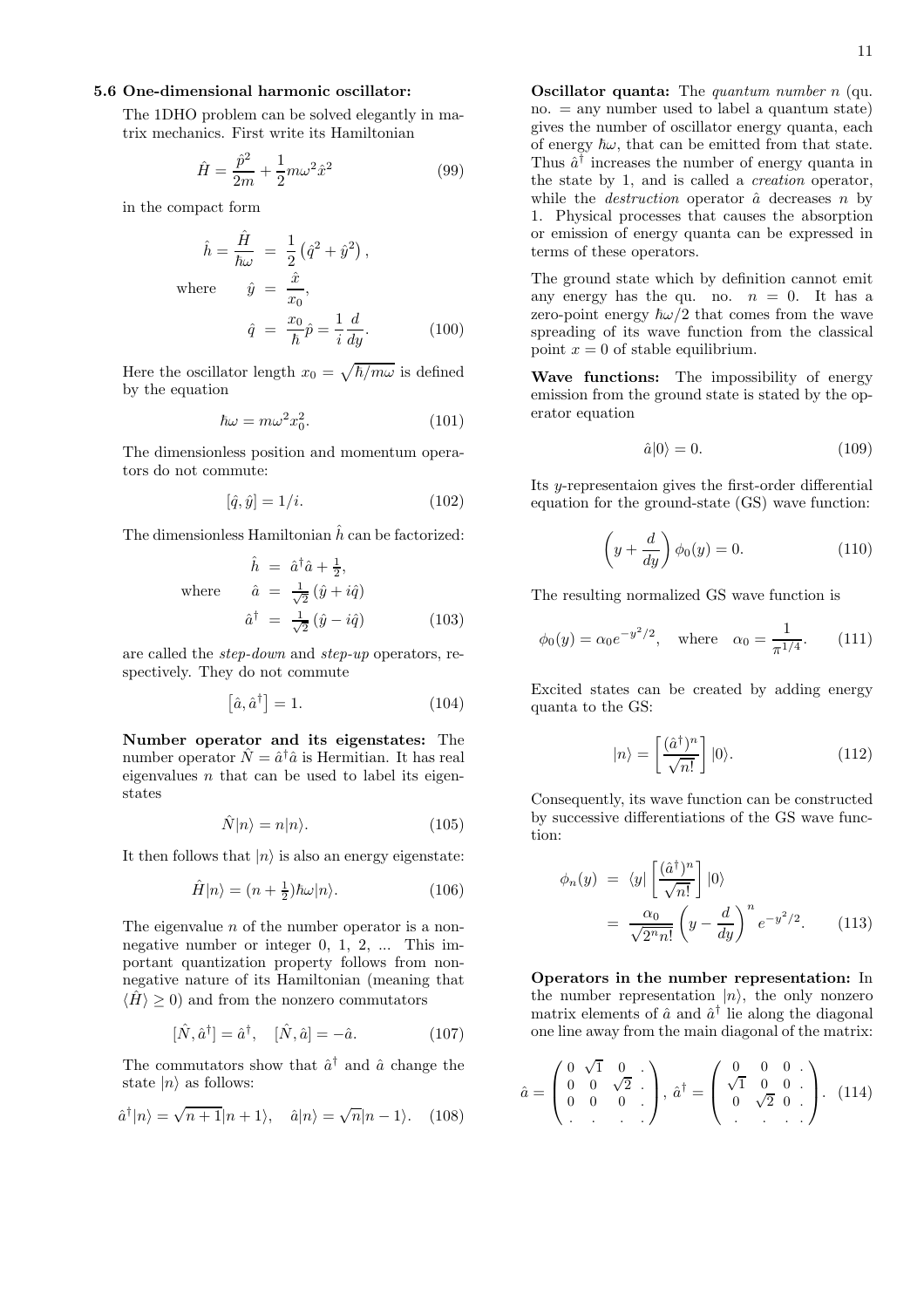**5.6 One-dimensional harmonic oscillator:**

The 1DHO problem can be solved elegantly in matrix mechanics. First write its Hamiltonian

$$\hat{H} = \frac{\hat{p}^2}{2m} + \frac{1}{2}m\omega^2\hat{x}^2 \tag{99}$$

in the compact form

$$\begin{aligned} \hat{h} = \frac{\hat{H}}{\hbar\omega} &= \frac{1}{2}\left(\hat{q}^2 + \hat{y}^2\right), \\ \text{where} \qquad \hat{y} &= \frac{\hat{x}}{x_0}, \\ \hat{q} &= \frac{x_0}{\hbar}\hat{p} = \frac{1}{i}\frac{d}{dy}. \end{aligned} \tag{100}$$

Here the oscillator length $x_0 = \sqrt{\hbar/m\omega}$ is defined by the equation

$$\hbar\omega = m\omega^2 x_0^2. \tag{101}$$

The dimensionless position and momentum operators do not commute:

$$[\hat{q}, \hat{y}] = 1/i. \tag{102}$$

The dimensionless Hamiltonian $\hat{h}$ can be factorized:

$$\begin{aligned} \hat{h} &= \hat{a}^\dagger\hat{a} + \tfrac{1}{2}, \\ \text{where} \qquad \hat{a} &= \tfrac{1}{\sqrt{2}}\left(\hat{y} + i\hat{q}\right) \\ \hat{a}^\dagger &= \tfrac{1}{\sqrt{2}}\left(\hat{y} - i\hat{q}\right) \end{aligned} \tag{103}$$

are called the *step-down* and *step-up* operators, respectively. They do not commute

$$\left[\hat{a}, \hat{a}^\dagger\right] = 1. \tag{104}$$

**Number operator and its eigenstates:** The number operator $\hat{N} = \hat{a}^\dagger\hat{a}$ is Hermitian. It has real eigenvalues $n$ that can be used to label its eigenstates

$$\hat{N}|n\rangle = n|n\rangle. \tag{105}$$

It then follows that $|n\rangle$ is also an energy eigenstate:

$$\hat{H}|n\rangle = (n + \tfrac{1}{2})\hbar\omega|n\rangle. \tag{106}$$

The eigenvalue $n$ of the number operator is a nonnegative number or integer 0, 1, 2, ... This important quantization property follows from nonnegative nature of its Hamiltonian (meaning that $\langle\hat{H}\rangle \geq 0$) and from the nonzero commutators

$$[\hat{N}, \hat{a}^\dagger] = \hat{a}^\dagger, \quad [\hat{N}, \hat{a}] = -\hat{a}. \tag{107}$$

The commutators show that $\hat{a}^\dagger$ and $\hat{a}$ change the state $|n\rangle$ as follows:

$$\hat{a}^\dagger|n\rangle = \sqrt{n+1}|n+1\rangle, \quad \hat{a}|n\rangle = \sqrt{n}|n-1\rangle. \tag{108}$$

**Oscillator quanta:** The *quantum number* $n$ (qu. no. = any number used to label a quantum state) gives the number of oscillator energy quanta, each of energy $\hbar\omega$, that can be emitted from that state. Thus $\hat{a}^\dagger$ increases the number of energy quanta in the state by 1, and is called a *creation* operator, while the *destruction* operator $\hat{a}$ decreases $n$ by 1. Physical processes that causes the absorption or emission of energy quanta can be expressed in terms of these operators.

The ground state which by definition cannot emit any energy has the qu. no. $n = 0$. It has a zero-point energy $\hbar\omega/2$ that comes from the wave spreading of its wave function from the classical point $x = 0$ of stable equilibrium.

**Wave functions:** The impossibility of energy emission from the ground state is stated by the operator equation

$$\hat{a}|0\rangle = 0. \tag{109}$$

Its $y$-representaion gives the first-order differential equation for the ground-state (GS) wave function:

$$\left(y + \frac{d}{dy}\right)\phi_0(y) = 0. \tag{110}$$

The resulting normalized GS wave function is

$$\phi_0(y) = \alpha_0 e^{-y^2/2}, \quad \text{where} \quad \alpha_0 = \frac{1}{\pi^{1/4}}. \tag{111}$$

Excited states can be created by adding energy quanta to the GS:

$$|n\rangle = \left[\frac{(\hat{a}^\dagger)^n}{\sqrt{n!}}\right]|0\rangle. \tag{112}$$

Consequently, its wave function can be constructed by successive differentiations of the GS wave function:

$$\begin{aligned} \phi_n(y) &= \langle y|\left[\frac{(\hat{a}^\dagger)^n}{\sqrt{n!}}\right]|0\rangle \\ &= \frac{\alpha_0}{\sqrt{2^n n!}}\left(y - \frac{d}{dy}\right)^n e^{-y^2/2}. \end{aligned} \tag{113}$$

**Operators in the number representation:** In the number representation $|n\rangle$, the only nonzero matrix elements of $\hat{a}$ and $\hat{a}^\dagger$ lie along the diagonal one line away from the main diagonal of the matrix:

$$\hat{a} = \begin{pmatrix} 0 & \sqrt{1} & 0 & . \\ 0 & 0 & \sqrt{2} & . \\ 0 & 0 & 0 & . \\ . & . & . & . \end{pmatrix}, \; \hat{a}^\dagger = \begin{pmatrix} 0 & 0 & 0 & . \\ \sqrt{1} & 0 & 0 & . \\ 0 & \sqrt{2} & 0 & . \\ . & . & . & . \end{pmatrix}. \tag{114}$$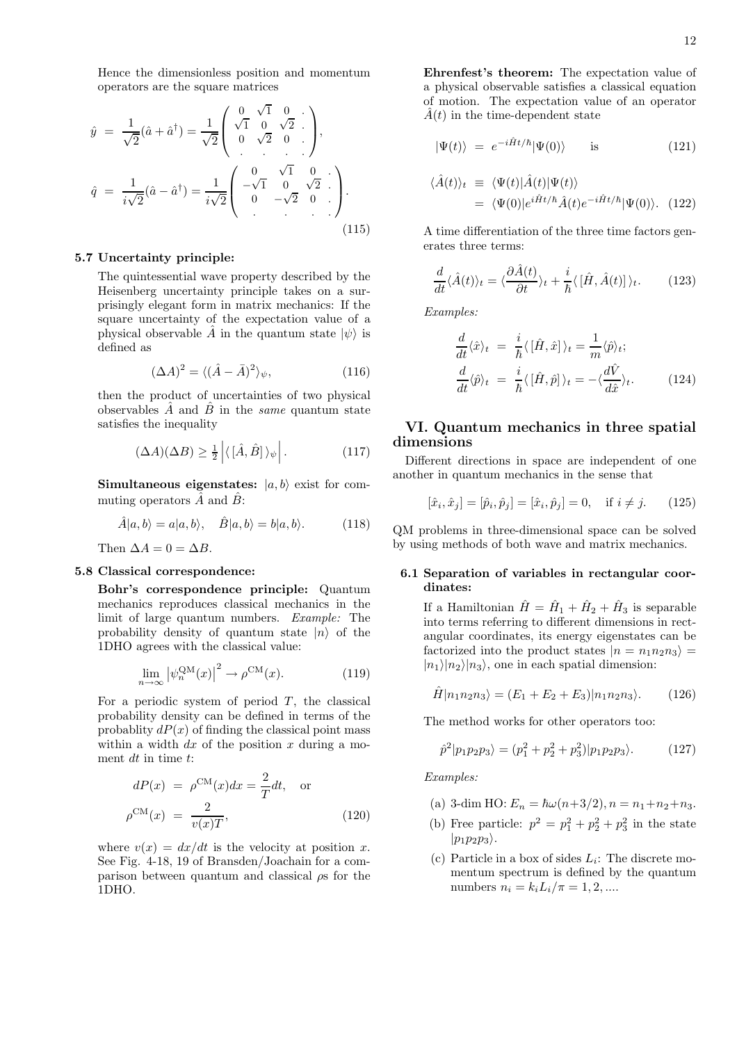Hence the dimensionless position and momentum operators are the square matrices

$$
\begin{aligned}
\hat{y} &= \frac{1}{\sqrt{2}}(\hat{a}+\hat{a}^\dagger) = \frac{1}{\sqrt{2}}\begin{pmatrix} 0 & \sqrt{1} & 0 & . \\ \sqrt{1} & 0 & \sqrt{2} & . \\ 0 & \sqrt{2} & 0 & . \\ . & . & . & . \end{pmatrix}, \\
\hat{q} &= \frac{1}{i\sqrt{2}}(\hat{a}-\hat{a}^\dagger) = \frac{1}{i\sqrt{2}}\begin{pmatrix} 0 & \sqrt{1} & 0 & . \\ -\sqrt{1} & 0 & \sqrt{2} & . \\ 0 & -\sqrt{2} & 0 & . \\ . & . & . & . \end{pmatrix}.
\end{aligned} \tag{115}
$$

### 5.7 Uncertainty principle:

The quintessential wave property described by the Heisenberg uncertainty principle takes on a surprisingly elegant form in matrix mechanics: If the square uncertainty of the expectation value of a physical observable $\hat{A}$ in the quantum state $|\psi\rangle$ is defined as

$$
(\Delta A)^2 = \langle (\hat{A}-\bar{A})^2 \rangle_\psi, \tag{116}
$$

then the product of uncertainties of two physical observables $\hat{A}$ and $\hat{B}$ in the *same* quantum state satisfies the inequality

$$
(\Delta A)(\Delta B) \geq \tfrac{1}{2}\left| \langle\, [\hat{A},\hat{B}]\, \rangle_\psi \right|. \tag{117}
$$

**Simultaneous eigenstates:** $|a,b\rangle$ exist for commuting operators $\hat{A}$ and $\hat{B}$:

$$
\hat{A}|a,b\rangle = a|a,b\rangle, \quad \hat{B}|a,b\rangle = b|a,b\rangle. \tag{118}
$$

Then $\Delta A = 0 = \Delta B$.

### 5.8 Classical correspondence:

**Bohr's correspondence principle:** Quantum mechanics reproduces classical mechanics in the limit of large quantum numbers. *Example:* The probability density of quantum state $|n\rangle$ of the 1DHO agrees with the classical value:

$$
\lim_{n\to\infty} \left|\psi_n^{\rm QM}(x)\right|^2 \to \rho^{\rm CM}(x). \tag{119}
$$

For a periodic system of period $T$, the classical probability density can be defined in terms of the probablity $dP(x)$ of finding the classical point mass within a width $dx$ of the position $x$ during a moment $dt$ in time $t$:

$$
\begin{aligned}
dP(x) &= \rho^{\rm CM}(x)dx = \frac{2}{T}dt, \quad \text{or} \\
\rho^{\rm CM}(x) &= \frac{2}{v(x)T},
\end{aligned} \tag{120}
$$

where $v(x) = dx/dt$ is the velocity at position $x$. See Fig. 4-18, 19 of Bransden/Joachain for a comparison between quantum and classical $\rho$s for the 1DHO.

**Ehrenfest's theorem:** The expectation value of a physical observable satisfies a classical equation of motion. The expectation value of an operator $\hat{A}(t)$ in the time-dependent state

$$
|\Psi(t)\rangle = e^{-i\hat{H}t/\hbar}|\Psi(0)\rangle \qquad \text{is} \tag{121}
$$

$$
\begin{aligned}
\langle \hat{A}(t) \rangle_t &\equiv \langle \Psi(t)|\hat{A}(t)|\Psi(t)\rangle \\
&= \langle \Psi(0)|e^{i\hat{H}t/\hbar}\hat{A}(t)e^{-i\hat{H}t/\hbar}|\Psi(0)\rangle.
\end{aligned} \tag{122}
$$

A time differentiation of the three time factors generates three terms:

$$
\frac{d}{dt}\langle \hat{A}(t) \rangle_t = \langle \frac{\partial \hat{A}(t)}{\partial t} \rangle_t + \frac{i}{\hbar}\langle\, [\hat{H},\hat{A}(t)]\, \rangle_t. \tag{123}
$$

*Examples:*

$$
\begin{aligned}
\frac{d}{dt}\langle \hat{x} \rangle_t &= \frac{i}{\hbar}\langle\, [\hat{H},\hat{x}]\, \rangle_t = \frac{1}{m}\langle \hat{p} \rangle_t; \\
\frac{d}{dt}\langle \hat{p} \rangle_t &= \frac{i}{\hbar}\langle\, [\hat{H},\hat{p}]\, \rangle_t = -\langle \frac{d\hat{V}}{d\hat{x}} \rangle_t.
\end{aligned} \tag{124}
$$

## VI. Quantum mechanics in three spatial dimensions

Different directions in space are independent of one another in quantum mechanics in the sense that

$$
[\hat{x}_i,\hat{x}_j] = [\hat{p}_i,\hat{p}_j] = [\hat{x}_i,\hat{p}_j] = 0, \quad \text{if } i \neq j. \tag{125}
$$

QM problems in three-dimensional space can be solved by using methods of both wave and matrix mechanics.

### 6.1 Separation of variables in rectangular coordinates:

If a Hamiltonian $\hat{H} = \hat{H}_1 + \hat{H}_2 + \hat{H}_3$ is separable into terms referring to different dimensions in rectangular coordinates, its energy eigenstates can be factorized into the product states $|n = n_1n_2n_3\rangle = |n_1\rangle|n_2\rangle|n_3\rangle$, one in each spatial dimension:

$$
\hat{H}|n_1n_2n_3\rangle = (E_1+E_2+E_3)|n_1n_2n_3\rangle. \tag{126}
$$

The method works for other operators too:

$$
\hat{p}^2|p_1p_2p_3\rangle = (p_1^2+p_2^2+p_3^2)|p_1p_2p_3\rangle. \tag{127}
$$

*Examples:*

(a) 3-dim HO: $E_n = \hbar\omega(n+3/2), n = n_1+n_2+n_3$.

(b) Free particle: $p^2 = p_1^2+p_2^2+p_3^2$ in the state $|p_1p_2p_3\rangle$.

(c) Particle in a box of sides $L_i$: The discrete momentum spectrum is defined by the quantum numbers $n_i = k_iL_i/\pi = 1, 2, ....$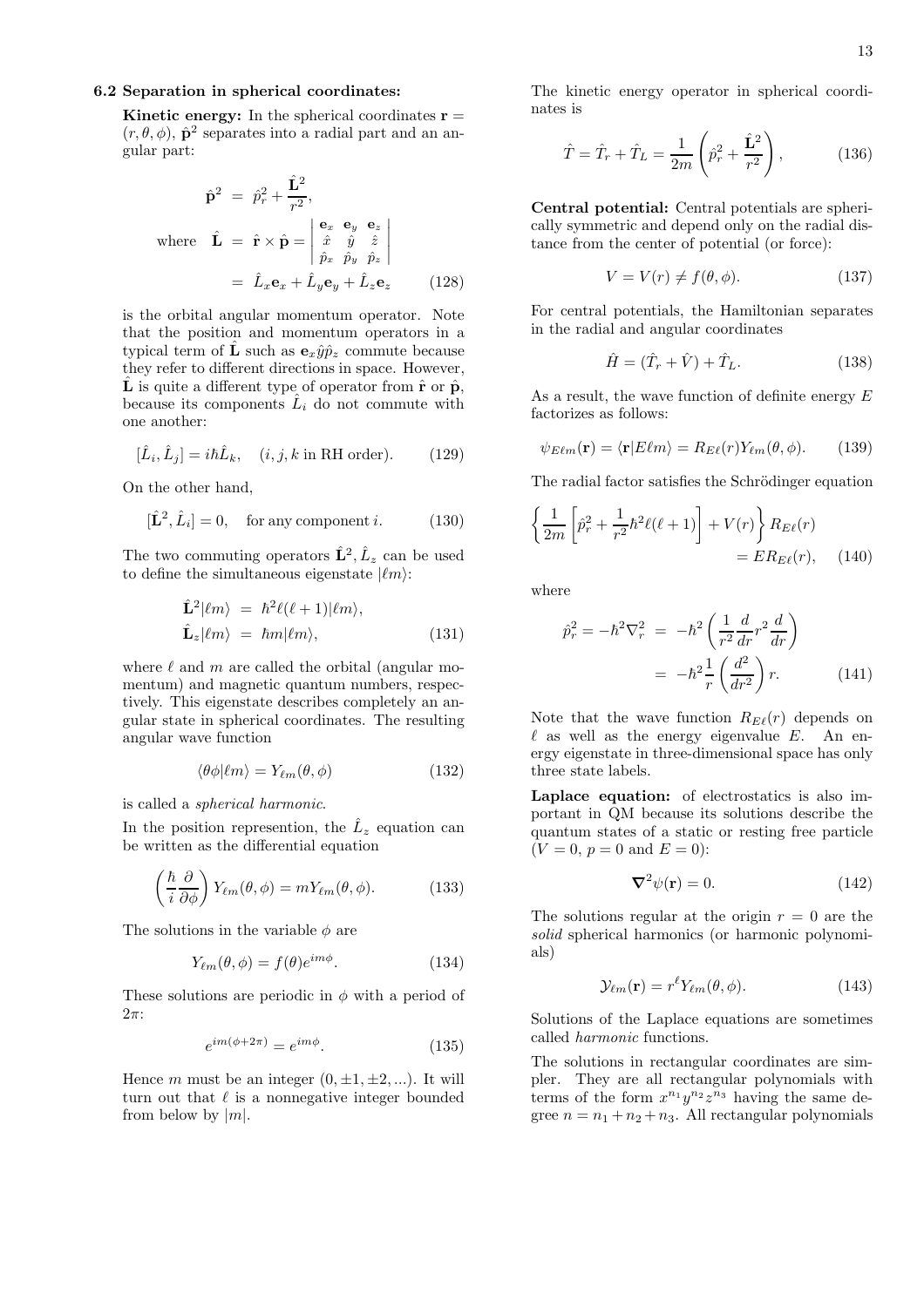### 6.2 Separation in spherical coordinates:

**Kinetic energy:** In the spherical coordinates $\mathbf{r} = (r, \theta, \phi)$, $\hat{\mathbf{p}}^2$ separates into a radial part and an angular part:

$$
\begin{aligned}
\hat{\mathbf{p}}^2 &= \hat{p}_r^2 + \frac{\hat{\mathbf{L}}^2}{r^2}, \\
\text{where} \quad \hat{\mathbf{L}} &= \hat{\mathbf{r}} \times \hat{\mathbf{p}} = \begin{vmatrix} \mathbf{e}_x & \mathbf{e}_y & \mathbf{e}_z \\ \hat{x} & \hat{y} & \hat{z} \\ \hat{p}_x & \hat{p}_y & \hat{p}_z \end{vmatrix} \\
&= \hat{L}_x \mathbf{e}_x + \hat{L}_y \mathbf{e}_y + \hat{L}_z \mathbf{e}_z
\end{aligned} \tag{128}
$$

is the orbital angular momentum operator. Note that the position and momentum operators in a typical term of $\hat{\mathbf{L}}$ such as $\mathbf{e}_x \hat{y} \hat{p}_z$ commute because they refer to different directions in space. However, $\hat{\mathbf{L}}$ is quite a different type of operator from $\hat{\mathbf{r}}$ or $\hat{\mathbf{p}}$, because its components $\hat{L}_i$ do not commute with one another:

$$
[\hat{L}_i, \hat{L}_j] = i\hbar \hat{L}_k, \quad (i, j, k \text{ in RH order}). \tag{129}
$$

On the other hand,

$$
[\hat{\mathbf{L}}^2, \hat{L}_i] = 0, \quad \text{for any component } i. \tag{130}
$$

The two commuting operators $\hat{\mathbf{L}}^2, \hat{L}_z$ can be used to define the simultaneous eigenstate $|\ell m\rangle$:

$$
\begin{aligned}
\hat{\mathbf{L}}^2 |\ell m\rangle &= \hbar^2 \ell(\ell+1) |\ell m\rangle, \\
\hat{\mathbf{L}}_z |\ell m\rangle &= \hbar m |\ell m\rangle,
\end{aligned} \tag{131}
$$

where $\ell$ and $m$ are called the orbital (angular momentum) and magnetic quantum numbers, respectively. This eigenstate describes completely an angular state in spherical coordinates. The resulting angular wave function

$$
\langle \theta\phi | \ell m \rangle = Y_{\ell m}(\theta, \phi) \tag{132}
$$

is called a *spherical harmonic*.

In the position represention, the $\hat{L}_z$ equation can be written as the differential equation

$$
\left( \frac{\hbar}{i} \frac{\partial}{\partial \phi} \right) Y_{\ell m}(\theta, \phi) = m Y_{\ell m}(\theta, \phi). \tag{133}
$$

The solutions in the variable $\phi$ are

$$
Y_{\ell m}(\theta, \phi) = f(\theta) e^{im\phi}. \tag{134}
$$

These solutions are periodic in $\phi$ with a period of $2\pi$:

$$
e^{im(\phi + 2\pi)} = e^{im\phi}. \tag{135}
$$

Hence $m$ must be an integer $(0, \pm 1, \pm 2, ...)$. It will turn out that $\ell$ is a nonnegative integer bounded from below by $|m|$.

The kinetic energy operator in spherical coordinates is

$$
\hat{T} = \hat{T}_r + \hat{T}_L = \frac{1}{2m} \left( \hat{p}_r^2 + \frac{\hat{\mathbf{L}}^2}{r^2} \right), \tag{136}
$$

**Central potential:** Central potentials are spherically symmetric and depend only on the radial distance from the center of potential (or force):

$$
V = V(r) \neq f(\theta, \phi). \tag{137}
$$

For central potentials, the Hamiltonian separates in the radial and angular coordinates

$$
\hat{H} = (\hat{T}_r + \hat{V}) + \hat{T}_L. \tag{138}
$$

As a result, the wave function of definite energy $E$ factorizes as follows:

$$
\psi_{E\ell m}(\mathbf{r}) = \langle \mathbf{r} | E\ell m \rangle = R_{E\ell}(r) Y_{\ell m}(\theta, \phi). \tag{139}
$$

The radial factor satisfies the Schrödinger equation

$$
\begin{aligned}
\left\{ \frac{1}{2m} \left[ \hat{p}_r^2 + \frac{1}{r^2} \hbar^2 \ell(\ell+1) \right] + V(r) \right\} R_{E\ell}(r) \\
= E R_{E\ell}(r),
\end{aligned} \tag{140}
$$

where

$$
\begin{aligned}
\hat{p}_r^2 = -\hbar^2 \nabla_r^2 &= -\hbar^2 \left( \frac{1}{r^2} \frac{d}{dr} r^2 \frac{d}{dr} \right) \\
&= -\hbar^2 \frac{1}{r} \left( \frac{d^2}{dr^2} \right) r.
\end{aligned} \tag{141}
$$

Note that the wave function $R_{E\ell}(r)$ depends on $\ell$ as well as the energy eigenvalue $E$. An energy eigenstate in three-dimensional space has only three state labels.

**Laplace equation:** of electrostatics is also important in QM because its solutions describe the quantum states of a static or resting free particle ($V = 0$, $p = 0$ and $E = 0$):

$$
\boldsymbol{\nabla}^2 \psi(\mathbf{r}) = 0. \tag{142}
$$

The solutions regular at the origin $r = 0$ are the *solid* spherical harmonics (or harmonic polynomials)

$$
\mathcal{Y}_{\ell m}(\mathbf{r}) = r^\ell Y_{\ell m}(\theta, \phi). \tag{143}
$$

Solutions of the Laplace equations are sometimes called *harmonic* functions.

The solutions in rectangular coordinates are simpler. They are all rectangular polynomials with terms of the form $x^{n_1} y^{n_2} z^{n_3}$ having the same degree $n = n_1 + n_2 + n_3$. All rectangular polynomials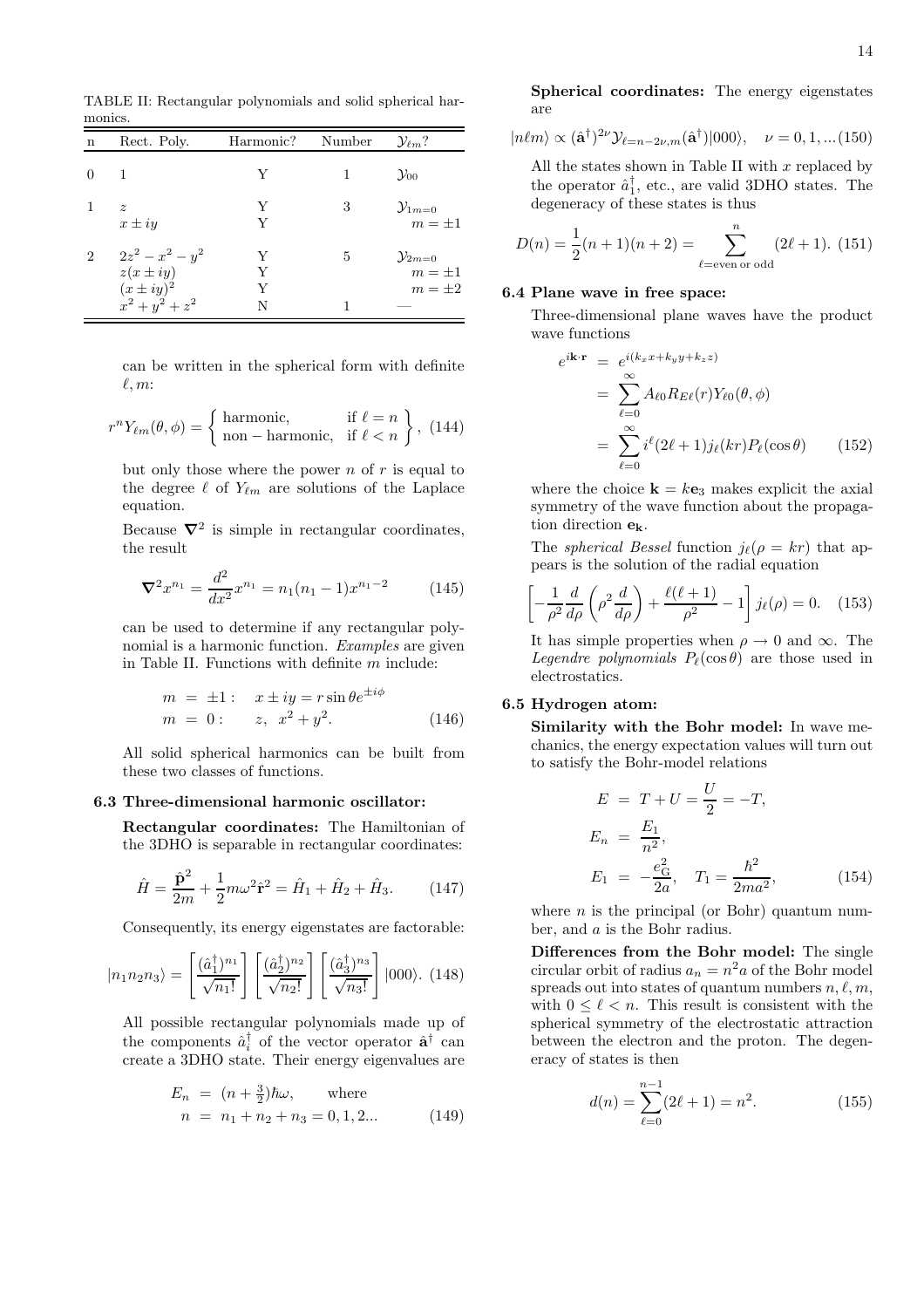TABLE II: Rectangular polynomials and solid spherical harmonics.

| n | Rect. Poly. | Harmonic? | Number | $\mathcal{Y}_{\ell m}$? |
|---|---|---|---|---|
| 0 | 1 | Y | 1 | $\mathcal{Y}_{00}$ |
| 1 | $z$ | Y | 3 | $\mathcal{Y}_{1m=0}$ |
|  | $x \pm iy$ | Y |  | $m = \pm 1$ |
| 2 | $2z^2 - x^2 - y^2$ | Y | 5 | $\mathcal{Y}_{2m=0}$ |
|  | $z(x \pm iy)$ | Y |  | $m = \pm 1$ |
|  | $(x \pm iy)^2$ | Y |  | $m = \pm 2$ |
|  | $x^2 + y^2 + z^2$ | N | 1 | — |

can be written in the spherical form with definite $\ell, m$:

$$r^n Y_{\ell m}(\theta, \phi) = \left\{ \begin{array}{ll} \text{harmonic}, & \text{if } \ell = n \\ \text{non} - \text{harmonic}, & \text{if } \ell < n \end{array} \right\}, \quad (144)$$

but only those where the power $n$ of $r$ is equal to the degree $\ell$ of $Y_{\ell m}$ are solutions of the Laplace equation.

Because $\boldsymbol{\nabla}^2$ is simple in rectangular coordinates, the result

$$\boldsymbol{\nabla}^2 x^{n_1} = \frac{d^2}{dx^2} x^{n_1} = n_1(n_1 - 1)x^{n_1 - 2} \qquad (145)$$

can be used to determine if any rectangular polynomial is a harmonic function. *Examples* are given in Table II. Functions with definite $m$ include:

$$\begin{aligned} m &= \pm 1: \quad x \pm iy = r \sin\theta e^{\pm i\phi} \\ m &= 0: \qquad z, \ \ x^2 + y^2. \end{aligned} \qquad (146)$$

All solid spherical harmonics can be built from these two classes of functions.

### 6.3 Three-dimensional harmonic oscillator:

**Rectangular coordinates:** The Hamiltonian of the 3DHO is separable in rectangular coordinates:

$$\hat{H} = \frac{\hat{\mathbf{p}}^2}{2m} + \frac{1}{2} m\omega^2 \hat{\mathbf{r}}^2 = \hat{H}_1 + \hat{H}_2 + \hat{H}_3. \qquad (147)$$

Consequently, its energy eigenstates are factorable:

$$|n_1 n_2 n_3\rangle = \left[\frac{(\hat{a}_1^\dagger)^{n_1}}{\sqrt{n_1!}}\right] \left[\frac{(\hat{a}_2^\dagger)^{n_2}}{\sqrt{n_2!}}\right] \left[\frac{(\hat{a}_3^\dagger)^{n_3}}{\sqrt{n_3!}}\right] |000\rangle. \ (148)$$

All possible rectangular polynomials made up of the components $\hat{a}_i^\dagger$ of the vector operator $\hat{\mathbf{a}}^\dagger$ can create a 3DHO state. Their energy eigenvalues are

$$\begin{aligned} E_n &= (n + \tfrac{3}{2})\hbar\omega, \qquad \text{where} \\ n &= n_1 + n_2 + n_3 = 0, 1, 2... \end{aligned} \qquad (149)$$

**Spherical coordinates:** The energy eigenstates are

$$|n\ell m\rangle \propto (\hat{\mathbf{a}}^\dagger)^{2\nu} \mathcal{Y}_{\ell = n - 2\nu, m}(\hat{\mathbf{a}}^\dagger)|000\rangle, \quad \nu = 0, 1, ... (150)$$

All the states shown in Table II with $x$ replaced by the operator $\hat{a}_1^\dagger$, etc., are valid 3DHO states. The degeneracy of these states is thus

$$D(n) = \frac{1}{2}(n+1)(n+2) = \sum_{\ell = \text{even or odd}}^{n} (2\ell + 1). \ (151)$$

### 6.4 Plane wave in free space:

Three-dimensional plane waves have the product wave functions

$$\begin{aligned} e^{i\mathbf{k}\cdot\mathbf{r}} &= e^{i(k_x x + k_y y + k_z z)} \\ &= \sum_{\ell=0}^{\infty} A_{\ell 0} R_{E\ell}(r) Y_{\ell 0}(\theta, \phi) \\ &= \sum_{\ell=0}^{\infty} i^\ell (2\ell + 1) j_\ell(kr) P_\ell(\cos\theta) \end{aligned} \qquad (152)$$

where the choice $\mathbf{k} = k\mathbf{e}_3$ makes explicit the axial symmetry of the wave function about the propagation direction $\mathbf{e}_\mathbf{k}$.

The *spherical Bessel* function $j_\ell(\rho = kr)$ that appears is the solution of the radial equation

$$\left[-\frac{1}{\rho^2}\frac{d}{d\rho}\left(\rho^2 \frac{d}{d\rho}\right) + \frac{\ell(\ell+1)}{\rho^2} - 1\right] j_\ell(\rho) = 0. \quad (153)$$

It has simple properties when $\rho \to 0$ and $\infty$. The *Legendre polynomials* $P_\ell(\cos\theta)$ are those used in electrostatics.

### 6.5 Hydrogen atom:

**Similarity with the Bohr model:** In wave mechanics, the energy expectation values will turn out to satisfy the Bohr-model relations

$$\begin{aligned} E &= T + U = \frac{U}{2} = -T, \\ E_n &= \frac{E_1}{n^2}, \\ E_1 &= -\frac{e_G^2}{2a}, \quad T_1 = \frac{\hbar^2}{2ma^2}, \end{aligned} \qquad (154)$$

where $n$ is the principal (or Bohr) quantum number, and $a$ is the Bohr radius.

**Differences from the Bohr model:** The single circular orbit of radius $a_n = n^2 a$ of the Bohr model spreads out into states of quantum numbers $n, \ell, m$, with $0 \leq \ell < n$. This result is consistent with the spherical symmetry of the electrostatic attraction between the electron and the proton. The degeneracy of states is then

$$d(n) = \sum_{\ell=0}^{n-1} (2\ell + 1) = n^2. \qquad (155)$$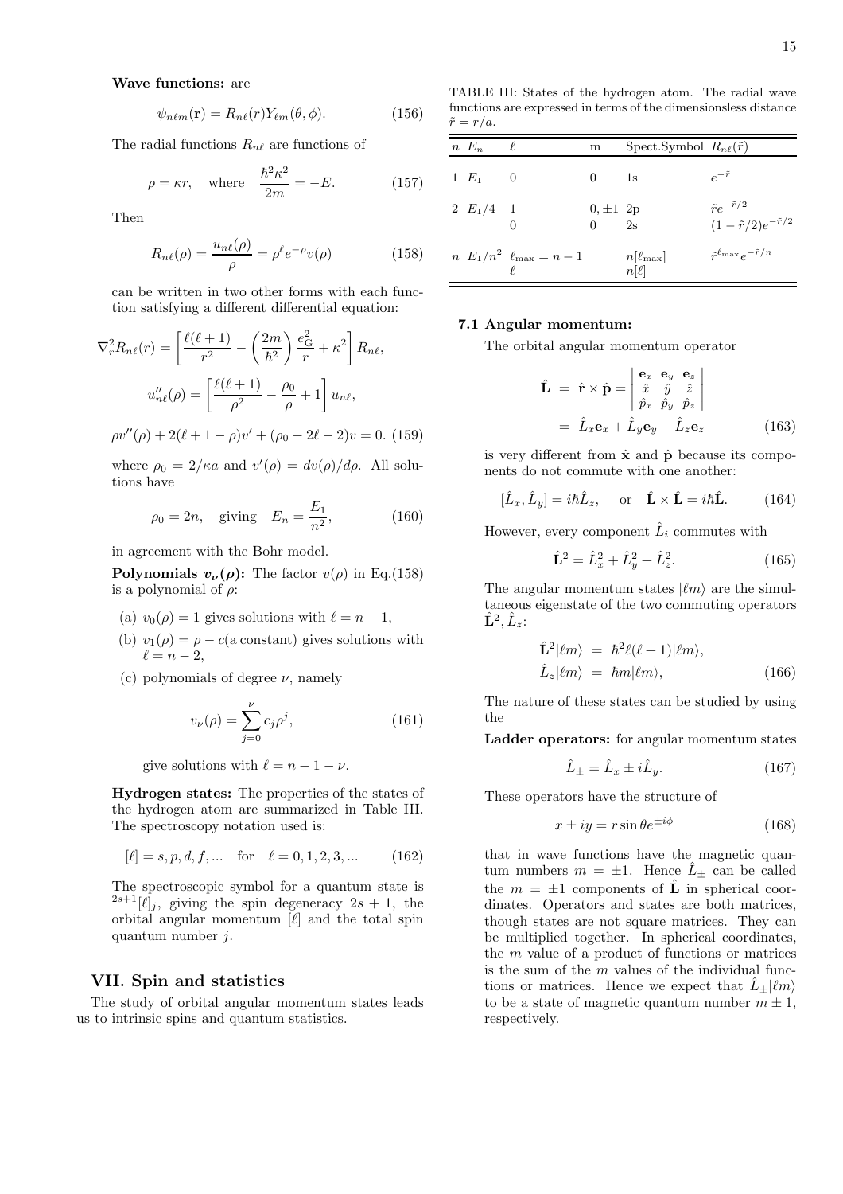**Wave functions:** are

$$\psi_{n\ell m}(\mathbf{r}) = R_{n\ell}(r) Y_{\ell m}(\theta, \phi). \tag{156}$$

The radial functions $R_{n\ell}$ are functions of

$$\rho = \kappa r, \quad \text{where} \quad \frac{\hbar^2 \kappa^2}{2m} = -E. \tag{157}$$

Then

$$R_{n\ell}(\rho) = \frac{u_{n\ell}(\rho)}{\rho} = \rho^\ell e^{-\rho} v(\rho) \tag{158}$$

can be written in two other forms with each function satisfying a different differential equation:

$$\nabla_r^2 R_{n\ell}(r) = \left[ \frac{\ell(\ell+1)}{r^2} - \left(\frac{2m}{\hbar^2}\right) \frac{e_G^2}{r} + \kappa^2 \right] R_{n\ell},$$

$$u''_{n\ell}(\rho) = \left[ \frac{\ell(\ell+1)}{\rho^2} - \frac{\rho_0}{\rho} + 1 \right] u_{n\ell},$$

$$\rho v''(\rho) + 2(\ell + 1 - \rho) v' + (\rho_0 - 2\ell - 2) v = 0. \tag{159}$$

where $\rho_0 = 2/\kappa a$ and $v'(\rho) = dv(\rho)/d\rho$. All solutions have

$$\rho_0 = 2n, \quad \text{giving} \quad E_n = \frac{E_1}{n^2}, \tag{160}$$

in agreement with the Bohr model.

**Polynomials $v_\nu(\rho)$:** The factor $v(\rho)$ in Eq.(158) is a polynomial of $\rho$:

(a) $v_0(\rho) = 1$ gives solutions with $\ell = n - 1$,

(b) $v_1(\rho) = \rho - c$(a constant) gives solutions with $\ell = n - 2$,

(c) polynomials of degree $\nu$, namely

$$v_\nu(\rho) = \sum_{j=0}^{\nu} c_j \rho^j, \tag{161}$$

give solutions with $\ell = n - 1 - \nu$.

**Hydrogen states:** The properties of the states of the hydrogen atom are summarized in Table III. The spectroscopy notation used is:

$$[\ell] = s, p, d, f, ... \quad \text{for} \quad \ell = 0, 1, 2, 3, ... \tag{162}$$

The spectroscopic symbol for a quantum state is ${}^{2s+1}[\ell]_j$, giving the spin degeneracy $2s+1$, the orbital angular momentum $[\ell]$ and the total spin quantum number $j$.

## VII. Spin and statistics

The study of orbital angular momentum states leads us to intrinsic spins and quantum statistics.

TABLE III: States of the hydrogen atom. The radial wave functions are expressed in terms of the dimensionless distance $\tilde{r} = r/a$.

| $n$ | $E_n$ | $\ell$ | m | Spect.Symbol | $R_{n\ell}(\tilde{r})$ |
|---|---|---|---|---|---|
| 1 | $E_1$ | 0 | 0 | 1s | $e^{-\tilde{r}}$ |
| 2 | $E_1/4$ | 1 | $0, \pm 1$ | 2p | $\tilde{r} e^{-\tilde{r}/2}$ |
| | | 0 | 0 | 2s | $(1 - \tilde{r}/2) e^{-\tilde{r}/2}$ |
| $n$ | $E_1/n^2$ | $\ell_{\max} = n - 1$ | | $n[\ell_{\max}]$ | $\tilde{r}^{\ell_{\max}} e^{-\tilde{r}/n}$ |
| | | $\ell$ | | $n[\ell]$ | |

### 7.1 Angular momentum:

The orbital angular momentum operator

$$\hat{\mathbf{L}} = \hat{\mathbf{r}} \times \hat{\mathbf{p}} = \begin{vmatrix} \mathbf{e}_x & \mathbf{e}_y & \mathbf{e}_z \\ \hat{x} & \hat{y} & \hat{z} \\ \hat{p}_x & \hat{p}_y & \hat{p}_z \end{vmatrix}$$
$$= \hat{L}_x \mathbf{e}_x + \hat{L}_y \mathbf{e}_y + \hat{L}_z \mathbf{e}_z \tag{163}$$

is very different from $\hat{\mathbf{x}}$ and $\hat{\mathbf{p}}$ because its components do not commute with one another:

$$[\hat{L}_x, \hat{L}_y] = i\hbar \hat{L}_z, \quad \text{or} \quad \hat{\mathbf{L}} \times \hat{\mathbf{L}} = i\hbar \hat{\mathbf{L}}. \tag{164}$$

However, every component $\hat{L}_i$ commutes with

$$\hat{\mathbf{L}}^2 = \hat{L}_x^2 + \hat{L}_y^2 + \hat{L}_z^2. \tag{165}$$

The angular momentum states $|\ell m\rangle$ are the simultaneous eigenstate of the two commuting operators $\hat{\mathbf{L}}^2, \hat{L}_z$:

$$\hat{\mathbf{L}}^2 |\ell m\rangle = \hbar^2 \ell(\ell+1) |\ell m\rangle,$$
$$\hat{L}_z |\ell m\rangle = \hbar m |\ell m\rangle, \tag{166}$$

The nature of these states can be studied by using the

**Ladder operators:** for angular momentum states

$$\hat{L}_\pm = \hat{L}_x \pm i \hat{L}_y. \tag{167}$$

These operators have the structure of

$$x \pm iy = r \sin\theta e^{\pm i\phi} \tag{168}$$

that in wave functions have the magnetic quantum numbers $m = \pm 1$. Hence $\hat{L}_\pm$ can be called the $m = \pm 1$ components of $\hat{\mathbf{L}}$ in spherical coordinates. Operators and states are both matrices, though states are not square matrices. They can be multiplied together. In spherical coordinates, the $m$ value of a product of functions or matrices is the sum of the $m$ values of the individual functions or matrices. Hence we expect that $\hat{L}_\pm |\ell m\rangle$ to be a state of magnetic quantum number $m \pm 1$, respectively.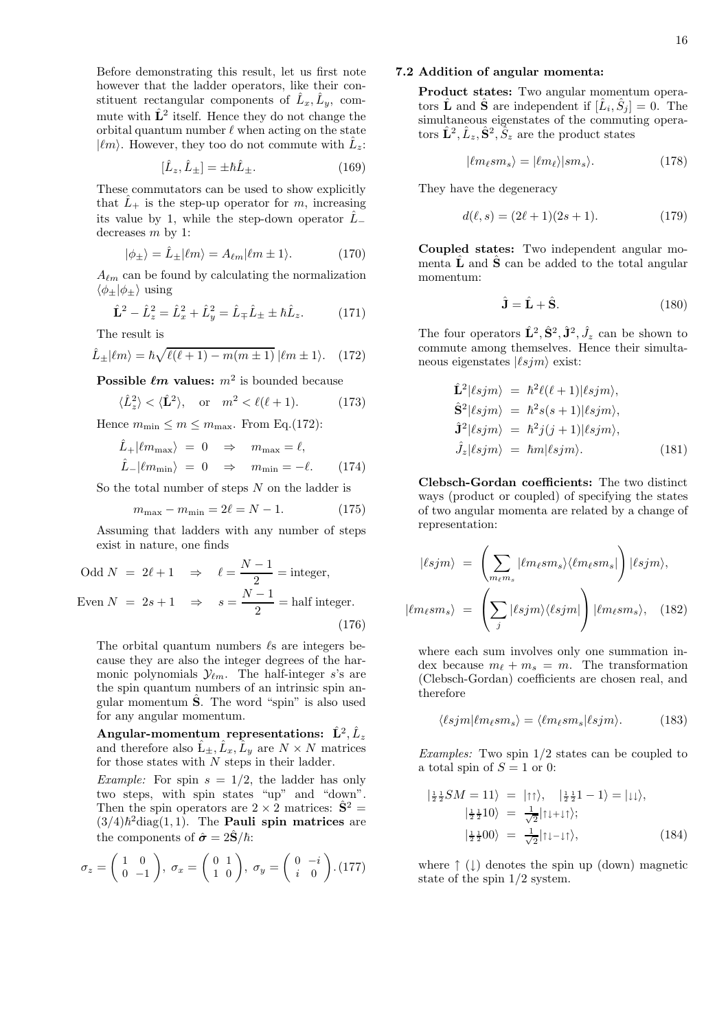Before demonstrating this result, let us first note however that the ladder operators, like their constituent rectangular components of $\hat{L}_x, \hat{L}_y$, commute with $\hat{\mathbf{L}}^2$ itself. Hence they do not change the orbital quantum number $\ell$ when acting on the state $|\ell m\rangle$. However, they too do not commute with $\hat{L}_z$:

$$[\hat{L}_z, \hat{L}_\pm] = \pm\hbar \hat{L}_\pm. \tag{169}$$

These commutators can be used to show explicitly that $\hat{L}_+$ is the step-up operator for $m$, increasing its value by 1, while the step-down operator $\hat{L}_-$ decreases $m$ by 1:

$$|\phi_\pm\rangle = \hat{L}_\pm|\ell m\rangle = A_{\ell m}|\ell m \pm 1\rangle. \tag{170}$$

$A_{\ell m}$ can be found by calculating the normalization $\langle\phi_\pm|\phi_\pm\rangle$ using

$$\hat{\mathbf{L}}^2 - \hat{L}_z^2 = \hat{L}_x^2 + \hat{L}_y^2 = \hat{L}_\mp\hat{L}_\pm \pm \hbar\hat{L}_z. \tag{171}$$

The result is

$$\hat{L}_\pm|\ell m\rangle = \hbar\sqrt{\ell(\ell+1) - m(m\pm 1)}\,|\ell m \pm 1\rangle. \tag{172}$$

**Possible $\ell m$ values:** $m^2$ is bounded because

$$\langle\hat{L}_z^2\rangle < \langle\hat{\mathbf{L}}^2\rangle, \quad \text{or} \quad m^2 < \ell(\ell+1). \tag{173}$$

Hence $m_{\min} \le m \le m_{\max}$. From Eq.(172):

$$\begin{aligned}
\hat{L}_+|\ell m_{\max}\rangle &= 0 \quad\Rightarrow\quad m_{\max} = \ell,\\
\hat{L}_-|\ell m_{\min}\rangle &= 0 \quad\Rightarrow\quad m_{\min} = -\ell.
\end{aligned} \tag{174}$$

So the total number of steps $N$ on the ladder is

$$m_{\max} - m_{\min} = 2\ell = N - 1. \tag{175}$$

Assuming that ladders with any number of steps exist in nature, one finds

$$\begin{aligned}
\text{Odd } N &= 2\ell + 1 \quad\Rightarrow\quad \ell = \frac{N-1}{2} = \text{integer},\\
\text{Even } N &= 2s + 1 \quad\Rightarrow\quad s = \frac{N-1}{2} = \text{half integer}.
\end{aligned} \tag{176}$$

The orbital quantum numbers $\ell$s are integers because they are also the integer degrees of the harmonic polynomials $\mathcal{Y}_{\ell m}$. The half-integer $s$'s are the spin quantum numbers of an intrinsic spin angular momentum $\hat{\mathbf{S}}$. The word "spin" is also used for any angular momentum.

**Angular-momentum representations:** $\hat{\mathbf{L}}^2, \hat{L}_z$ and therefore also $\hat{\mathrm{L}}_\pm, \hat{L}_x, \hat{L}_y$ are $N \times N$ matrices for those states with $N$ steps in their ladder.

*Example:* For spin $s = 1/2$, the ladder has only two steps, with spin states "up" and "down". Then the spin operators are $2\times 2$ matrices: $\hat{\mathbf{S}}^2 = (3/4)\hbar^2\mathrm{diag}(1,1)$. The **Pauli spin matrices** are the components of $\hat{\boldsymbol{\sigma}} = 2\hat{\mathbf{S}}/\hbar$:

$$\sigma_z = \begin{pmatrix} 1 & 0 \\ 0 & -1 \end{pmatrix},\ \sigma_x = \begin{pmatrix} 0 & 1 \\ 1 & 0 \end{pmatrix},\ \sigma_y = \begin{pmatrix} 0 & -i \\ i & 0 \end{pmatrix}. \tag{177}$$

### 7.2 Addition of angular momenta:

**Product states:** Two angular momentum operators $\hat{\mathbf{L}}$ and $\hat{\mathbf{S}}$ are independent if $[\hat{L}_i, \hat{S}_j] = 0$. The simultaneous eigenstates of the commuting operators $\hat{\mathbf{L}}^2, \hat{L}_z, \hat{\mathbf{S}}^2, \hat{S}_z$ are the product states

$$|\ell m_\ell s m_s\rangle = |\ell m_\ell\rangle|s m_s\rangle. \tag{178}$$

They have the degeneracy

$$d(\ell, s) = (2\ell+1)(2s+1). \tag{179}$$

**Coupled states:** Two independent angular momenta $\hat{\mathbf{L}}$ and $\hat{\mathbf{S}}$ can be added to the total angular momentum:

$$\hat{\mathbf{J}} = \hat{\mathbf{L}} + \hat{\mathbf{S}}. \tag{180}$$

The four operators $\hat{\mathbf{L}}^2, \hat{\mathbf{S}}^2, \hat{\mathbf{J}}^2, \hat{J}_z$ can be shown to commute among themselves. Hence their simultaneous eigenstates $|\ell s j m\rangle$ exist:

$$\begin{aligned}
\hat{\mathbf{L}}^2|\ell s j m\rangle &= \hbar^2\ell(\ell+1)|\ell s j m\rangle,\\
\hat{\mathbf{S}}^2|\ell s j m\rangle &= \hbar^2 s(s+1)|\ell s j m\rangle,\\
\hat{\mathbf{J}}^2|\ell s j m\rangle &= \hbar^2 j(j+1)|\ell s j m\rangle,\\
\hat{J}_z|\ell s j m\rangle &= \hbar m|\ell s j m\rangle.
\end{aligned} \tag{181}$$

**Clebsch-Gordan coefficients:** The two distinct ways (product or coupled) of specifying the states of two angular momenta are related by a change of representation:

$$\begin{aligned}
|\ell s j m\rangle &= \left(\sum_{m_\ell m_s} |\ell m_\ell s m_s\rangle\langle\ell m_\ell s m_s|\right)|\ell s j m\rangle,\\
|\ell m_\ell s m_s\rangle &= \left(\sum_j |\ell s j m\rangle\langle\ell s j m|\right)|\ell m_\ell s m_s\rangle,
\end{aligned} \tag{182}$$

where each sum involves only one summation index because $m_\ell + m_s = m$. The transformation (Clebsch-Gordan) coefficients are chosen real, and therefore

$$\langle\ell s j m|\ell m_\ell s m_s\rangle = \langle\ell m_\ell s m_s|\ell s j m\rangle. \tag{183}$$

*Examples:* Two spin 1/2 states can be coupled to a total spin of $S = 1$ or 0:

$$\begin{aligned}
|\tfrac{1}{2}\tfrac{1}{2}SM = 11\rangle &= |\uparrow\uparrow\rangle, \quad |\tfrac{1}{2}\tfrac{1}{2}1-1\rangle = |\downarrow\downarrow\rangle,\\
|\tfrac{1}{2}\tfrac{1}{2}10\rangle &= \tfrac{1}{\sqrt{2}}|\uparrow\downarrow + \downarrow\uparrow\rangle;\\
|\tfrac{1}{2}\tfrac{1}{2}00\rangle &= \tfrac{1}{\sqrt{2}}|\uparrow\downarrow - \downarrow\uparrow\rangle,
\end{aligned} \tag{184}$$

where $\uparrow$ ($\downarrow$) denotes the spin up (down) magnetic state of the spin 1/2 system.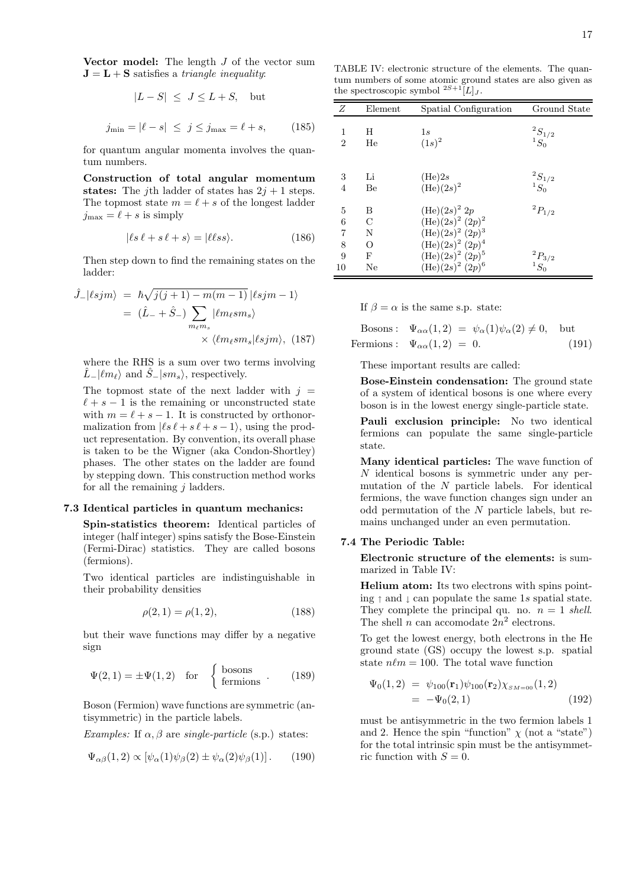**Vector model:** The length $J$ of the vector sum $\mathbf{J} = \mathbf{L} + \mathbf{S}$ satisfies a *triangle inequality*:

$$|L - S| \;\leq\; J \leq L + S, \quad \text{but}$$

$$j_{\min} = |\ell - s| \;\leq\; j \leq j_{\max} = \ell + s, \qquad (185)$$

for quantum angular momenta involves the quantum numbers.

**Construction of total angular momentum states:** The $j$th ladder of states has $2j+1$ steps. The topmost state $m = \ell + s$ of the longest ladder $j_{\max} = \ell + s$ is simply

$$|\ell s\, \ell + s\, \ell + s\rangle = |\ell\ell ss\rangle. \qquad (186)$$

Then step down to find the remaining states on the ladder:

$$\begin{aligned} \hat{J}_-|\ell sjm\rangle &= \hbar\sqrt{j(j+1) - m(m-1)}\, |\ell sjm-1\rangle \\ &= (\hat{L}_- + \hat{S}_-) \sum_{m_\ell m_s} |\ell m_\ell s m_s\rangle \\ &\qquad \times \langle \ell m_\ell s m_s | \ell sjm\rangle, \quad (187) \end{aligned}$$

where the RHS is a sum over two terms involving $\hat{L}_-|\ell m_\ell\rangle$ and $\hat{S}_-|sm_s\rangle$, respectively.

The topmost state of the next ladder with $j = \ell + s - 1$ is the remaining or unconstructed state with $m = \ell + s - 1$. It is constructed by orthonormalization from $|\ell s\, \ell + s\, \ell + s - 1\rangle$, using the product representation. By convention, its overall phase is taken to be the Wigner (aka Condon-Shortley) phases. The other states on the ladder are found by stepping down. This construction method works for all the remaining $j$ ladders.

### 7.3 Identical particles in quantum mechanics:

**Spin-statistics theorem:** Identical particles of integer (half integer) spins satisfy the Bose-Einstein (Fermi-Dirac) statistics. They are called bosons (fermions).

Two identical particles are indistinguishable in their probability densities

$$\rho(2,1) = \rho(1,2), \qquad (188)$$

but their wave functions may differ by a negative sign

$$\Psi(2,1) = \pm\Psi(1,2) \quad \text{for} \quad \left\{ \begin{array}{l} \text{bosons} \\ \text{fermions} \end{array} \right. . \qquad (189)$$

Boson (Fermion) wave functions are symmetric (antisymmetric) in the particle labels.

*Examples:* If $\alpha, \beta$ are *single-particle* (s.p.) states:

$$\Psi_{\alpha\beta}(1,2) \propto \left[\psi_\alpha(1)\psi_\beta(2) \pm \psi_\alpha(2)\psi_\beta(1)\right]. \qquad (190)$$

If $\beta = \alpha$ is the same s.p. state:

$$\begin{aligned} \text{Bosons}: \quad \Psi_{\alpha\alpha}(1,2) &= \psi_\alpha(1)\psi_\alpha(2) \neq 0, \quad \text{but} \\ \text{Fermions}: \quad \Psi_{\alpha\alpha}(1,2) &= 0. \end{aligned} \qquad (191)$$

These important results are called:

**Bose-Einstein condensation:** The ground state of a system of identical bosons is one where every boson is in the lowest energy single-particle state.

**Pauli exclusion principle:** No two identical fermions can populate the same single-particle state.

**Many identical particles:** The wave function of $N$ identical bosons is symmetric under any permutation of the $N$ particle labels. For identical fermions, the wave function changes sign under an odd permutation of the $N$ particle labels, but remains unchanged under an even permutation.

### 7.4 The Periodic Table:

**Electronic structure of the elements:** is summarized in Table IV:

TABLE IV: electronic structure of the elements. The quantum numbers of some atomic ground states are also given as the spectroscopic symbol $^{2S+1}[L]_J$.

| $Z$ | Element | Spatial Configuration | Ground State |
|---|---|---|---|
| 1 | H | $1s$ | $^2S_{1/2}$ |
| 2 | He | $(1s)^2$ | $^1S_0$ |
| 3 | Li | (He)$2s$ | $^2S_{1/2}$ |
| 4 | Be | (He)$(2s)^2$ | $^1S_0$ |
| 5 | B | (He)$(2s)^2\; 2p$ | $^2P_{1/2}$ |
| 6 | C | (He)$(2s)^2\; (2p)^2$ | |
| 7 | N | (He)$(2s)^2\; (2p)^3$ | |
| 8 | O | (He)$(2s)^2\; (2p)^4$ | |
| 9 | F | (He)$(2s)^2\; (2p)^5$ | $^2P_{3/2}$ |
| 10 | Ne | (He)$(2s)^2\; (2p)^6$ | $^1S_0$ |

**Helium atom:** Its two electrons with spins pointing $\uparrow$ and $\downarrow$ can populate the same $1s$ spatial state. They complete the principal qu. no. $n = 1$ *shell*. The shell $n$ can accomodate $2n^2$ electrons.

To get the lowest energy, both electrons in the He ground state (GS) occupy the lowest s.p. spatial state $n\ell m = 100$. The total wave function

$$\begin{aligned} \Psi_0(1,2) &= \psi_{100}(\mathbf{r}_1)\psi_{100}(\mathbf{r}_2)\chi_{_{SM=00}}(1,2) \\ &= -\Psi_0(2,1) \end{aligned} \qquad (192)$$

must be antisymmetric in the two fermion labels 1 and 2. Hence the spin "function" $\chi$ (not a "state") for the total intrinsic spin must be the antisymmetric function with $S = 0$.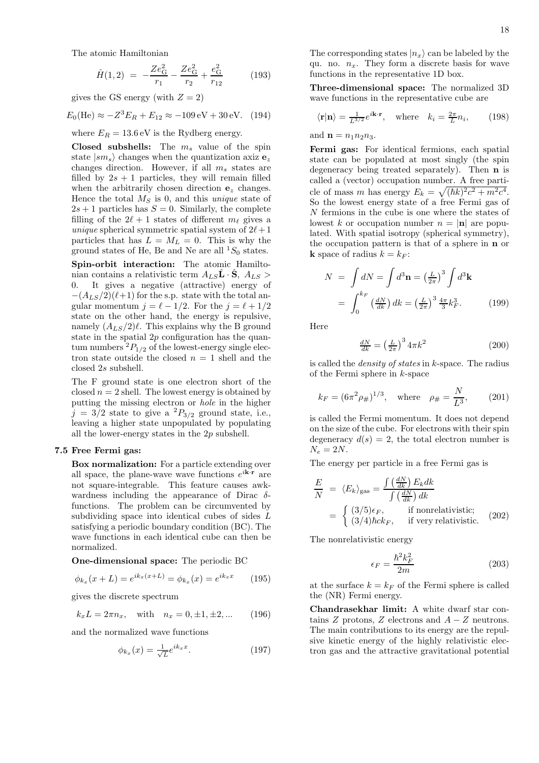The atomic Hamiltonian

$$\hat{H}(1,2) \;=\; -\frac{Ze_{\rm G}^2}{r_1} - \frac{Ze_{\rm G}^2}{r_2} + \frac{e_{\rm G}^2}{r_{12}} \qquad (193)$$

gives the GS energy (with $Z = 2$)

$$E_0({\rm He}) \approx -Z^3 E_R + E_{12} \approx -109\,{\rm eV} + 30\,{\rm eV}. \quad (194)$$

where $E_R = 13.6\,{\rm eV}$ is the Rydberg energy.

**Closed subshells:** The $m_s$ value of the spin state $|sm_s\rangle$ changes when the quantization axiz $\mathbf{e}_z$ changes direction. However, if all $m_s$ states are filled by $2s+1$ particles, they will remain filled when the arbitrarily chosen direction $\mathbf{e}_z$ changes. Hence the total $M_S$ is 0, and this *unique* state of $2s+1$ particles has $S = 0$. Similarly, the complete filling of the $2\ell+1$ states of different $m_\ell$ gives a *unique* spherical symmetric spatial system of $2\ell+1$ particles that has $L = M_L = 0$. This is why the ground states of He, Be and Ne are all ${}^1S_0$ states.

**Spin-orbit interaction:** The atomic Hamiltonian contains a relativistic term $A_{LS}\hat{\mathbf{L}}\cdot\hat{\mathbf{S}}$, $A_{LS} > 0$. It gives a negative (attractive) energy of $-(A_{LS}/2)(\ell+1)$ for the s.p. state with the total angular momentum $j = \ell - 1/2$. For the $j = \ell + 1/2$ state on the other hand, the energy is repulsive, namely $(A_{LS}/2)\ell$. This explains why the B ground state in the spatial $2p$ configuration has the quantum numbers ${}^2P_{1/2}$ of the lowest-energy single electron state outside the closed $n = 1$ shell and the closed $2s$ subshell.

The F ground state is one electron short of the closed $n = 2$ shell. The lowest energy is obtained by putting the missing electron or *hole* in the higher $j = 3/2$ state to give a ${}^2P_{3/2}$ ground state, i.e., leaving a higher state unpopulated by populating all the lower-energy states in the $2p$ subshell.

### 7.5 Free Fermi gas:

**Box normalization:** For a particle extending over all space, the plane-wave wave functions $e^{i\mathbf{k}\cdot\mathbf{r}}$ are not square-integrable. This feature causes awkwardness including the appearance of Dirac $\delta$-functions. The problem can be circumvented by subdividing space into identical cubes of sides $L$ satisfying a periodic boundary condition (BC). The wave functions in each identical cube can then be normalized.

**One-dimensional space:** The periodic BC

$$\phi_{k_x}(x+L) = e^{ik_x(x+L)} = \phi_{k_x}(x) = e^{ik_x x} \qquad (195)$$

gives the discrete spectrum

$$k_x L = 2\pi n_x, \quad \text{with} \quad n_x = 0, \pm1, \pm2, ... \qquad (196)$$

and the normalized wave functions

$$\phi_{k_x}(x) = \tfrac{1}{\sqrt{L}} e^{ik_x x}. \qquad (197)$$

The corresponding states $|n_x\rangle$ can be labeled by the qu. no. $n_x$. They form a discrete basis for wave functions in the representative 1D box.

**Three-dimensional space:** The normalized 3D wave functions in the representative cube are

$$\langle \mathbf{r}|\mathbf{n}\rangle = \tfrac{1}{L^{3/2}} e^{i\mathbf{k}\cdot\mathbf{r}}, \quad \text{where} \quad k_i = \tfrac{2\pi}{L} n_i, \qquad (198)$$

and $\mathbf{n} = n_1 n_2 n_3$.

**Fermi gas:** For identical fermions, each spatial state can be populated at most singly (the spin degeneracy being treated separately). Then $\mathbf{n}$ is called a (vector) occupation number. A free particle of mass $m$ has energy $E_k = \sqrt{(\hbar k)^2 c^2 + m^2 c^4}$. So the lowest energy state of a free Fermi gas of $N$ fermions in the cube is one where the states of lowest $k$ or occupation number $n = |\mathbf{n}|$ are populated. With spatial isotropy (spherical symmetry), the occupation pattern is that of a sphere in $\mathbf{n}$ or $\mathbf{k}$ space of radius $k = k_F$:

$$\begin{aligned} N \;&=\; \int dN = \int d^3\mathbf{n} = \left(\tfrac{L}{2\pi}\right)^3 \int d^3\mathbf{k} \\ &=\; \int_0^{k_F} \left(\tfrac{dN}{dk}\right) dk = \left(\tfrac{L}{2\pi}\right)^3 \tfrac{4\pi}{3} k_F^3. \end{aligned} \qquad (199)$$

Here

$$\tfrac{dN}{dk} = \left(\tfrac{L}{2\pi}\right)^3 4\pi k^2 \qquad (200)$$

is called the *density of states* in $k$-space. The radius of the Fermi sphere in $k$-space

$$k_F = (6\pi^2 \rho_\#)^{1/3}, \quad \text{where} \quad \rho_\# = \frac{N}{L^3}, \qquad (201)$$

is called the Fermi momentum. It does not depend on the size of the cube. For electrons with their spin degeneracy $d(s) = 2$, the total electron number is $N_e = 2N$.

The energy per particle in a free Fermi gas is

$$\begin{aligned} \frac{E}{N} \;&=\; \langle E_k\rangle_{\rm gas} = \frac{\int \left(\frac{dN}{dk}\right) E_k dk}{\int \left(\frac{dN}{dk}\right) dk} \\ &=\; \begin{cases} (3/5)\epsilon_F, & \text{if nonrelativistic;} \\ (3/4)\hbar c k_F, & \text{if very relativistic.} \end{cases} \end{aligned} \qquad (202)$$

The nonrelativistic energy

$$\epsilon_F = \frac{\hbar^2 k_F^2}{2m} \qquad (203)$$

at the surface $k = k_F$ of the Fermi sphere is called the (NR) Fermi energy.

**Chandrasekhar limit:** A white dwarf star contains $Z$ protons, $Z$ electrons and $A - Z$ neutrons. The main contributions to its energy are the repulsive kinetic energy of the highly relativistic electron gas and the attractive gravitational potential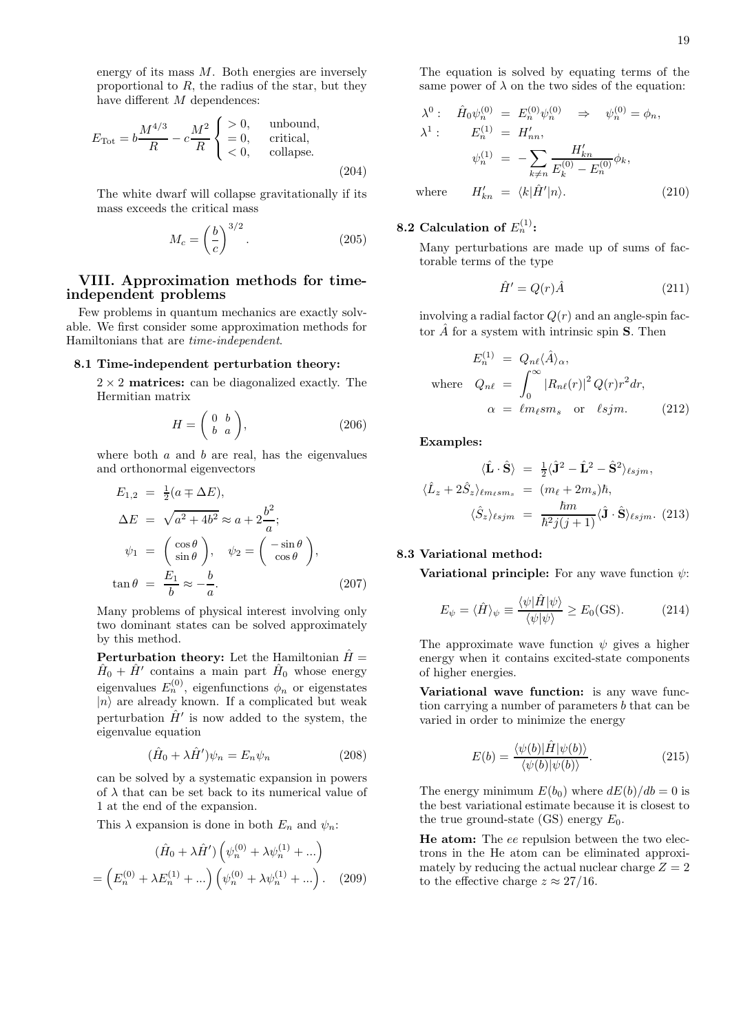energy of its mass $M$. Both energies are inversely proportional to $R$, the radius of the star, but they have different $M$ dependences:

$$E_{\rm Tot} = b\frac{M^{4/3}}{R} - c\frac{M^2}{R} \begin{cases} > 0, & \text{unbound,} \\ = 0, & \text{critical,} \\ < 0, & \text{collapse.} \end{cases} \tag{204}$$

The white dwarf will collapse gravitationally if its mass exceeds the critical mass

$$M_c = \left(\frac{b}{c}\right)^{3/2}. \tag{205}$$

## VIII. Approximation methods for time-independent problems

Few problems in quantum mechanics are exactly solvable. We first consider some approximation methods for Hamiltonians that are *time-independent*.

### 8.1 Time-independent perturbation theory:

**$2\times 2$ matrices:** can be diagonalized exactly. The Hermitian matrix

$$H = \begin{pmatrix} 0 & b \\ b & a \end{pmatrix}, \tag{206}$$

where both $a$ and $b$ are real, has the eigenvalues and orthonormal eigenvectors

$$\begin{aligned}
E_{1,2} &= \tfrac{1}{2}(a \mp \Delta E), \\
\Delta E &= \sqrt{a^2 + 4b^2} \approx a + 2\frac{b^2}{a}; \\
\psi_1 &= \begin{pmatrix} \cos\theta \\ \sin\theta \end{pmatrix}, \quad \psi_2 = \begin{pmatrix} -\sin\theta \\ \cos\theta \end{pmatrix}, \\
\tan\theta &= \frac{E_1}{b} \approx -\frac{b}{a}.
\end{aligned} \tag{207}$$

Many problems of physical interest involving only two dominant states can be solved approximately by this method.

**Perturbation theory:** Let the Hamiltonian $\hat{H} = \hat{H}_0 + \hat{H}'$ contains a main part $\hat{H}_0$ whose energy eigenvalues $E_n^{(0)}$, eigenfunctions $\phi_n$ or eigenstates $|n\rangle$ are already known. If a complicated but weak perturbation $\hat{H}'$ is now added to the system, the eigenvalue equation

$$(\hat{H}_0 + \lambda\hat{H}')\psi_n = E_n\psi_n \tag{208}$$

can be solved by a systematic expansion in powers of $\lambda$ that can be set back to its numerical value of 1 at the end of the expansion.

This $\lambda$ expansion is done in both $E_n$ and $\psi_n$:

$$\begin{aligned}
&(\hat{H}_0 + \lambda\hat{H}')\left(\psi_n^{(0)} + \lambda\psi_n^{(1)} + ...\right) \\
&= \left(E_n^{(0)} + \lambda E_n^{(1)} + ...\right)\left(\psi_n^{(0)} + \lambda\psi_n^{(1)} + ...\right).
\end{aligned} \tag{209}$$

The equation is solved by equating terms of the same power of $\lambda$ on the two sides of the equation:

$$\begin{aligned}
\lambda^0: \quad \hat{H}_0\psi_n^{(0)} &= E_n^{(0)}\psi_n^{(0)} \quad \Rightarrow \quad \psi_n^{(0)} = \phi_n, \\
\lambda^1: \quad E_n^{(1)} &= H'_{nn}, \\
\psi_n^{(1)} &= -\sum_{k\neq n}\frac{H'_{kn}}{E_k^{(0)} - E_n^{(0)}}\phi_k, \\
\text{where} \quad H'_{kn} &= \langle k|\hat{H}'|n\rangle.
\end{aligned} \tag{210}$$

### 8.2 Calculation of $E_n^{(1)}$:

Many perturbations are made up of sums of factorable terms of the type

$$\hat{H}' = Q(r)\hat{A} \tag{211}$$

involving a radial factor $Q(r)$ and an angle-spin factor $\hat{A}$ for a system with intrinsic spin $\mathbf{S}$. Then

$$\begin{aligned}
E_n^{(1)} &= Q_{n\ell}\langle\hat{A}\rangle_\alpha, \\
\text{where} \quad Q_{n\ell} &= \int_0^\infty |R_{n\ell}(r)|^2 Q(r) r^2 dr, \\
\alpha &= \ell m_\ell s m_s \quad \text{or} \quad \ell s j m.
\end{aligned} \tag{212}$$

**Examples:**

$$\begin{aligned}
\langle\hat{\mathbf{L}}\cdot\hat{\mathbf{S}}\rangle &= \tfrac{1}{2}\langle\hat{\mathbf{J}}^2 - \hat{\mathbf{L}}^2 - \hat{\mathbf{S}}^2\rangle_{\ell s j m}, \\
\langle\hat{L}_z + 2\hat{S}_z\rangle_{\ell m_\ell s m_s} &= (m_\ell + 2m_s)\hbar, \\
\langle\hat{S}_z\rangle_{\ell s j m} &= \frac{\hbar m}{\hbar^2 j(j+1)}\langle\hat{\mathbf{J}}\cdot\hat{\mathbf{S}}\rangle_{\ell s j m}.
\end{aligned} \tag{213}$$

### 8.3 Variational method:

**Variational principle:** For any wave function $\psi$:

$$E_\psi = \langle\hat{H}\rangle_\psi \equiv \frac{\langle\psi|\hat{H}|\psi\rangle}{\langle\psi|\psi\rangle} \geq E_0(\text{GS}). \tag{214}$$

The approximate wave function $\psi$ gives a higher energy when it contains excited-state components of higher energies.

**Variational wave function:** is any wave function carrying a number of parameters $b$ that can be varied in order to minimize the energy

$$E(b) = \frac{\langle\psi(b)|\hat{H}|\psi(b)\rangle}{\langle\psi(b)|\psi(b)\rangle}. \tag{215}$$

The energy minimum $E(b_0)$ where $dE(b)/db = 0$ is the best variational estimate because it is closest to the true ground-state (GS) energy $E_0$.

**He atom:** The $ee$ repulsion between the two electrons in the He atom can be eliminated approximately by reducing the actual nuclear charge $Z = 2$ to the effective charge $z \approx 27/16$.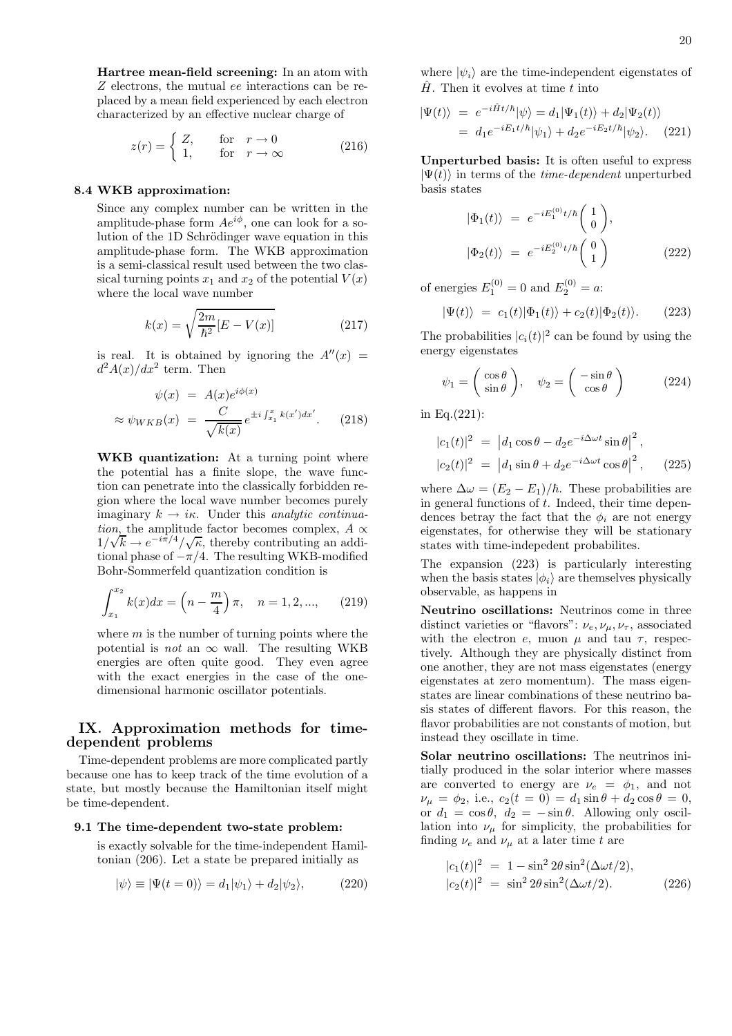**Hartree mean-field screening:** In an atom with $Z$ electrons, the mutual $ee$ interactions can be replaced by a mean field experienced by each electron characterized by an effective nuclear charge of

$$z(r) = \begin{cases} Z, & \text{for} \quad r \to 0 \\ 1, & \text{for} \quad r \to \infty \end{cases} \tag{216}$$

### 8.4 WKB approximation:

Since any complex number can be written in the amplitude-phase form $Ae^{i\phi}$, one can look for a solution of the 1D Schrödinger wave equation in this amplitude-phase form. The WKB approximation is a semi-classical result used between the two classical turning points $x_1$ and $x_2$ of the potential $V(x)$ where the local wave number

$$k(x) = \sqrt{\frac{2m}{\hbar^2}[E - V(x)]} \tag{217}$$

is real. It is obtained by ignoring the $A''(x) = d^2A(x)/dx^2$ term. Then

$$\begin{aligned} \psi(x) &= A(x)e^{i\phi(x)} \\ \approx \psi_{WKB}(x) &= \frac{C}{\sqrt{k(x)}} e^{\pm i \int_{x_1}^{x} k(x')dx'}. \end{aligned} \tag{218}$$

**WKB quantization:** At a turning point where the potential has a finite slope, the wave function can penetrate into the classically forbidden region where the local wave number becomes purely imaginary $k \to i\kappa$. Under this *analytic continuation*, the amplitude factor becomes complex, $A \propto 1/\sqrt{k} \to e^{-i\pi/4}/\sqrt{\kappa}$, thereby contributing an additional phase of $-\pi/4$. The resulting WKB-modified Bohr-Sommerfeld quantization condition is

$$\int_{x_1}^{x_2} k(x)dx = \left(n - \frac{m}{4}\right)\pi, \quad n = 1, 2, ..., \tag{219}$$

where $m$ is the number of turning points where the potential is *not* an $\infty$ wall. The resulting WKB energies are often quite good. They even agree with the exact energies in the case of the one-dimensional harmonic oscillator potentials.

## IX. Approximation methods for time-dependent problems

Time-dependent problems are more complicated partly because one has to keep track of the time evolution of a state, but mostly because the Hamiltonian itself might be time-dependent.

### 9.1 The time-dependent two-state problem:

is exactly solvable for the time-independent Hamiltonian (206). Let a state be prepared initially as

$$|\psi\rangle \equiv |\Psi(t=0)\rangle = d_1|\psi_1\rangle + d_2|\psi_2\rangle, \tag{220}$$

where $|\psi_i\rangle$ are the time-independent eigenstates of $\hat{H}$. Then it evolves at time $t$ into

$$\begin{aligned} |\Psi(t)\rangle &= e^{-i\hat{H}t/\hbar}|\psi\rangle = d_1|\Psi_1(t)\rangle + d_2|\Psi_2(t)\rangle \\ &= d_1 e^{-iE_1t/\hbar}|\psi_1\rangle + d_2 e^{-iE_2t/\hbar}|\psi_2\rangle. \end{aligned} \tag{221}$$

**Unperturbed basis:** It is often useful to express $|\Psi(t)\rangle$ in terms of the *time-dependent* unperturbed basis states

$$\begin{aligned} |\Phi_1(t)\rangle &= e^{-iE_1^{(0)}t/\hbar}\begin{pmatrix} 1 \\ 0 \end{pmatrix}, \\ |\Phi_2(t)\rangle &= e^{-iE_2^{(0)}t/\hbar}\begin{pmatrix} 0 \\ 1 \end{pmatrix} \end{aligned} \tag{222}$$

of energies $E_1^{(0)} = 0$ and $E_2^{(0)} = a$:

$$|\Psi(t)\rangle = c_1(t)|\Phi_1(t)\rangle + c_2(t)|\Phi_2(t)\rangle. \tag{223}$$

The probabilities $|c_i(t)|^2$ can be found by using the energy eigenstates

$$\psi_1 = \begin{pmatrix} \cos\theta \\ \sin\theta \end{pmatrix}, \quad \psi_2 = \begin{pmatrix} -\sin\theta \\ \cos\theta \end{pmatrix} \tag{224}$$

in Eq.(221):

$$\begin{aligned} |c_1(t)|^2 &= \left|d_1\cos\theta - d_2 e^{-i\Delta\omega t}\sin\theta\right|^2, \\ |c_2(t)|^2 &= \left|d_1\sin\theta + d_2 e^{-i\Delta\omega t}\cos\theta\right|^2, \end{aligned} \tag{225}$$

where $\Delta\omega = (E_2 - E_1)/\hbar$. These probabilities are in general functions of $t$. Indeed, their time dependences betray the fact that the $\phi_i$ are not energy eigenstates, for otherwise they will be stationary states with time-indepedent probabilites.

The expansion (223) is particularly interesting when the basis states $|\phi_i\rangle$ are themselves physically observable, as happens in

**Neutrino oscillations:** Neutrinos come in three distinct varieties or "flavors": $\nu_e, \nu_\mu, \nu_\tau$, associated with the electron $e$, muon $\mu$ and tau $\tau$, respectively. Although they are physically distinct from one another, they are not mass eigenstates (energy eigenstates at zero momentum). The mass eigenstates are linear combinations of these neutrino basis states of different flavors. For this reason, the flavor probabilities are not constants of motion, but instead they oscillate in time.

**Solar neutrino oscillations:** The neutrinos initially produced in the solar interior where masses are converted to energy are $\nu_e = \phi_1$, and not $\nu_\mu = \phi_2$, i.e., $c_2(t=0) = d_1\sin\theta + d_2\cos\theta = 0$, or $d_1 = \cos\theta$, $d_2 = -\sin\theta$. Allowing only oscillation into $\nu_\mu$ for simplicity, the probabilities for finding $\nu_e$ and $\nu_\mu$ at a later time $t$ are

$$\begin{aligned} |c_1(t)|^2 &= 1 - \sin^2 2\theta \sin^2(\Delta\omega t/2), \\ |c_2(t)|^2 &= \sin^2 2\theta \sin^2(\Delta\omega t/2). \end{aligned} \tag{226}$$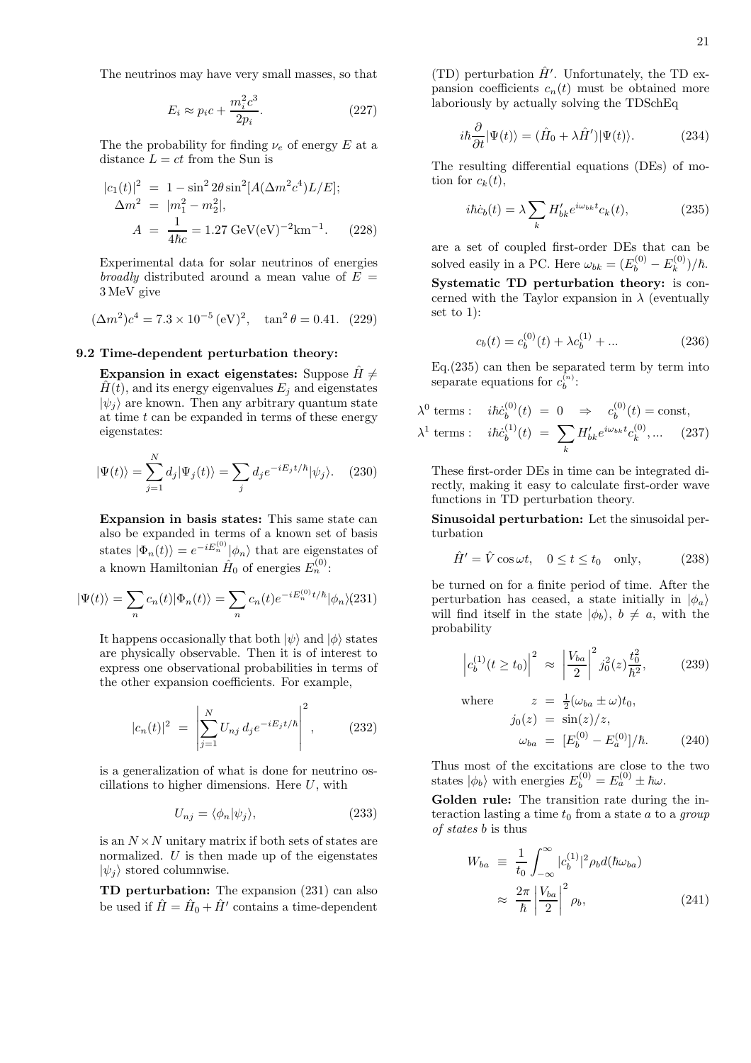The neutrinos may have very small masses, so that

$$E_i \approx p_i c + \frac{m_i^2 c^3}{2p_i}. \tag{227}$$

The the probability for finding $\nu_e$ of energy $E$ at a distance $L = ct$ from the Sun is

$$\begin{aligned} |c_1(t)|^2 &= 1 - \sin^2 2\theta \sin^2[A(\Delta m^2 c^4)L/E]; \\ \Delta m^2 &= |m_1^2 - m_2^2|, \\ A &= \frac{1}{4\hbar c} = 1.27\ \mathrm{GeV(eV)^{-2}km^{-1}}. \end{aligned} \tag{228}$$

Experimental data for solar neutrinos of energies *broadly* distributed around a mean value of $E = 3\,\mathrm{MeV}$ give

$$(\Delta m^2)c^4 = 7.3 \times 10^{-5}\,(\mathrm{eV})^2, \quad \tan^2\theta = 0.41. \tag{229}$$

### 9.2 Time-dependent perturbation theory:

**Expansion in exact eigenstates:** Suppose $\hat{H} \neq \hat{H}(t)$, and its energy eigenvalues $E_j$ and eigenstates $|\psi_j\rangle$ are known. Then any arbitrary quantum state at time $t$ can be expanded in terms of these energy eigenstates:

$$|\Psi(t)\rangle = \sum_{j=1}^{N} d_j |\Psi_j(t)\rangle = \sum_j d_j e^{-iE_j t/\hbar} |\psi_j\rangle. \tag{230}$$

**Expansion in basis states:** This same state can also be expanded in terms of a known set of basis states $|\Phi_n(t)\rangle = e^{-iE_n^{(0)}}|\phi_n\rangle$ that are eigenstates of a known Hamiltonian $\hat{H}_0$ of energies $E_n^{(0)}$:

$$|\Psi(t)\rangle = \sum_n c_n(t)|\Phi_n(t)\rangle = \sum_n c_n(t) e^{-iE_n^{(0)}t/\hbar}|\phi_n\rangle \tag{231}$$

It happens occasionally that both $|\psi\rangle$ and $|\phi\rangle$ states are physically observable. Then it is of interest to express one observational probabilities in terms of the other expansion coefficients. For example,

$$|c_n(t)|^2 = \left| \sum_{j=1}^{N} U_{nj}\, d_j e^{-iE_j t/\hbar} \right|^2, \tag{232}$$

is a generalization of what is done for neutrino oscillations to higher dimensions. Here $U$, with

$$U_{nj} = \langle \phi_n | \psi_j \rangle, \tag{233}$$

is an $N \times N$ unitary matrix if both sets of states are normalized. $U$ is then made up of the eigenstates $|\psi_j\rangle$ stored columnwise.

**TD perturbation:** The expansion (231) can also be used if $\hat{H} = \hat{H}_0 + \hat{H}'$ contains a time-dependent (TD) perturbation $\hat{H}'$. Unfortunately, the TD expansion coefficients $c_n(t)$ must be obtained more laboriously by actually solving the TDSchEq

$$i\hbar \frac{\partial}{\partial t}|\Psi(t)\rangle = (\hat{H}_0 + \lambda \hat{H}')|\Psi(t)\rangle. \tag{234}$$

The resulting differential equations (DEs) of motion for $c_k(t)$,

$$i\hbar \dot{c}_b(t) = \lambda \sum_k H'_{bk} e^{i\omega_{bk}t} c_k(t), \tag{235}$$

are a set of coupled first-order DEs that can be solved easily in a PC. Here $\omega_{bk} = (E_b^{(0)} - E_k^{(0)})/\hbar$.

**Systematic TD perturbation theory:** is concerned with the Taylor expansion in $\lambda$ (eventually set to 1):

$$c_b(t) = c_b^{(0)}(t) + \lambda c_b^{(1)} + \ldots \tag{236}$$

Eq.(235) can then be separated term by term into separate equations for $c_b^{(n)}$:

$$\begin{aligned} \lambda^0 \text{ terms}: \quad i\hbar \dot{c}_b^{(0)}(t) &= 0 \quad \Rightarrow \quad c_b^{(0)}(t) = \text{const}, \\ \lambda^1 \text{ terms}: \quad i\hbar \dot{c}_b^{(1)}(t) &= \sum_k H'_{bk} e^{i\omega_{bk}t} c_k^{(0)}, \ldots \end{aligned} \tag{237}$$

These first-order DEs in time can be integrated directly, making it easy to calculate first-order wave functions in TD perturbation theory.

**Sinusoidal perturbation:** Let the sinusoidal perturbation

$$\hat{H}' = \hat{V}\cos\omega t, \quad 0 \leq t \leq t_0 \quad \text{only}, \tag{238}$$

be turned on for a finite period of time. After the perturbation has ceased, a state initially in $|\phi_a\rangle$ will find itself in the state $|\phi_b\rangle$, $b \neq a$, with the probability

$$\left| c_b^{(1)}(t \geq t_0) \right|^2 \approx \left| \frac{V_{ba}}{2} \right|^2 j_0^2(z) \frac{t_0^2}{\hbar^2}, \tag{239}$$

$$\begin{aligned} \text{where} \qquad z &= \tfrac{1}{2}(\omega_{ba} \pm \omega)t_0, \\ j_0(z) &= \sin(z)/z, \\ \omega_{ba} &= [E_b^{(0)} - E_a^{(0)}]/\hbar. \end{aligned} \tag{240}$$

Thus most of the excitations are close to the two states $|\phi_b\rangle$ with energies $E_b^{(0)} = E_a^{(0)} \pm \hbar\omega$.

**Golden rule:** The transition rate during the interaction lasting a time $t_0$ from a state $a$ to a *group of states* $b$ is thus

$$\begin{aligned} W_{ba} &\equiv \frac{1}{t_0} \int_{-\infty}^{\infty} |c_b^{(1)}|^2 \rho_b d(\hbar\omega_{ba}) \\ &\approx \frac{2\pi}{\hbar} \left| \frac{V_{ba}}{2} \right|^2 \rho_b, \end{aligned} \tag{241}$$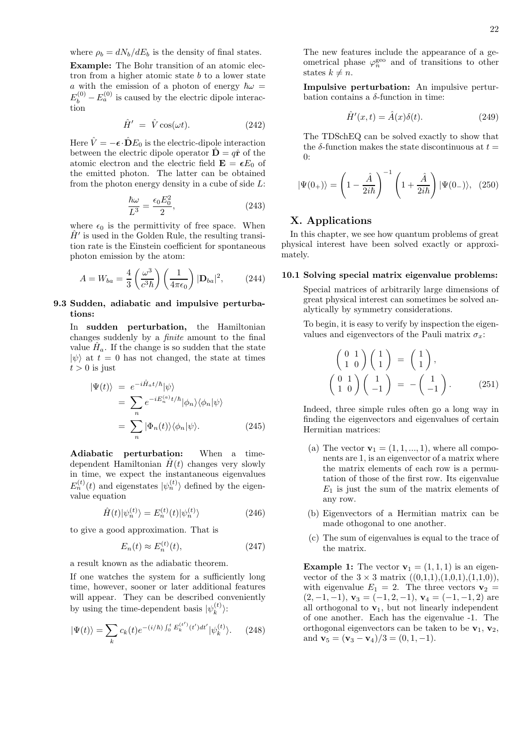where $\rho_b = dN_b/dE_b$ is the density of final states.

**Example:** The Bohr transition of an atomic electron from a higher atomic state $b$ to a lower state $a$ with the emission of a photon of energy $\hbar\omega = E_b^{(0)} - E_a^{(0)}$ is caused by the electric dipole interaction

$$\hat{H}' = \hat{V}\cos(\omega t). \tag{242}$$

Here $\hat{V} = -\boldsymbol{\epsilon}\cdot\hat{\mathbf{D}}E_0$ is the electric-dipole interaction between the electric dipole operator $\hat{\mathbf{D}} = q\hat{\mathbf{r}}$ of the atomic electron and the electric field $\mathbf{E} = \boldsymbol{\epsilon}E_0$ of the emitted photon. The latter can be obtained from the photon energy density in a cube of side $L$:

$$\frac{\hbar\omega}{L^3} = \frac{\epsilon_0 E_0^2}{2}, \tag{243}$$

where $\epsilon_0$ is the permittivity of free space. When $\hat{H}'$ is used in the Golden Rule, the resulting transition rate is the Einstein coefficient for spontaneous photon emission by the atom:

$$A = W_{ba} = \frac{4}{3}\left(\frac{\omega^3}{c^3\hbar}\right)\left(\frac{1}{4\pi\epsilon_0}\right)|\mathbf{D}_{ba}|^2, \tag{244}$$

### 9.3 Sudden, adiabatic and impulsive perturbations:

In **sudden perturbation,** the Hamiltonian changes suddenly by a *finite* amount to the final value $\hat{H}_a$. If the change is so sudden that the state $|\psi\rangle$ at $t = 0$ has not changed, the state at times $t > 0$ is just

$$\begin{aligned}
|\Psi(t)\rangle &= e^{-i\hat{H}_a t/\hbar}|\psi\rangle \\
&= \sum_n e^{-iE_n^{(a)}t/\hbar}|\phi_n\rangle\langle\phi_n|\psi\rangle \\
&= \sum_n |\Phi_n(t)\rangle\langle\phi_n|\psi\rangle.
\end{aligned} \tag{245}$$

**Adiabatic perturbation:** When a time-dependent Hamiltonian $\hat{H}(t)$ changes very slowly in time, we expect the instantaneous eigenvalues $E_n^{(t)}(t)$ and eigenstates $|\psi_n^{(t)}\rangle$ defined by the eigenvalue equation

$$\hat{H}(t)|\psi_n^{(t)}\rangle = E_n^{(t)}(t)|\psi_n^{(t)}\rangle \tag{246}$$

to give a good approximation. That is

$$E_n(t) \approx E_n^{(t)}(t), \tag{247}$$

a result known as the adiabatic theorem.

If one watches the system for a sufficiently long time, however, sooner or later additional features will appear. They can be described conveniently by using the time-dependent basis $|\psi_k^{(t)}\rangle$:

$$|\Psi(t)\rangle = \sum_k c_k(t)e^{-(i/\hbar)\int_0^t E_k^{(t')}(t')dt'}|\psi_k^{(t)}\rangle. \tag{248}$$

The new features include the appearance of a geometrical phase $\varphi_n^{\text{geo}}$ and of transitions to other states $k \neq n$.

**Impulsive perturbation:** An impulsive perturbation contains a $\delta$-function in time:

$$\hat{H}'(x,t) = \hat{A}(x)\delta(t). \tag{249}$$

The TDSchEQ can be solved exactly to show that the $\delta$-function makes the state discontinuous at $t = 0$:

$$|\Psi(0_+)\rangle = \left(1 - \frac{\hat{A}}{2i\hbar}\right)^{-1}\left(1 + \frac{\hat{A}}{2i\hbar}\right)|\Psi(0_-)\rangle, \tag{250}$$

## X. Applications

In this chapter, we see how quantum problems of great physical interest have been solved exactly or approximately.

### 10.1 Solving special matrix eigenvalue problems:

Special matrices of arbitrarily large dimensions of great physical interest can sometimes be solved analytically by symmetry considerations.

To begin, it is easy to verify by inspection the eigenvalues and eigenvectors of the Pauli matrix $\sigma_x$:

$$\begin{aligned}
\begin{pmatrix} 0 & 1 \\ 1 & 0 \end{pmatrix}\begin{pmatrix} 1 \\ 1 \end{pmatrix} &= \begin{pmatrix} 1 \\ 1 \end{pmatrix}, \\
\begin{pmatrix} 0 & 1 \\ 1 & 0 \end{pmatrix}\begin{pmatrix} 1 \\ -1 \end{pmatrix} &= -\begin{pmatrix} 1 \\ -1 \end{pmatrix}.
\end{aligned} \tag{251}$$

Indeed, three simple rules often go a long way in finding the eigenvectors and eigenvalues of certain Hermitian matrices:

(a) The vector $\mathbf{v}_1 = (1, 1, ..., 1)$, where all components are 1, is an eigenvector of a matrix where the matrix elements of each row is a permutation of those of the first row. Its eigenvalue $E_1$ is just the sum of the matrix elements of any row.

(b) Eigenvectors of a Hermitian matrix can be made othogonal to one another.

(c) The sum of eigenvalues is equal to the trace of the matrix.

**Example 1:** The vector $\mathbf{v}_1 = (1, 1, 1)$ is an eigenvector of the $3 \times 3$ matrix ((0,1,1),(1,0,1),(1,1,0)), with eigenvalue $E_1 = 2$. The three vectors $\mathbf{v}_2 = (2, -1, -1)$, $\mathbf{v}_3 = (-1, 2, -1)$, $\mathbf{v}_4 = (-1, -1, 2)$ are all orthogonal to $\mathbf{v}_1$, but not linearly independent of one another. Each has the eigenvalue -1. The orthogonal eigenvectors can be taken to be $\mathbf{v}_1$, $\mathbf{v}_2$, and $\mathbf{v}_5 = (\mathbf{v}_3 - \mathbf{v}_4)/3 = (0, 1, -1)$.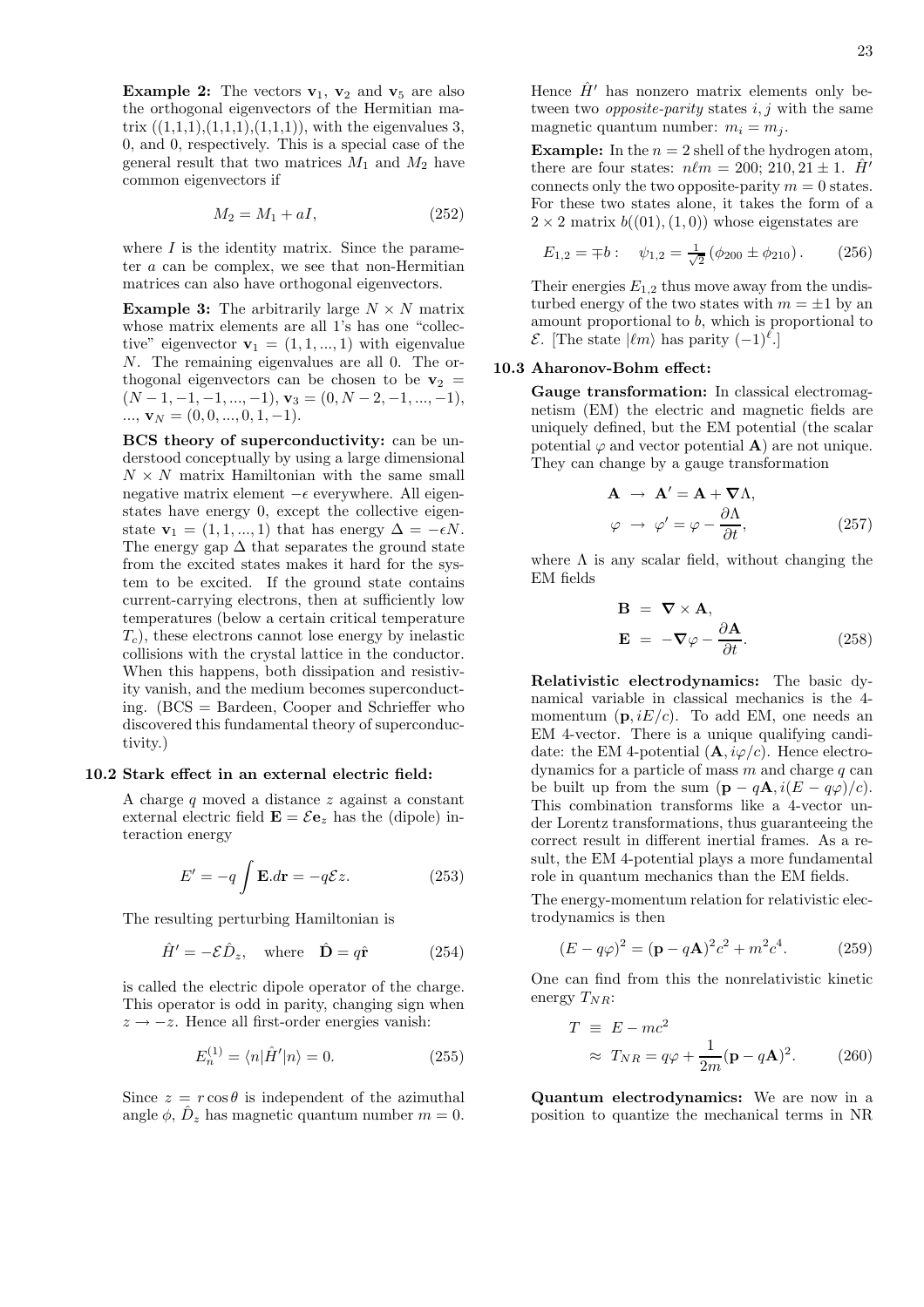**Example 2:** The vectors $\mathbf{v}_1$, $\mathbf{v}_2$ and $\mathbf{v}_5$ are also the orthogonal eigenvectors of the Hermitian matrix ((1,1,1),(1,1,1),(1,1,1)), with the eigenvalues 3, 0, and 0, respectively. This is a special case of the general result that two matrices $M_1$ and $M_2$ have common eigenvectors if

$$M_2 = M_1 + aI, \tag{252}$$

where $I$ is the identity matrix. Since the parameter $a$ can be complex, we see that non-Hermitian matrices can also have orthogonal eigenvectors.

**Example 3:** The arbitrarily large $N \times N$ matrix whose matrix elements are all 1's has one "collective" eigenvector $\mathbf{v}_1 = (1, 1, ..., 1)$ with eigenvalue $N$. The remaining eigenvalues are all 0. The orthogonal eigenvectors can be chosen to be $\mathbf{v}_2 = (N-1, -1, -1, ..., -1)$, $\mathbf{v}_3 = (0, N-2, -1, ..., -1)$, ..., $\mathbf{v}_N = (0, 0, ..., 0, 1, -1)$.

**BCS theory of superconductivity:** can be understood conceptually by using a large dimensional $N \times N$ matrix Hamiltonian with the same small negative matrix element $-\epsilon$ everywhere. All eigenstates have energy 0, except the collective eigenstate $\mathbf{v}_1 = (1, 1, ..., 1)$ that has energy $\Delta = -\epsilon N$. The energy gap $\Delta$ that separates the ground state from the excited states makes it hard for the system to be excited. If the ground state contains current-carrying electrons, then at sufficiently low temperatures (below a certain critical temperature $T_c$), these electrons cannot lose energy by inelastic collisions with the crystal lattice in the conductor. When this happens, both dissipation and resistivity vanish, and the medium becomes superconducting. (BCS = Bardeen, Cooper and Schrieffer who discovered this fundamental theory of superconductivity.)

### 10.2 Stark effect in an external electric field:

A charge $q$ moved a distance $z$ against a constant external electric field $\mathbf{E} = \mathcal{E}\mathbf{e}_z$ has the (dipole) interaction energy

$$E' = -q \int \mathbf{E}.d\mathbf{r} = -q\mathcal{E}z. \tag{253}$$

The resulting perturbing Hamiltonian is

$$\hat{H}' = -\mathcal{E}\hat{D}_z, \quad \text{where} \quad \hat{\mathbf{D}} = q\hat{\mathbf{r}} \tag{254}$$

is called the electric dipole operator of the charge. This operator is odd in parity, changing sign when $z \to -z$. Hence all first-order energies vanish:

$$E_n^{(1)} = \langle n|\hat{H}'|n\rangle = 0. \tag{255}$$

Since $z = r\cos\theta$ is independent of the azimuthal angle $\phi$, $\hat{D}_z$ has magnetic quantum number $m = 0$. Hence $\hat{H}'$ has nonzero matrix elements only between two *opposite-parity* states $i, j$ with the same magnetic quantum number: $m_i = m_j$.

**Example:** In the $n = 2$ shell of the hydrogen atom, there are four states: $n\ell m = 200;\ 210, 21\pm 1$. $\hat{H}'$ connects only the two opposite-parity $m = 0$ states. For these two states alone, it takes the form of a $2 \times 2$ matrix $b((01), (1, 0))$ whose eigenstates are

$$E_{1,2} = \mp b: \quad \psi_{1,2} = \tfrac{1}{\sqrt{2}}\left(\phi_{200} \pm \phi_{210}\right). \tag{256}$$

Their energies $E_{1,2}$ thus move away from the undisturbed energy of the two states with $m = \pm 1$ by an amount proportional to $b$, which is proportional to $\mathcal{E}$. [The state $|\ell m\rangle$ has parity $(-1)^\ell$.]

### 10.3 Aharonov-Bohm effect:

**Gauge transformation:** In classical electromagnetism (EM) the electric and magnetic fields are uniquely defined, but the EM potential (the scalar potential $\varphi$ and vector potential $\mathbf{A}$) are not unique. They can change by a gauge transformation

$$\begin{aligned} \mathbf{A} &\to \mathbf{A}' = \mathbf{A} + \boldsymbol{\nabla}\Lambda, \\ \varphi &\to \varphi' = \varphi - \frac{\partial \Lambda}{\partial t}, \end{aligned} \tag{257}$$

where $\Lambda$ is any scalar field, without changing the EM fields

$$\begin{aligned} \mathbf{B} &= \boldsymbol{\nabla} \times \mathbf{A}, \\ \mathbf{E} &= -\boldsymbol{\nabla}\varphi - \frac{\partial \mathbf{A}}{\partial t}. \end{aligned} \tag{258}$$

**Relativistic electrodynamics:** The basic dynamical variable in classical mechanics is the 4-momentum $(\mathbf{p}, iE/c)$. To add EM, one needs an EM 4-vector. There is a unique qualifying candidate: the EM 4-potential $(\mathbf{A}, i\varphi/c)$. Hence electrodynamics for a particle of mass $m$ and charge $q$ can be built up from the sum $(\mathbf{p} - q\mathbf{A}, i(E - q\varphi)/c)$. This combination transforms like a 4-vector under Lorentz transformations, thus guaranteeing the correct result in different inertial frames. As a result, the EM 4-potential plays a more fundamental role in quantum mechanics than the EM fields.

The energy-momentum relation for relativistic electrodynamics is then

$$(E - q\varphi)^2 = (\mathbf{p} - q\mathbf{A})^2 c^2 + m^2 c^4. \tag{259}$$

One can find from this the nonrelativistic kinetic energy $T_{NR}$:

$$\begin{aligned} T &\equiv E - mc^2 \\ &\approx T_{NR} = q\varphi + \frac{1}{2m}(\mathbf{p} - q\mathbf{A})^2. \end{aligned} \tag{260}$$

**Quantum electrodynamics:** We are now in a position to quantize the mechanical terms in NR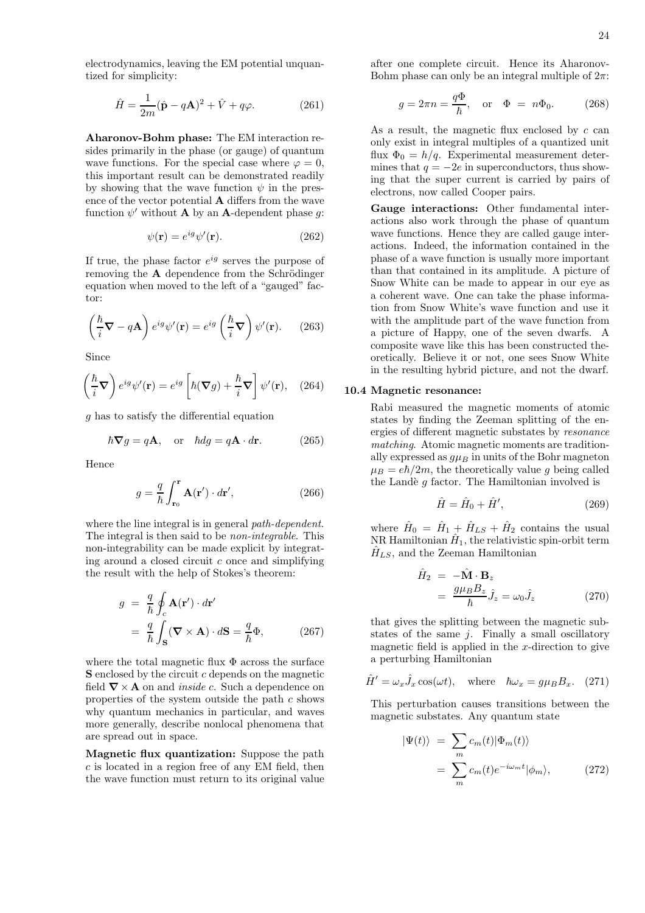electrodynamics, leaving the EM potential unquantized for simplicity:

$$\hat{H} = \frac{1}{2m}(\hat{\mathbf{p}} - q\mathbf{A})^2 + \hat{V} + q\varphi. \tag{261}$$

**Aharonov-Bohm phase:** The EM interaction resides primarily in the phase (or gauge) of quantum wave functions. For the special case where $\varphi = 0$, this important result can be demonstrated readily by showing that the wave function $\psi$ in the presence of the vector potential $\mathbf{A}$ differs from the wave function $\psi'$ without $\mathbf{A}$ by an $\mathbf{A}$-dependent phase $g$:

$$\psi(\mathbf{r}) = e^{ig}\psi'(\mathbf{r}). \tag{262}$$

If true, the phase factor $e^{ig}$ serves the purpose of removing the $\mathbf{A}$ dependence from the Schrödinger equation when moved to the left of a "gauged" factor:

$$\left(\frac{\hbar}{i}\boldsymbol{\nabla} - q\mathbf{A}\right) e^{ig}\psi'(\mathbf{r}) = e^{ig}\left(\frac{\hbar}{i}\boldsymbol{\nabla}\right)\psi'(\mathbf{r}). \tag{263}$$

Since

$$\left(\frac{\hbar}{i}\boldsymbol{\nabla}\right) e^{ig}\psi'(\mathbf{r}) = e^{ig}\left[\hbar(\boldsymbol{\nabla} g) + \frac{\hbar}{i}\boldsymbol{\nabla}\right]\psi'(\mathbf{r}), \tag{264}$$

$g$ has to satisfy the differential equation

$$\hbar\boldsymbol{\nabla} g = q\mathbf{A}, \quad \text{or} \quad \hbar dg = q\mathbf{A}\cdot d\mathbf{r}. \tag{265}$$

Hence

$$g = \frac{q}{\hbar}\int_{\mathbf{r}_0}^{\mathbf{r}} \mathbf{A}(\mathbf{r}')\cdot d\mathbf{r}', \tag{266}$$

where the line integral is in general *path-dependent*. The integral is then said to be *non-integrable*. This non-integrability can be made explicit by integrating around a closed circuit $c$ once and simplifying the result with the help of Stokes's theorem:

$$\begin{aligned} g &= \frac{q}{\hbar}\oint_c \mathbf{A}(\mathbf{r}')\cdot d\mathbf{r}' \\ &= \frac{q}{\hbar}\int_{\mathbf{S}} (\boldsymbol{\nabla}\times\mathbf{A})\cdot d\mathbf{S} = \frac{q}{\hbar}\Phi, \end{aligned} \tag{267}$$

where the total magnetic flux $\Phi$ across the surface $\mathbf{S}$ enclosed by the circuit $c$ depends on the magnetic field $\boldsymbol{\nabla}\times\mathbf{A}$ on and *inside* $c$. Such a dependence on properties of the system outside the path $c$ shows why quantum mechanics in particular, and waves more generally, describe nonlocal phenomena that are spread out in space.

**Magnetic flux quantization:** Suppose the path $c$ is located in a region free of any EM field, then the wave function must return to its original value after one complete circuit. Hence its Aharonov-Bohm phase can only be an integral multiple of $2\pi$:

$$g = 2\pi n = \frac{q\Phi}{\hbar}, \quad \text{or} \quad \Phi = n\Phi_0. \tag{268}$$

As a result, the magnetic flux enclosed by $c$ can only exist in integral multiples of a quantized unit flux $\Phi_0 = h/q$. Experimental measurement determines that $q = -2e$ in superconductors, thus showing that the super current is carried by pairs of electrons, now called Cooper pairs.

**Gauge interactions:** Other fundamental interactions also work through the phase of quantum wave functions. Hence they are called gauge interactions. Indeed, the information contained in the phase of a wave function is usually more important than that contained in its amplitude. A picture of Snow White can be made to appear in our eye as a coherent wave. One can take the phase information from Snow White's wave function and use it with the amplitude part of the wave function from a picture of Happy, one of the seven dwarfs. A composite wave like this has been constructed theoretically. Believe it or not, one sees Snow White in the resulting hybrid picture, and not the dwarf.

### 10.4 Magnetic resonance:

Rabi measured the magnetic moments of atomic states by finding the Zeeman splitting of the energies of different magnetic substates by *resonance matching*. Atomic magnetic moments are traditionally expressed as $g\mu_B$ in units of the Bohr magneton $\mu_B = e\hbar/2m$, the theoretically value $g$ being called the Landè $g$ factor. The Hamiltonian involved is

$$\hat{H} = \hat{H}_0 + \hat{H}', \tag{269}$$

where $\hat{H}_0 = \hat{H}_1 + \hat{H}_{LS} + \hat{H}_2$ contains the usual NR Hamiltonian $\hat{H}_1$, the relativistic spin-orbit term $\hat{H}_{LS}$, and the Zeeman Hamiltonian

$$\begin{aligned} \hat{H}_2 &= -\hat{\mathbf{M}}\cdot\mathbf{B}_z \\ &= \frac{g\mu_B B_z}{\hbar}\hat{J}_z = \omega_0\hat{J}_z \end{aligned} \tag{270}$$

that gives the splitting between the magnetic substates of the same $j$. Finally a small oscillatory magnetic field is applied in the $x$-direction to give a perturbing Hamiltonian

$$\hat{H}' = \omega_x\hat{J}_x\cos(\omega t), \quad \text{where} \quad \hbar\omega_x = g\mu_B B_x. \tag{271}$$

This perturbation causes transitions between the magnetic substates. Any quantum state

$$\begin{aligned} |\Psi(t)\rangle &= \sum_m c_m(t)|\Phi_m(t)\rangle \\ &= \sum_m c_m(t)e^{-i\omega_m t}|\phi_m\rangle, \end{aligned} \tag{272}$$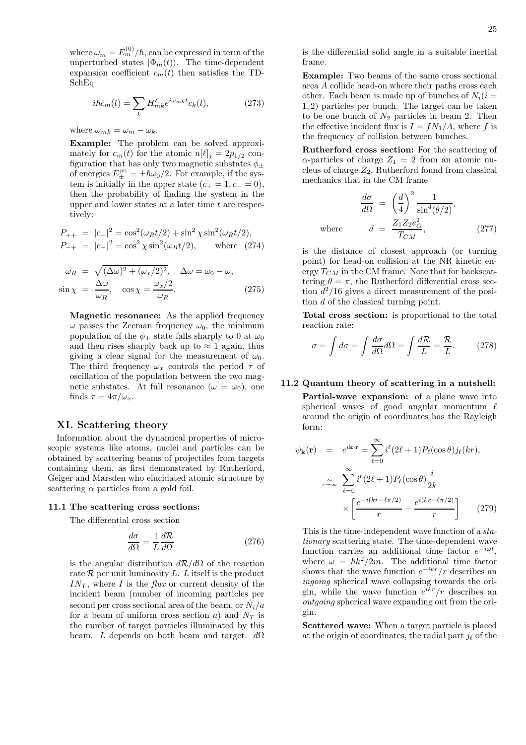where $\omega_m = E_m^{(0)}/\hbar$, can be expressed in term of the unperturbed states $|\Phi_m(t)\rangle$. The time-dependent expansion coefficient $c_m(t)$ then satisfies the TD-SchEq

$$i\hbar \dot{c}_m(t) = \sum_k H'_{mk} e^{i\omega_{mk}t} c_k(t), \tag{273}$$

where $\omega_{mk} = \omega_m - \omega_k$.

**Example:** The problem can be solved approximately for $c_m(t)$ for the atomic $n[\ell]_j = 2p_{1/2}$ configuration that has only two magnetic substates $\phi_\pm$ of energies $E_\pm^{(0)} = \pm\hbar\omega_0/2$. For example, if the system is initially in the upper state ($c_+ = 1, c_- = 0$), then the probability of finding the system in the upper and lower states at a later time $t$ are respectively:

$$\begin{aligned}
P_{++} &= |c_+|^2 = \cos^2(\omega_R t/2) + \sin^2\chi \sin^2(\omega_R t/2), \\
P_{-+} &= |c_-|^2 = \cos^2\chi \sin^2(\omega_R t/2), \qquad \text{where} \quad (274)
\end{aligned}$$

$$\begin{aligned}
\omega_R &= \sqrt{(\Delta\omega)^2 + (\omega_x/2)^2}, \quad \Delta\omega = \omega_0 - \omega, \\
\sin\chi &= \frac{\Delta\omega}{\omega_R}, \quad \cos\chi = \frac{\omega_x/2}{\omega_R}.
\end{aligned} \tag{275}$$

**Magnetic resonance:** As the applied frequency $\omega$ passes the Zeeman frequency $\omega_0$, the minimum population of the $\phi_+$ state falls sharply to 0 at $\omega_0$ and then rises sharply back up to $\approx 1$ again, thus giving a clear signal for the measurement of $\omega_0$. The third frequency $\omega_x$ controls the period $\tau$ of oscillation of the population between the two magnetic substates. At full resonance ($\omega = \omega_0$), one finds $\tau = 4\pi/\omega_x$.

# XI. Scattering theory

Information about the dynamical properties of microscopic systems like atoms, nuclei and particles can be obtained by scattering beams of projectiles from targets containing them, as first demonstrated by Rutherford, Geiger and Marsden who elucidated atomic structure by scattering $\alpha$ particles from a gold foil.

### 11.1 The scattering cross sections:

The differential cross section

$$\frac{d\sigma}{d\Omega} = \frac{1}{L}\frac{d\mathcal{R}}{d\Omega} \tag{276}$$

is the angular distribution $d\mathcal{R}/d\Omega$ of the reaction rate $\mathcal{R}$ per unit luminosity $L$. $L$ itself is the product $IN_T$, where $I$ is the *flux* or current density of the incident beam (number of incoming particles per second per cross sectional area of the beam, or $\dot{N}_i/a$ for a beam of uniform cross section $a$) and $N_T$ is the number of target particles illuminated by this beam. $L$ depends on both beam and target. $d\Omega$ is the differential solid angle in a suitable inertial frame.

**Example:** Two beams of the same cross sectional area $A$ collide head-on where their paths cross each other. Each beam is made up of bunches of $N_i (i = 1, 2)$ particles per bunch. The target can be taken to be one bunch of $N_2$ particles in beam 2. Then the effective incident flux is $I = fN_1/A$, where $f$ is the frequency of collision between bunches.

**Rutherford cross section:** For the scattering of $\alpha$-particles of charge $Z_1 = 2$ from an atomic nucleus of charge $Z_2$, Rutherford found from classical mechanics that in the CM frame

$$\begin{aligned}
\frac{d\sigma}{d\Omega} &= \left(\frac{d}{4}\right)^2 \frac{1}{\sin^4(\theta/2)}, \\
\text{where} \qquad d &= \frac{Z_1 Z_2 e_G^2}{T_{CM}},
\end{aligned} \tag{277}$$

is the distance of closest approach (or turning point) for head-on collision at the NR kinetic energy $T_{CM}$ in the CM frame. Note that for backscattering $\theta = \pi$, the Rutherford differential cross section $d^2/16$ gives a direct measurement of the position $d$ of the classical turning point.

**Total cross section:** is proportional to the total reaction rate:

$$\sigma = \int d\sigma = \int \frac{d\sigma}{d\Omega} d\Omega = \int \frac{d\mathcal{R}}{L} = \frac{\mathcal{R}}{L}. \tag{278}$$

### 11.2 Quantum theory of scattering in a nutshell:

**Partial-wave expansion:** of a plane wave into spherical waves of good angular momentum $\ell$ around the origin of coordinates has the Rayleigh form:

$$\begin{aligned}
\psi_{\mathbf{k}}(\mathbf{r}) &= e^{i\mathbf{k}\cdot\mathbf{r}} = \sum_{\ell=0}^{\infty} i^\ell (2\ell+1) P_\ell(\cos\theta) j_\ell(kr), \\
&\underset{r\to\infty}{\sim} \sum_{\ell=0}^{\infty} i^\ell (2\ell+1) P_\ell(\cos\theta) \frac{i}{2k} \\
&\quad \times \left[\frac{e^{-i(kr-\ell\pi/2)}}{r} - \frac{e^{i(kr-\ell\pi/2)}}{r}\right]
\end{aligned} \tag{279}$$

This is the time-independent wave function of a *stationary* scattering state. The time-dependent wave function carries an additional time factor $e^{-i\omega t}$, where $\omega = \hbar k^2/2m$. The additional time factor shows that the wave function $e^{-ikr}/r$ describes an *ingoing* spherical wave collapsing towards the origin, while the wave function $e^{ikr}/r$ describes an *outgoing* spherical wave expanding out from the origin.

**Scattered wave:** When a target particle is placed at the origin of coordinates, the radial part $j_\ell$ of the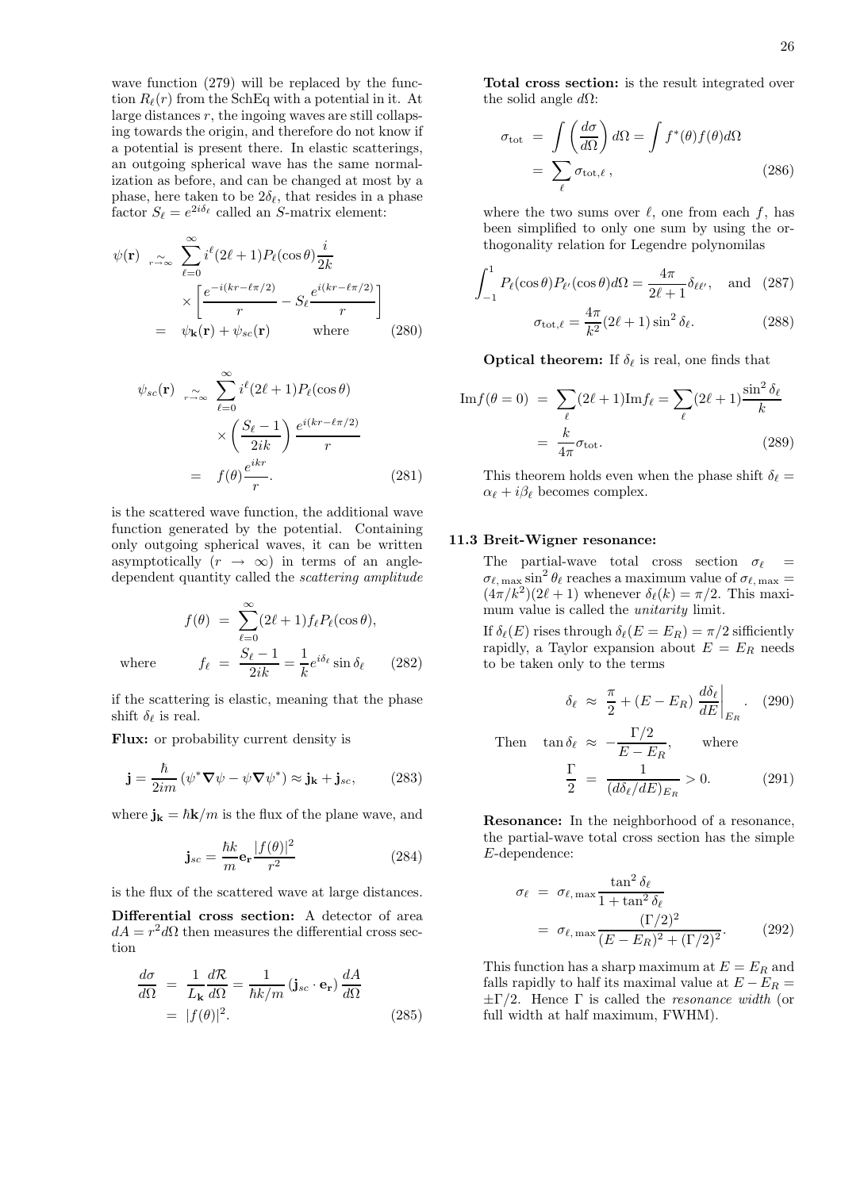wave function (279) will be replaced by the function $R_\ell(r)$ from the SchEq with a potential in it. At large distances $r$, the ingoing waves are still collapsing towards the origin, and therefore do not know if a potential is present there. In elastic scatterings, an outgoing spherical wave has the same normalization as before, and can be changed at most by a phase, here taken to be $2\delta_\ell$, that resides in a phase factor $S_\ell = e^{2i\delta_\ell}$ called an $S$-matrix element:

$$\begin{aligned}
\psi(\mathbf{r}) \underset{r\to\infty}{\sim} & \sum_{\ell=0}^{\infty} i^\ell (2\ell+1) P_\ell(\cos\theta) \frac{i}{2k} \\
& \times \left[ \frac{e^{-i(kr-\ell\pi/2)}}{r} - S_\ell \frac{e^{i(kr-\ell\pi/2)}}{r} \right] \\
= & \ \psi_{\mathbf{k}}(\mathbf{r}) + \psi_{sc}(\mathbf{r}) \qquad \text{where} \qquad (280)
\end{aligned}$$

$$\begin{aligned}
\psi_{sc}(\mathbf{r}) \underset{r\to\infty}{\sim} & \sum_{\ell=0}^{\infty} i^\ell (2\ell+1) P_\ell(\cos\theta) \\
& \times \left( \frac{S_\ell - 1}{2ik} \right) \frac{e^{i(kr-\ell\pi/2)}}{r} \\
= & \ f(\theta) \frac{e^{ikr}}{r}. \qquad (281)
\end{aligned}$$

is the scattered wave function, the additional wave function generated by the potential. Containing only outgoing spherical waves, it can be written asymptotically ($r \to \infty$) in terms of an angle-dependent quantity called the *scattering amplitude*

$$\begin{aligned}
f(\theta) &= \sum_{\ell=0}^{\infty} (2\ell+1) f_\ell P_\ell(\cos\theta), \\
\text{where} \qquad f_\ell &= \frac{S_\ell - 1}{2ik} = \frac{1}{k} e^{i\delta_\ell} \sin\delta_\ell \qquad (282)
\end{aligned}$$

if the scattering is elastic, meaning that the phase shift $\delta_\ell$ is real.

**Flux:** or probability current density is

$$\mathbf{j} = \frac{\hbar}{2im} \left( \psi^* \nabla \psi - \psi \nabla \psi^* \right) \approx \mathbf{j}_{\mathbf{k}} + \mathbf{j}_{sc}, \qquad (283)$$

where $\mathbf{j}_{\mathbf{k}} = \hbar\mathbf{k}/m$ is the flux of the plane wave, and

$$\mathbf{j}_{sc} = \frac{\hbar k}{m} \mathbf{e}_{\mathbf{r}} \frac{|f(\theta)|^2}{r^2} \qquad (284)$$

is the flux of the scattered wave at large distances.

**Differential cross section:** A detector of area $dA = r^2 d\Omega$ then measures the differential cross section

$$\begin{aligned}
\frac{d\sigma}{d\Omega} &= \frac{1}{L_{\mathbf{k}}} \frac{d\mathcal{R}}{d\Omega} = \frac{1}{\hbar k/m} \left( \mathbf{j}_{sc} \cdot \mathbf{e}_{\mathbf{r}} \right) \frac{dA}{d\Omega} \\
&= |f(\theta)|^2. \qquad (285)
\end{aligned}$$

**Total cross section:** is the result integrated over the solid angle $d\Omega$:

$$\begin{aligned}
\sigma_{\text{tot}} &= \int \left( \frac{d\sigma}{d\Omega} \right) d\Omega = \int f^*(\theta) f(\theta) d\Omega \\
&= \sum_\ell \sigma_{\text{tot},\ell}, \qquad (286)
\end{aligned}$$

where the two sums over $\ell$, one from each $f$, has been simplified to only one sum by using the orthogonality relation for Legendre polynomilas

$$\int_{-1}^{1} P_\ell(\cos\theta) P_{\ell'}(\cos\theta) d\Omega = \frac{4\pi}{2\ell+1} \delta_{\ell\ell'}, \quad \text{and} \quad (287)$$

$$\sigma_{\text{tot},\ell} = \frac{4\pi}{k^2} (2\ell+1) \sin^2\delta_\ell. \qquad (288)$$

**Optical theorem:** If $\delta_\ell$ is real, one finds that

$$\begin{aligned}
\text{Im} f(\theta = 0) &= \sum_\ell (2\ell+1) \text{Im} f_\ell = \sum_\ell (2\ell+1) \frac{\sin^2\delta_\ell}{k} \\
&= \frac{k}{4\pi} \sigma_{\text{tot}}. \qquad (289)
\end{aligned}$$

This theorem holds even when the phase shift $\delta_\ell = \alpha_\ell + i\beta_\ell$ becomes complex.

### 11.3 Breit-Wigner resonance:

The partial-wave total cross section $\sigma_\ell = \sigma_{\ell,\max} \sin^2\theta_\ell$ reaches a maximum value of $\sigma_{\ell,\max} = (4\pi/k^2)(2\ell+1)$ whenever $\delta_\ell(k) = \pi/2$. This maximum value is called the *unitarity* limit.

If $\delta_\ell(E)$ rises through $\delta_\ell(E = E_R) = \pi/2$ sufficiently rapidly, a Taylor expansion about $E = E_R$ needs to be taken only to the terms

$$\delta_\ell \approx \frac{\pi}{2} + (E - E_R) \left. \frac{d\delta_\ell}{dE} \right|_{E_R}. \qquad (290)$$

$$\begin{aligned}
\text{Then} \quad \tan\delta_\ell &\approx -\frac{\Gamma/2}{E - E_R}, \qquad \text{where} \\
\frac{\Gamma}{2} &= \frac{1}{(d\delta_\ell/dE)_{E_R}} > 0. \qquad (291)
\end{aligned}$$

**Resonance:** In the neighborhood of a resonance, the partial-wave total cross section has the simple $E$-dependence:

$$\begin{aligned}
\sigma_\ell &= \sigma_{\ell,\max} \frac{\tan^2\delta_\ell}{1 + \tan^2\delta_\ell} \\
&= \sigma_{\ell,\max} \frac{(\Gamma/2)^2}{(E - E_R)^2 + (\Gamma/2)^2}. \qquad (292)
\end{aligned}$$

This function has a sharp maximum at $E = E_R$ and falls rapidly to half its maximal value at $E - E_R = \pm\Gamma/2$. Hence $\Gamma$ is called the *resonance width* (or full width at half maximum, FWHM).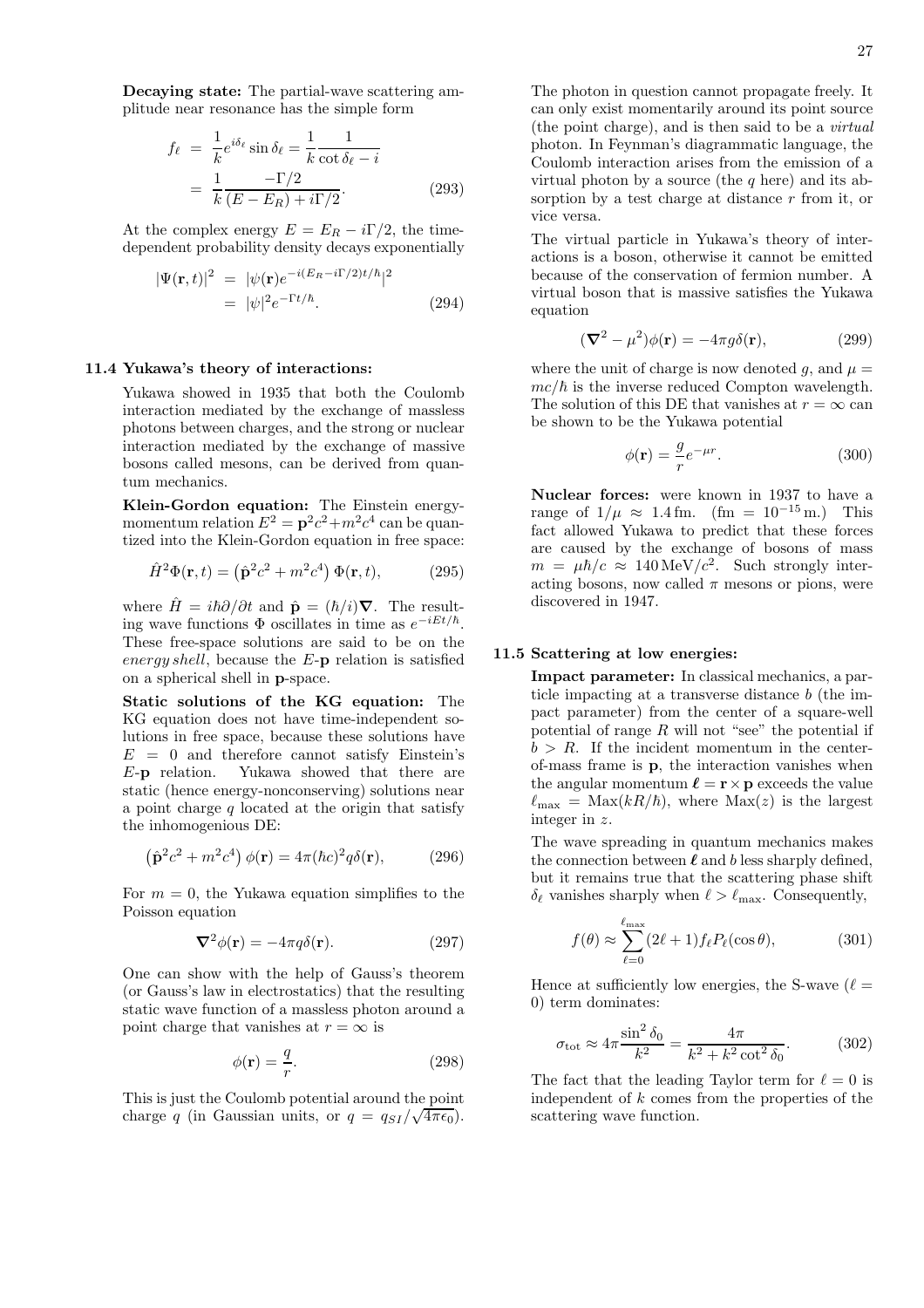**Decaying state:** The partial-wave scattering amplitude near resonance has the simple form

$$\begin{aligned} f_\ell &= \frac{1}{k} e^{i\delta_\ell} \sin\delta_\ell = \frac{1}{k}\frac{1}{\cot\delta_\ell - i} \\ &= \frac{1}{k}\frac{-\Gamma/2}{(E-E_R)+i\Gamma/2}. \end{aligned} \tag{293}$$

At the complex energy $E = E_R - i\Gamma/2$, the time-dependent probability density decays exponentially

$$\begin{aligned} |\Psi(\mathbf{r},t)|^2 &= |\psi(\mathbf{r})e^{-i(E_R - i\Gamma/2)t/\hbar}|^2 \\ &= |\psi|^2 e^{-\Gamma t/\hbar}. \end{aligned} \tag{294}$$

### 11.4 Yukawa's theory of interactions:

Yukawa showed in 1935 that both the Coulomb interaction mediated by the exchange of massless photons between charges, and the strong or nuclear interaction mediated by the exchange of massive bosons called mesons, can be derived from quantum mechanics.

**Klein-Gordon equation:** The Einstein energy-momentum relation $E^2 = \mathbf{p}^2c^2 + m^2c^4$ can be quantized into the Klein-Gordon equation in free space:

$$\hat{H}^2\Phi(\mathbf{r},t) = \left(\hat{\mathbf{p}}^2c^2 + m^2c^4\right)\Phi(\mathbf{r},t), \tag{295}$$

where $\hat{H} = i\hbar\partial/\partial t$ and $\hat{\mathbf{p}} = (\hbar/i)\boldsymbol{\nabla}$. The resulting wave functions $\Phi$ oscillates in time as $e^{-iEt/\hbar}$. These free-space solutions are said to be on the *energy shell*, because the $E$-$\mathbf{p}$ relation is satisfied on a spherical shell in $\mathbf{p}$-space.

**Static solutions of the KG equation:** The KG equation does not have time-independent solutions in free space, because these solutions have $E = 0$ and therefore cannot satisfy Einstein's $E$-$\mathbf{p}$ relation. Yukawa showed that there are static (hence energy-nonconserving) solutions near a point charge $q$ located at the origin that satisfy the inhomogenious DE:

$$\left(\hat{\mathbf{p}}^2c^2 + m^2c^4\right)\phi(\mathbf{r}) = 4\pi(\hbar c)^2 q\delta(\mathbf{r}), \tag{296}$$

For $m = 0$, the Yukawa equation simplifies to the Poisson equation

$$\boldsymbol{\nabla}^2\phi(\mathbf{r}) = -4\pi q\delta(\mathbf{r}). \tag{297}$$

One can show with the help of Gauss's theorem (or Gauss's law in electrostatics) that the resulting static wave function of a massless photon around a point charge that vanishes at $r = \infty$ is

$$\phi(\mathbf{r}) = \frac{q}{r}. \tag{298}$$

This is just the Coulomb potential around the point charge $q$ (in Gaussian units, or $q = q_{SI}/\sqrt{4\pi\epsilon_0}$).

The photon in question cannot propagate freely. It can only exist momentarily around its point source (the point charge), and is then said to be a *virtual* photon. In Feynman's diagrammatic language, the Coulomb interaction arises from the emission of a virtual photon by a source (the $q$ here) and its absorption by a test charge at distance $r$ from it, or vice versa.

The virtual particle in Yukawa's theory of interactions is a boson, otherwise it cannot be emitted because of the conservation of fermion number. A virtual boson that is massive satisfies the Yukawa equation

$$(\boldsymbol{\nabla}^2 - \mu^2)\phi(\mathbf{r}) = -4\pi g\delta(\mathbf{r}), \tag{299}$$

where the unit of charge is now denoted $g$, and $\mu = mc/\hbar$ is the inverse reduced Compton wavelength. The solution of this DE that vanishes at $r = \infty$ can be shown to be the Yukawa potential

$$\phi(\mathbf{r}) = \frac{g}{r}e^{-\mu r}. \tag{300}$$

**Nuclear forces:** were known in 1937 to have a range of $1/\mu \approx 1.4\,\text{fm}$. ($\text{fm} = 10^{-15}\,\text{m}$.) This fact allowed Yukawa to predict that these forces are caused by the exchange of bosons of mass $m = \mu\hbar/c \approx 140\,\text{MeV}/c^2$. Such strongly interacting bosons, now called $\pi$ mesons or pions, were discovered in 1947.

### 11.5 Scattering at low energies:

**Impact parameter:** In classical mechanics, a particle impacting at a transverse distance $b$ (the impact parameter) from the center of a square-well potential of range $R$ will not "see" the potential if $b > R$. If the incident momentum in the center-of-mass frame is $\mathbf{p}$, the interaction vanishes when the angular momentum $\boldsymbol{\ell} = \mathbf{r}\times\mathbf{p}$ exceeds the value $\ell_{\max} = \text{Max}(kR/\hbar)$, where $\text{Max}(z)$ is the largest integer in $z$.

The wave spreading in quantum mechanics makes the connection between $\boldsymbol{\ell}$ and $b$ less sharply defined, but it remains true that the scattering phase shift $\delta_\ell$ vanishes sharply when $\ell > \ell_{\max}$. Consequently,

$$f(\theta) \approx \sum_{\ell=0}^{\ell_{\max}} (2\ell+1) f_\ell P_\ell(\cos\theta), \tag{301}$$

Hence at sufficiently low energies, the S-wave ($\ell = 0$) term dominates:

$$\sigma_{\text{tot}} \approx 4\pi\frac{\sin^2\delta_0}{k^2} = \frac{4\pi}{k^2 + k^2\cot^2\delta_0}. \tag{302}$$

The fact that the leading Taylor term for $\ell = 0$ is independent of $k$ comes from the properties of the scattering wave function.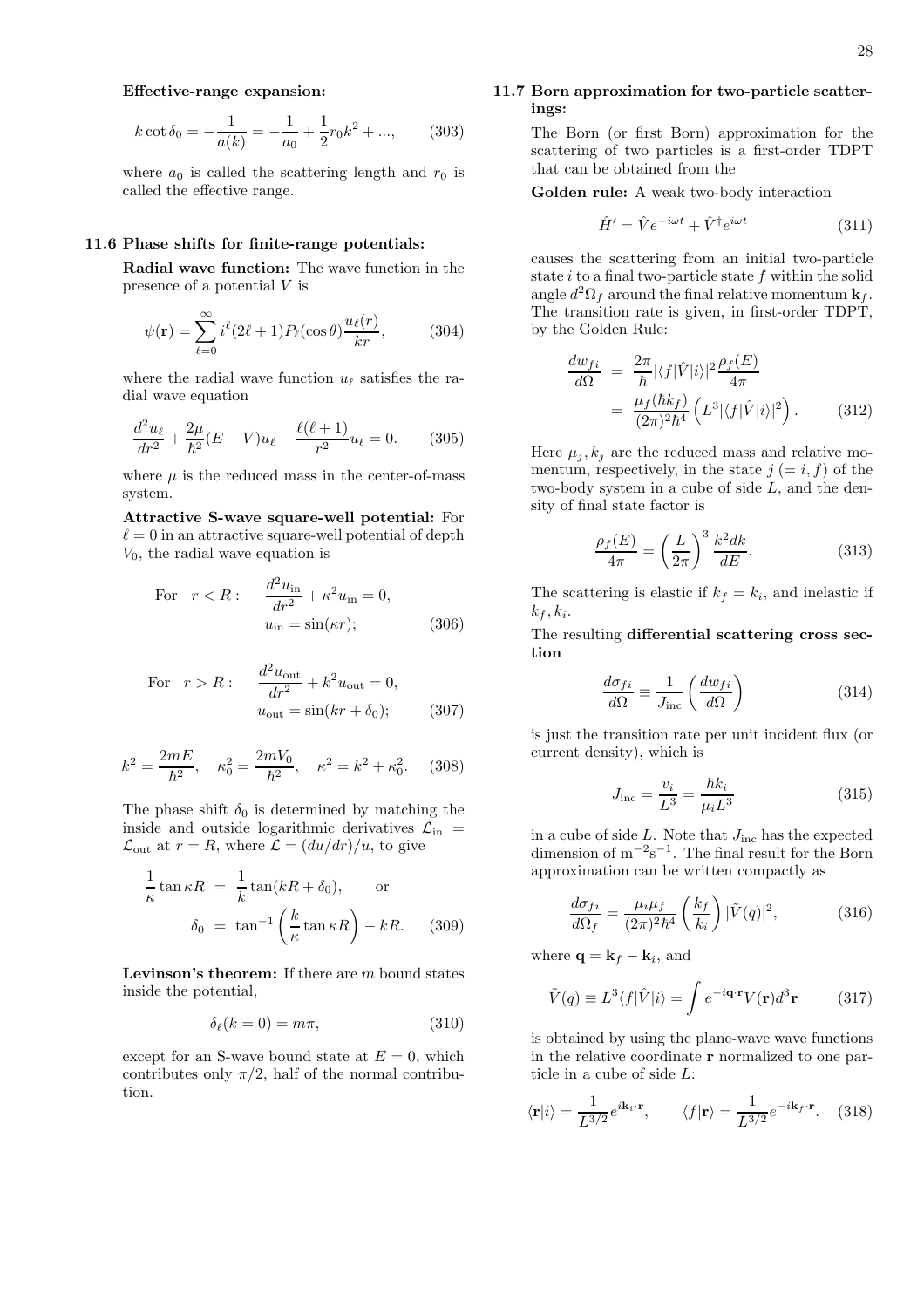**Effective-range expansion:**

$$k \cot \delta_0 = -\frac{1}{a(k)} = -\frac{1}{a_0} + \frac{1}{2} r_0 k^2 + ..., \qquad (303)$$

where $a_0$ is called the scattering length and $r_0$ is called the effective range.

### 11.6 Phase shifts for finite-range potentials:

**Radial wave function:** The wave function in the presence of a potential $V$ is

$$\psi(\mathbf{r}) = \sum_{\ell=0}^{\infty} i^\ell (2\ell+1) P_\ell(\cos\theta) \frac{u_\ell(r)}{kr}, \qquad (304)$$

where the radial wave function $u_\ell$ satisfies the radial wave equation

$$\frac{d^2 u_\ell}{dr^2} + \frac{2\mu}{\hbar^2}(E - V) u_\ell - \frac{\ell(\ell+1)}{r^2} u_\ell = 0. \qquad (305)$$

where $\mu$ is the reduced mass in the center-of-mass system.

**Attractive S-wave square-well potential:** For $\ell = 0$ in an attractive square-well potential of depth $V_0$, the radial wave equation is

$$\text{For} \quad r < R: \quad \frac{d^2 u_{\text{in}}}{dr^2} + \kappa^2 u_{\text{in}} = 0, \quad u_{\text{in}} = \sin(\kappa r); \qquad (306)$$

$$\text{For} \quad r > R: \quad \frac{d^2 u_{\text{out}}}{dr^2} + k^2 u_{\text{out}} = 0, \quad u_{\text{out}} = \sin(kr + \delta_0); \qquad (307)$$

$$k^2 = \frac{2mE}{\hbar^2}, \quad \kappa_0^2 = \frac{2mV_0}{\hbar^2}, \quad \kappa^2 = k^2 + \kappa_0^2. \qquad (308)$$

The phase shift $\delta_0$ is determined by matching the inside and outside logarithmic derivatives $\mathcal{L}_{\text{in}} = \mathcal{L}_{\text{out}}$ at $r = R$, where $\mathcal{L} = (du/dr)/u$, to give

$$\frac{1}{\kappa} \tan \kappa R = \frac{1}{k} \tan(kR + \delta_0), \qquad \text{or}$$

$$\delta_0 = \tan^{-1}\left(\frac{k}{\kappa} \tan \kappa R\right) - kR. \qquad (309)$$

**Levinson's theorem:** If there are $m$ bound states inside the potential,

$$\delta_\ell(k = 0) = m\pi, \qquad (310)$$

except for an S-wave bound state at $E = 0$, which contributes only $\pi/2$, half of the normal contribution.

### 11.7 Born approximation for two-particle scatterings:

The Born (or first Born) approximation for the scattering of two particles is a first-order TDPT that can be obtained from the

**Golden rule:** A weak two-body interaction

$$\hat{H}' = \hat{V} e^{-i\omega t} + \hat{V}^\dagger e^{i\omega t} \qquad (311)$$

causes the scattering from an initial two-particle state $i$ to a final two-particle state $f$ within the solid angle $d^2\Omega_f$ around the final relative momentum $\mathbf{k}_f$. The transition rate is given, in first-order TDPT, by the Golden Rule:

$$\frac{dw_{fi}}{d\Omega} = \frac{2\pi}{\hbar} |\langle f|\hat{V}|i\rangle|^2 \frac{\rho_f(E)}{4\pi} = \frac{\mu_f(\hbar k_f)}{(2\pi)^2 \hbar^4} \left( L^3 |\langle f|\hat{V}|i\rangle|^2 \right). \qquad (312)$$

Here $\mu_j, k_j$ are the reduced mass and relative momentum, respectively, in the state $j\ (= i, f)$ of the two-body system in a cube of side $L$, and the density of final state factor is

$$\frac{\rho_f(E)}{4\pi} = \left(\frac{L}{2\pi}\right)^3 \frac{k^2 dk}{dE}. \qquad (313)$$

The scattering is elastic if $k_f = k_i$, and inelastic if $k_f, k_i$.

The resulting **differential scattering cross section**

$$\frac{d\sigma_{fi}}{d\Omega} \equiv \frac{1}{J_{\text{inc}}} \left( \frac{dw_{fi}}{d\Omega} \right) \qquad (314)$$

is just the transition rate per unit incident flux (or current density), which is

$$J_{\text{inc}} = \frac{v_i}{L^3} = \frac{\hbar k_i}{\mu_i L^3} \qquad (315)$$

in a cube of side $L$. Note that $J_{\text{inc}}$ has the expected dimension of $\text{m}^{-2}\text{s}^{-1}$. The final result for the Born approximation can be written compactly as

$$\frac{d\sigma_{fi}}{d\Omega_f} = \frac{\mu_i \mu_f}{(2\pi)^2 \hbar^4} \left(\frac{k_f}{k_i}\right) |\tilde{V}(q)|^2, \qquad (316)$$

where $\mathbf{q} = \mathbf{k}_f - \mathbf{k}_i$, and

$$\tilde{V}(q) \equiv L^3 \langle f|\hat{V}|i\rangle = \int e^{-i\mathbf{q}\cdot\mathbf{r}} V(\mathbf{r}) d^3\mathbf{r} \qquad (317)$$

is obtained by using the plane-wave wave functions in the relative coordinate $\mathbf{r}$ normalized to one particle in a cube of side $L$:

$$\langle \mathbf{r}|i\rangle = \frac{1}{L^{3/2}} e^{i\mathbf{k}_i\cdot\mathbf{r}}, \qquad \langle f|\mathbf{r}\rangle = \frac{1}{L^{3/2}} e^{-i\mathbf{k}_f\cdot\mathbf{r}}. \qquad (318)$$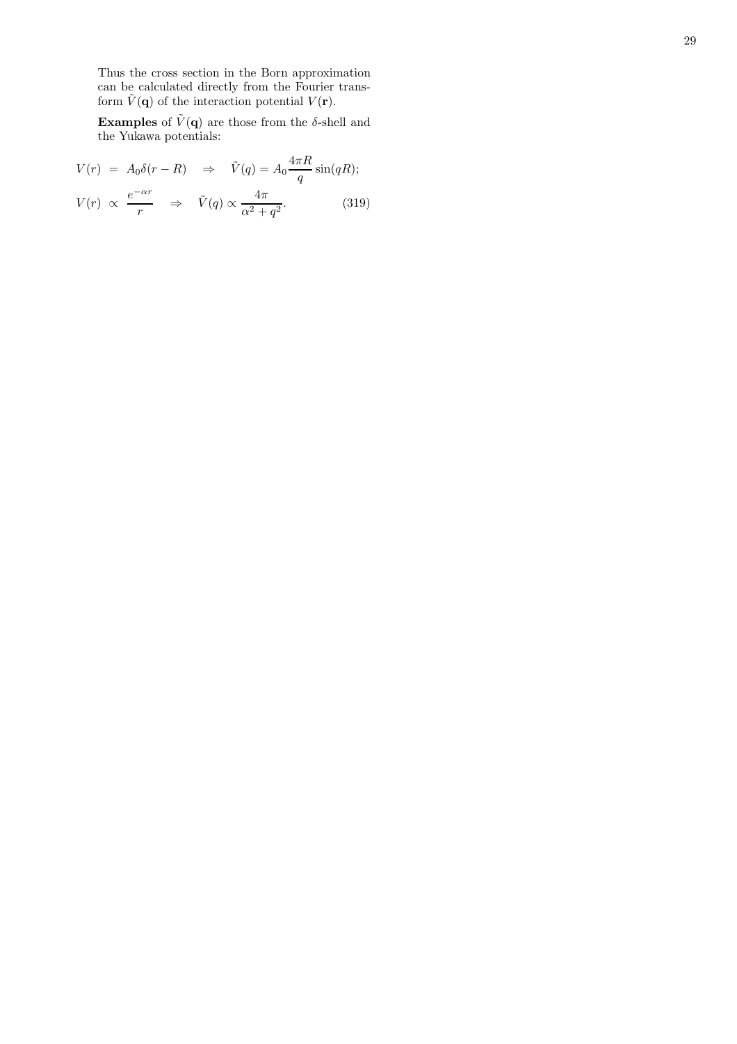Thus the cross section in the Born approximation can be calculated directly from the Fourier transform $\tilde{V}(\mathbf{q})$ of the interaction potential $V(\mathbf{r})$.

**Examples** of $\tilde{V}(\mathbf{q})$ are those from the $\delta$-shell and the Yukawa potentials:

$$
\begin{aligned}
V(r) &= A_0 \delta(r - R) \quad \Rightarrow \quad \tilde{V}(q) = A_0 \frac{4\pi R}{q} \sin(qR); \\
V(r) &\propto \frac{e^{-\alpha r}}{r} \quad \Rightarrow \quad \tilde{V}(q) \propto \frac{4\pi}{\alpha^2 + q^2}.
\end{aligned}
\tag{319}
$$